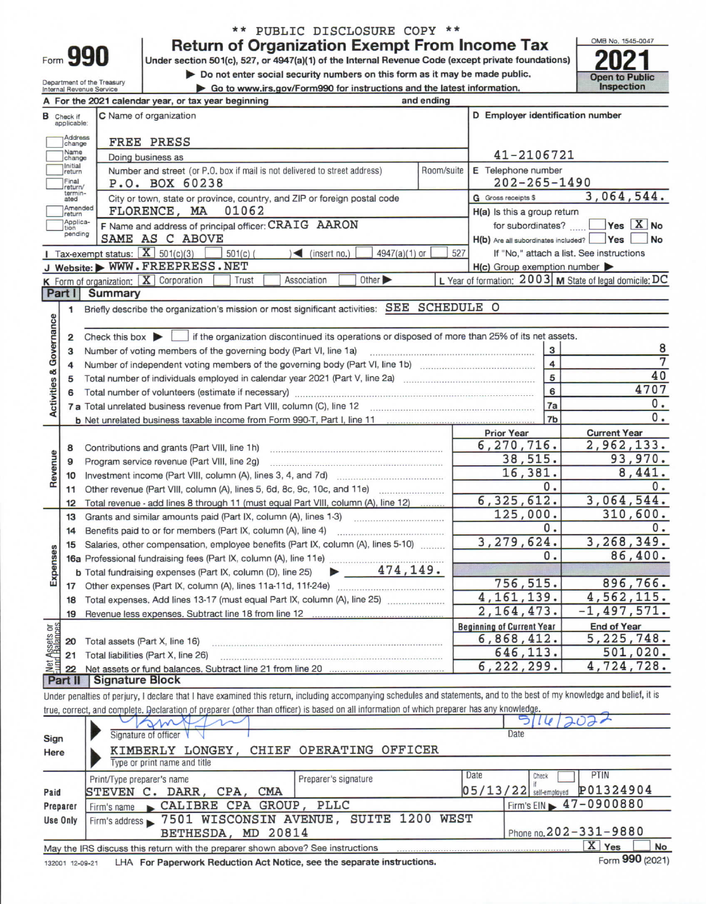\*\* PUBLIC DISCLOSURE COPY \*\*

# Form 990 — Return of Organization Exempt From Income Tax

Under section 501(c), 527, or 4947(a)(1) of the Internal Revenue Code (except private foundations)

▶ Do not enter social security numbers on this form as it may be made public.

▶ Go to www.irs.gov/Form990 for instructions and the latest information.

Department of the Treasury
Internal Revenue Service

OMB No. 1545-0047

**2021**

Open to Public Inspection

**A** For the 2021 calendar year, or tax year beginning and ending

**B** Check if applicable: Address change / Name change / Initial return / Final return/terminated / Amended return / Application pending

**C** Name of organization: FREE PRESS

Doing business as

Number and street (or P.O. box if mail is not delivered to street address): P.O. BOX 60238 — Room/suite

City or town, state or province, country, and ZIP or foreign postal code: FLORENCE, MA 01062

**D** Employer identification number: 41-2106721

**E** Telephone number: 202-265-1490

**G** Gross receipts $ 3,064,544.

**F** Name and address of principal officer: CRAIG AARON — SAME AS C ABOVE

**H(a)** Is this a group return for subordinates? ☐ Yes ☒ No

**H(b)** Are all subordinates included? ☐ Yes ☐ No — If "No," attach a list. See instructions

**H(c)** Group exemption number ▶

**I** Tax-exempt status: ☒ 501(c)(3) ☐ 501(c) ( ) ◀ (insert no.) ☐ 4947(a)(1) or ☐ 527

**J** Website: ▶ WWW.FREEPRESS.NET

**K** Form of organization: ☒ Corporation ☐ Trust ☐ Association ☐ Other ▶

**L** Year of formation: 2003 **M** State of legal domicile: DC

## Part I Summary

### Activities & Governance

1. Briefly describe the organization's mission or most significant activities: SEE SCHEDULE O
2. Check this box ▶ ☐ if the organization discontinued its operations or disposed of more than 25% of its net assets.

| | | | |
|---|---|---|---|
| 3 | Number of voting members of the governing body (Part VI, line 1a) | 3 | 8 |
| 4 | Number of independent voting members of the governing body (Part VI, line 1b) | 4 | 7 |
| 5 | Total number of individuals employed in calendar year 2021 (Part V, line 2a) | 5 | 40 |
| 6 | Total number of volunteers (estimate if necessary) | 6 | 4707 |
| 7a | Total unrelated business revenue from Part VIII, column (C), line 12 | 7a | 0. |
| b | Net unrelated business taxable income from Form 990-T, Part I, line 11 | 7b | 0. |

### Revenue

| | | Prior Year | Current Year |
|---|---|---|---|
| 8 | Contributions and grants (Part VIII, line 1h) | 6,270,716. | 2,962,133. |
| 9 | Program service revenue (Part VIII, line 2g) | 38,515. | 93,970. |
| 10 | Investment income (Part VIII, column (A), lines 3, 4, and 7d) | 16,381. | 8,441. |
| 11 | Other revenue (Part VIII, column (A), lines 5, 6d, 8c, 9c, 10c, and 11e) | 0. | 0. |
| 12 | Total revenue - add lines 8 through 11 (must equal Part VIII, column (A), line 12) | 6,325,612. | 3,064,544. |

### Expenses

| | | Prior Year | Current Year |
|---|---|---|---|
| 13 | Grants and similar amounts paid (Part IX, column (A), lines 1-3) | 125,000. | 310,600. |
| 14 | Benefits paid to or for members (Part IX, column (A), line 4) | 0. | 0. |
| 15 | Salaries, other compensation, employee benefits (Part IX, column (A), lines 5-10) | 3,279,624. | 3,268,349. |
| 16a | Professional fundraising fees (Part IX, column (A), line 11e) | 0. | 86,400. |
| b | Total fundraising expenses (Part IX, column (D), line 25) ▶ 474,149. | | |
| 17 | Other expenses (Part IX, column (A), lines 11a-11d, 11f-24e) | 756,515. | 896,766. |
| 18 | Total expenses. Add lines 13-17 (must equal Part IX, column (A), line 25) | 4,161,139. | 4,562,115. |
| 19 | Revenue less expenses. Subtract line 18 from line 12 | 2,164,473. | -1,497,571. |

### Net Assets or Fund Balances

| | | Beginning of Current Year | End of Year |
|---|---|---|---|
| 20 | Total assets (Part X, line 16) | 6,868,412. | 5,225,748. |
| 21 | Total liabilities (Part X, line 26) | 646,113. | 501,020. |
| 22 | Net assets or fund balances. Subtract line 21 from line 20 | 6,222,299. | 4,724,728. |

## Part II Signature Block

Under penalties of perjury, I declare that I have examined this return, including accompanying schedules and statements, and to the best of my knowledge and belief, it is true, correct, and complete. Declaration of preparer (other than officer) is based on all information of which preparer has any knowledge.

**Sign Here**

Signature of officer — Date: 5/16/2022

KIMBERLY LONGEY, CHIEF OPERATING OFFICER
Type or print name and title

**Paid Preparer Use Only**

| Print/Type preparer's name | Preparer's signature | Date | Check ☐ if self-employed | PTIN |
|---|---|---|---|---|
| STEVEN C. DARR, CPA, CMA | | 05/13/22 | | P01324904 |

Firm's name ▶ CALIBRE CPA GROUP, PLLC — Firm's EIN ▶ 47-0900880

Firm's address ▶ 7501 WISCONSIN AVENUE, SUITE 1200 WEST, BETHESDA, MD 20814 — Phone no. 202-331-9880

May the IRS discuss this return with the preparer shown above? See instructions ☒ Yes ☐ No

132001 12-09-21 LHA For Paperwork Reduction Act Notice, see the separate instructions. Form 990 (2021)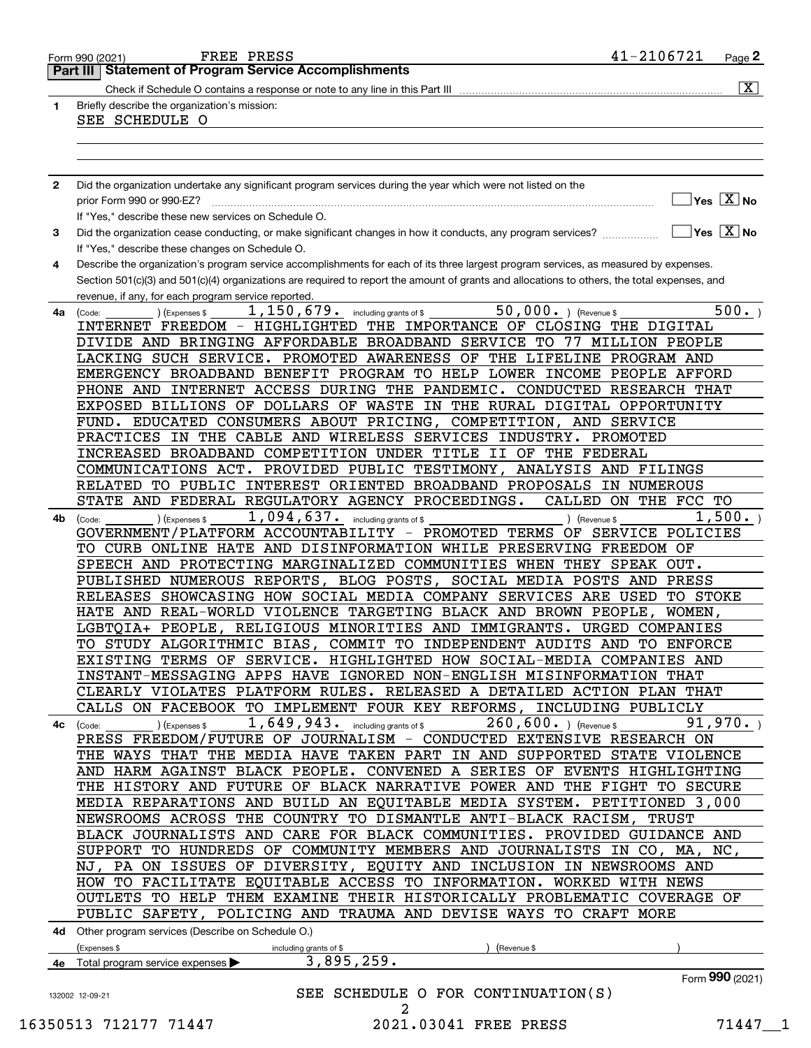Form 990 (2021) FREE PRESS 41-2106721

## Part III Statement of Program Service Accomplishments

Check if Schedule O contains a response or note to any line in this Part III [X]

**1** Briefly describe the organization's mission:

SEE SCHEDULE O

**2** Did the organization undertake any significant program services during the year which were not listed on the prior Form 990 or 990-EZ? [ ] Yes [X] No

If "Yes," describe these new services on Schedule O.

**3** Did the organization cease conducting, or make significant changes in how it conducts, any program services? [ ] Yes [X] No

If "Yes," describe these changes on Schedule O.

**4** Describe the organization's program service accomplishments for each of its three largest program services, as measured by expenses. Section 501(c)(3) and 501(c)(4) organizations are required to report the amount of grants and allocations to others, the total expenses, and revenue, if any, for each program service reported.

**4a** (Code: ) (Expenses $ 1,150,679. including grants of $ 50,000. ) (Revenue $ 500. )

INTERNET FREEDOM - HIGHLIGHTED THE IMPORTANCE OF CLOSING THE DIGITAL DIVIDE AND BRINGING AFFORDABLE BROADBAND SERVICE TO 77 MILLION PEOPLE LACKING SUCH SERVICE. PROMOTED AWARENESS OF THE LIFELINE PROGRAM AND EMERGENCY BROADBAND BENEFIT PROGRAM TO HELP LOWER INCOME PEOPLE AFFORD PHONE AND INTERNET ACCESS DURING THE PANDEMIC. CONDUCTED RESEARCH THAT EXPOSED BILLIONS OF DOLLARS OF WASTE IN THE RURAL DIGITAL OPPORTUNITY FUND. EDUCATED CONSUMERS ABOUT PRICING, COMPETITION, AND SERVICE PRACTICES IN THE CABLE AND WIRELESS SERVICES INDUSTRY. PROMOTED INCREASED BROADBAND COMPETITION UNDER TITLE II OF THE FEDERAL COMMUNICATIONS ACT. PROVIDED PUBLIC TESTIMONY, ANALYSIS AND FILINGS RELATED TO PUBLIC INTEREST ORIENTED BROADBAND PROPOSALS IN NUMEROUS STATE AND FEDERAL REGULATORY AGENCY PROCEEDINGS. CALLED ON THE FCC TO

**4b** (Code: ) (Expenses $ 1,094,637. including grants of $ ) (Revenue $ 1,500. )

GOVERNMENT/PLATFORM ACCOUNTABILITY - PROMOTED TERMS OF SERVICE POLICIES TO CURB ONLINE HATE AND DISINFORMATION WHILE PRESERVING FREEDOM OF SPEECH AND PROTECTING MARGINALIZED COMMUNITIES WHEN THEY SPEAK OUT. PUBLISHED NUMEROUS REPORTS, BLOG POSTS, SOCIAL MEDIA POSTS AND PRESS RELEASES SHOWCASING HOW SOCIAL MEDIA COMPANY SERVICES ARE USED TO STOKE HATE AND REAL-WORLD VIOLENCE TARGETING BLACK AND BROWN PEOPLE, WOMEN, LGBTQIA+ PEOPLE, RELIGIOUS MINORITIES AND IMMIGRANTS. URGED COMPANIES TO STUDY ALGORITHMIC BIAS, COMMIT TO INDEPENDENT AUDITS AND TO ENFORCE EXISTING TERMS OF SERVICE. HIGHLIGHTED HOW SOCIAL-MEDIA COMPANIES AND INSTANT-MESSAGING APPS HAVE IGNORED NON-ENGLISH MISINFORMATION THAT CLEARLY VIOLATES PLATFORM RULES. RELEASED A DETAILED ACTION PLAN THAT CALLS ON FACEBOOK TO IMPLEMENT FOUR KEY REFORMS, INCLUDING PUBLICLY

**4c** (Code: ) (Expenses $ 1,649,943. including grants of $ 260,600. ) (Revenue $ 91,970. )

PRESS FREEDOM/FUTURE OF JOURNALISM - CONDUCTED EXTENSIVE RESEARCH ON THE WAYS THAT THE MEDIA HAVE TAKEN PART IN AND SUPPORTED STATE VIOLENCE AND HARM AGAINST BLACK PEOPLE. CONVENED A SERIES OF EVENTS HIGHLIGHTING THE HISTORY AND FUTURE OF BLACK NARRATIVE POWER AND THE FIGHT TO SECURE MEDIA REPARATIONS AND BUILD AN EQUITABLE MEDIA SYSTEM. PETITIONED 3,000 NEWSROOMS ACROSS THE COUNTRY TO DISMANTLE ANTI-BLACK RACISM, TRUST BLACK JOURNALISTS AND CARE FOR BLACK COMMUNITIES. PROVIDED GUIDANCE AND SUPPORT TO HUNDREDS OF COMMUNITY MEMBERS AND JOURNALISTS IN CO, MA, NC, NJ, PA ON ISSUES OF DIVERSITY, EQUITY AND INCLUSION IN NEWSROOMS AND HOW TO FACILITATE EQUITABLE ACCESS TO INFORMATION. WORKED WITH NEWS OUTLETS TO HELP THEM EXAMINE THEIR HISTORICALLY PROBLEMATIC COVERAGE OF PUBLIC SAFETY, POLICING AND TRAUMA AND DEVISE WAYS TO CRAFT MORE

**4d** Other program services (Describe on Schedule O.)

(Expenses $ including grants of $ ) (Revenue $ )

**4e** Total program service expenses ▶ 3,895,259.

Form **990** (2021)

SEE SCHEDULE O FOR CONTINUATION(S)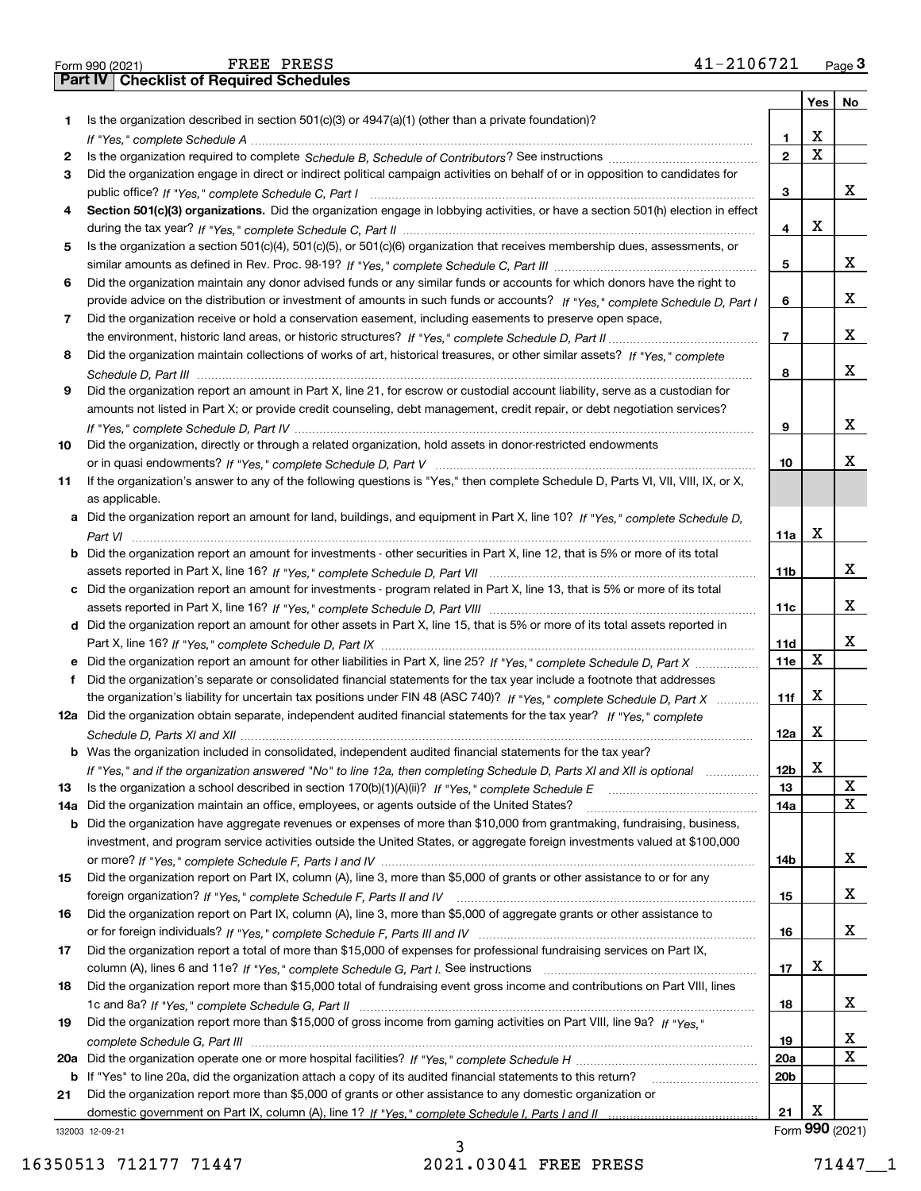Form 990 (2021) FREE PRESS 41-2106721 Page 3

**Part IV | Checklist of Required Schedules**

| | | | Yes | No |
|---|---|---|---|---|
| 1 | Is the organization described in section 501(c)(3) or 4947(a)(1) (other than a private foundation)? *If "Yes," complete Schedule A* | 1 | X | |
| 2 | Is the organization required to complete *Schedule B, Schedule of Contributors*? See instructions | 2 | X | |
| 3 | Did the organization engage in direct or indirect political campaign activities on behalf of or in opposition to candidates for public office? *If "Yes," complete Schedule C, Part I* | 3 | | X |
| 4 | **Section 501(c)(3) organizations.** Did the organization engage in lobbying activities, or have a section 501(h) election in effect during the tax year? *If "Yes," complete Schedule C, Part II* | 4 | X | |
| 5 | Is the organization a section 501(c)(4), 501(c)(5), or 501(c)(6) organization that receives membership dues, assessments, or similar amounts as defined in Rev. Proc. 98-19? *If "Yes," complete Schedule C, Part III* | 5 | | X |
| 6 | Did the organization maintain any donor advised funds or any similar funds or accounts for which donors have the right to provide advice on the distribution or investment of amounts in such funds or accounts? *If "Yes," complete Schedule D, Part I* | 6 | | X |
| 7 | Did the organization receive or hold a conservation easement, including easements to preserve open space, the environment, historic land areas, or historic structures? *If "Yes," complete Schedule D, Part II* | 7 | | X |
| 8 | Did the organization maintain collections of works of art, historical treasures, or other similar assets? *If "Yes," complete Schedule D, Part III* | 8 | | X |
| 9 | Did the organization report an amount in Part X, line 21, for escrow or custodial account liability, serve as a custodian for amounts not listed in Part X; or provide credit counseling, debt management, credit repair, or debt negotiation services? *If "Yes," complete Schedule D, Part IV* | 9 | | X |
| 10 | Did the organization, directly or through a related organization, hold assets in donor-restricted endowments or in quasi endowments? *If "Yes," complete Schedule D, Part V* | 10 | | X |
| 11 | If the organization's answer to any of the following questions is "Yes," then complete Schedule D, Parts VI, VII, VIII, IX, or X, as applicable. | | | |
| a | Did the organization report an amount for land, buildings, and equipment in Part X, line 10? *If "Yes," complete Schedule D, Part VI* | 11a | X | |
| b | Did the organization report an amount for investments - other securities in Part X, line 12, that is 5% or more of its total assets reported in Part X, line 16? *If "Yes," complete Schedule D, Part VII* | 11b | | X |
| c | Did the organization report an amount for investments - program related in Part X, line 13, that is 5% or more of its total assets reported in Part X, line 16? *If "Yes," complete Schedule D, Part VIII* | 11c | | X |
| d | Did the organization report an amount for other assets in Part X, line 15, that is 5% or more of its total assets reported in Part X, line 16? *If "Yes," complete Schedule D, Part IX* | 11d | | X |
| e | Did the organization report an amount for other liabilities in Part X, line 25? *If "Yes," complete Schedule D, Part X* | 11e | X | |
| f | Did the organization's separate or consolidated financial statements for the tax year include a footnote that addresses the organization's liability for uncertain tax positions under FIN 48 (ASC 740)? *If "Yes," complete Schedule D, Part X* | 11f | X | |
| 12a | Did the organization obtain separate, independent audited financial statements for the tax year? *If "Yes," complete Schedule D, Parts XI and XII* | 12a | X | |
| b | Was the organization included in consolidated, independent audited financial statements for the tax year? *If "Yes," and if the organization answered "No" to line 12a, then completing Schedule D, Parts XI and XII is optional* | 12b | X | |
| 13 | Is the organization a school described in section 170(b)(1)(A)(ii)? *If "Yes," complete Schedule E* | 13 | | X |
| 14a | Did the organization maintain an office, employees, or agents outside of the United States? | 14a | | X |
| b | Did the organization have aggregate revenues or expenses of more than $10,000 from grantmaking, fundraising, business, investment, and program service activities outside the United States, or aggregate foreign investments valued at $100,000 or more? *If "Yes," complete Schedule F, Parts I and IV* | 14b | | X |
| 15 | Did the organization report on Part IX, column (A), line 3, more than $5,000 of grants or other assistance to or for any foreign organization? *If "Yes," complete Schedule F, Parts II and IV* | 15 | | X |
| 16 | Did the organization report on Part IX, column (A), line 3, more than $5,000 of aggregate grants or other assistance to or for foreign individuals? *If "Yes," complete Schedule F, Parts III and IV* | 16 | | X |
| 17 | Did the organization report a total of more than $15,000 of expenses for professional fundraising services on Part IX, column (A), lines 6 and 11e? *If "Yes," complete Schedule G, Part I.* See instructions | 17 | X | |
| 18 | Did the organization report more than $15,000 total of fundraising event gross income and contributions on Part VIII, lines 1c and 8a? *If "Yes," complete Schedule G, Part II* | 18 | | X |
| 19 | Did the organization report more than $15,000 of gross income from gaming activities on Part VIII, line 9a? *If "Yes," complete Schedule G, Part III* | 19 | | X |
| 20a | Did the organization operate one or more hospital facilities? *If "Yes," complete Schedule H* | 20a | | X |
| b | If "Yes" to line 20a, did the organization attach a copy of its audited financial statements to this return? | 20b | | |
| 21 | Did the organization report more than $5,000 of grants or other assistance to any domestic organization or domestic government on Part IX, column (A), line 1? *If "Yes," complete Schedule I, Parts I and II* | 21 | X | |

132003 12-09-21 Form **990** (2021)

16350513 712177 71447 2021.03041 FREE PRESS 71447__1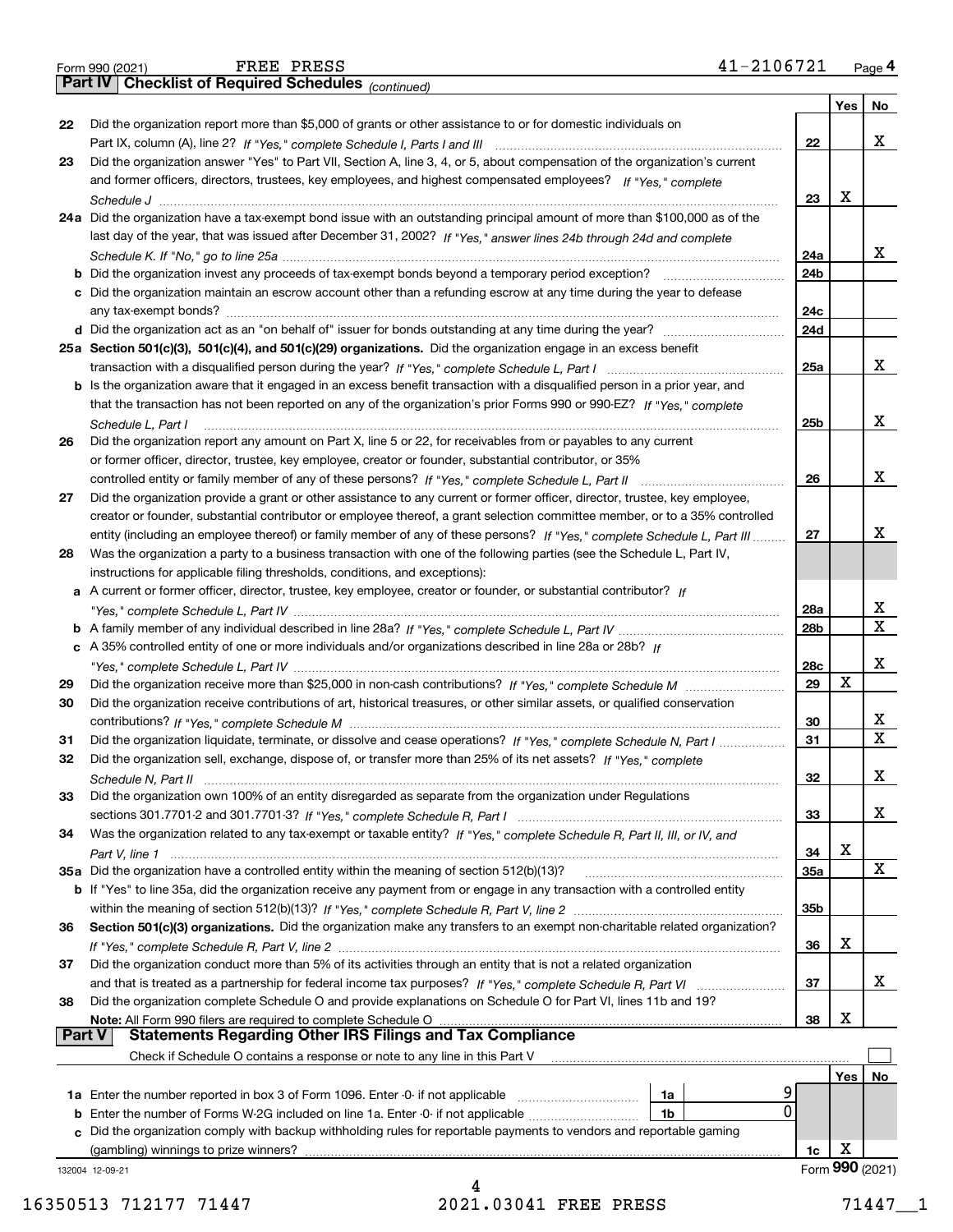Form 990 (2021) FREE PRESS 41-2106721

## Part IV Checklist of Required Schedules *(continued)*

| | | | Yes | No |
|---|---|---|---|---|
| 22 | Did the organization report more than $5,000 of grants or other assistance to or for domestic individuals on Part IX, column (A), line 2? *If "Yes," complete Schedule I, Parts I and III* | 22 | | X |
| 23 | Did the organization answer "Yes" to Part VII, Section A, line 3, 4, or 5, about compensation of the organization's current and former officers, directors, trustees, key employees, and highest compensated employees? *If "Yes," complete Schedule J* | 23 | X | |
| 24a | Did the organization have a tax-exempt bond issue with an outstanding principal amount of more than $100,000 as of the last day of the year, that was issued after December 31, 2002? *If "Yes," answer lines 24b through 24d and complete Schedule K. If "No," go to line 25a* | 24a | | X |
| b | Did the organization invest any proceeds of tax-exempt bonds beyond a temporary period exception? | 24b | | |
| c | Did the organization maintain an escrow account other than a refunding escrow at any time during the year to defease any tax-exempt bonds? | 24c | | |
| d | Did the organization act as an "on behalf of" issuer for bonds outstanding at any time during the year? | 24d | | |
| 25a | **Section 501(c)(3), 501(c)(4), and 501(c)(29) organizations.** Did the organization engage in an excess benefit transaction with a disqualified person during the year? *If "Yes," complete Schedule L, Part I* | 25a | | X |
| b | Is the organization aware that it engaged in an excess benefit transaction with a disqualified person in a prior year, and that the transaction has not been reported on any of the organization's prior Forms 990 or 990-EZ? *If "Yes," complete Schedule L, Part I* | 25b | | X |
| 26 | Did the organization report any amount on Part X, line 5 or 22, for receivables from or payables to any current or former officer, director, trustee, key employee, creator or founder, substantial contributor, or 35% controlled entity or family member of any of these persons? *If "Yes," complete Schedule L, Part II* | 26 | | X |
| 27 | Did the organization provide a grant or other assistance to any current or former officer, director, trustee, key employee, creator or founder, substantial contributor or employee thereof, a grant selection committee member, or to a 35% controlled entity (including an employee thereof) or family member of any of these persons? *If "Yes," complete Schedule L, Part III* | 27 | | X |
| 28 | Was the organization a party to a business transaction with one of the following parties (see the Schedule L, Part IV, instructions for applicable filing thresholds, conditions, and exceptions): | | | |
| a | A current or former officer, director, trustee, key employee, creator or founder, or substantial contributor? *If "Yes," complete Schedule L, Part IV* | 28a | | X |
| b | A family member of any individual described in line 28a? *If "Yes," complete Schedule L, Part IV* | 28b | | X |
| c | A 35% controlled entity of one or more individuals and/or organizations described in line 28a or 28b? *If "Yes," complete Schedule L, Part IV* | 28c | | X |
| 29 | Did the organization receive more than $25,000 in non-cash contributions? *If "Yes," complete Schedule M* | 29 | X | |
| 30 | Did the organization receive contributions of art, historical treasures, or other similar assets, or qualified conservation contributions? *If "Yes," complete Schedule M* | 30 | | X |
| 31 | Did the organization liquidate, terminate, or dissolve and cease operations? *If "Yes," complete Schedule N, Part I* | 31 | | X |
| 32 | Did the organization sell, exchange, dispose of, or transfer more than 25% of its net assets? *If "Yes," complete Schedule N, Part II* | 32 | | X |
| 33 | Did the organization own 100% of an entity disregarded as separate from the organization under Regulations sections 301.7701-2 and 301.7701-3? *If "Yes," complete Schedule R, Part I* | 33 | | X |
| 34 | Was the organization related to any tax-exempt or taxable entity? *If "Yes," complete Schedule R, Part II, III, or IV, and Part V, line 1* | 34 | X | |
| 35a | Did the organization have a controlled entity within the meaning of section 512(b)(13)? | 35a | | X |
| b | If "Yes" to line 35a, did the organization receive any payment from or engage in any transaction with a controlled entity within the meaning of section 512(b)(13)? *If "Yes," complete Schedule R, Part V, line 2* | 35b | | |
| 36 | **Section 501(c)(3) organizations.** Did the organization make any transfers to an exempt non-charitable related organization? *If "Yes," complete Schedule R, Part V, line 2* | 36 | X | |
| 37 | Did the organization conduct more than 5% of its activities through an entity that is not a related organization and that is treated as a partnership for federal income tax purposes? *If "Yes," complete Schedule R, Part VI* | 37 | | X |
| 38 | Did the organization complete Schedule O and provide explanations on Schedule O for Part VI, lines 11b and 19? **Note:** All Form 990 filers are required to complete Schedule O | 38 | X | |

## Part V Statements Regarding Other IRS Filings and Tax Compliance

Check if Schedule O contains a response or note to any line in this Part V ☐

| | | | | | Yes | No |
|---|---|---|---|---|---|---|
| 1a | Enter the number reported in box 3 of Form 1096. Enter -0- if not applicable | 1a | 9 | | | |
| b | Enter the number of Forms W-2G included on line 1a. Enter -0- if not applicable | 1b | 0 | | | |
| c | Did the organization comply with backup withholding rules for reportable payments to vendors and reportable gaming (gambling) winnings to prize winners? | | | 1c | X | |

132004 12-09-21 Form **990** (2021)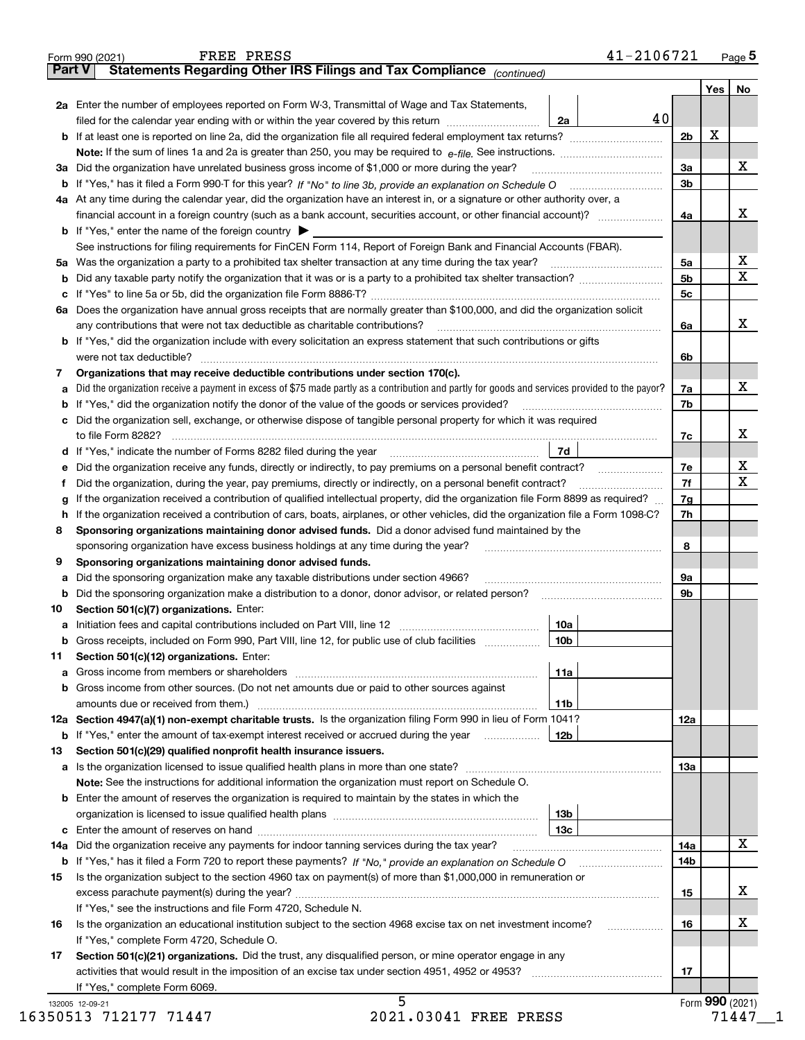Form 990 (2021) FREE PRESS 41-2106721 Page 5

**Part V Statements Regarding Other IRS Filings and Tax Compliance** *(continued)*

| | | | | | Yes | No |
|---|---|---|---|---|---|---|
| **2a** | Enter the number of employees reported on Form W-3, Transmittal of Wage and Tax Statements, filed for the calendar year ending with or within the year covered by this return | 2a | 40 | | | |
| **b** | If at least one is reported on line 2a, did the organization file all required federal employment tax returns? | | | 2b | X | |
| | **Note:** If the sum of lines 1a and 2a is greater than 250, you may be required to *e-file.* See instructions. | | | | | |
| **3a** | Did the organization have unrelated business gross income of $1,000 or more during the year? | | | 3a | | X |
| **b** | If "Yes," has it filed a Form 990-T for this year? *If "No" to line 3b, provide an explanation on Schedule O* | | | 3b | | |
| **4a** | At any time during the calendar year, did the organization have an interest in, or a signature or other authority over, a financial account in a foreign country (such as a bank account, securities account, or other financial account)? | | | 4a | | X |
| **b** | If "Yes," enter the name of the foreign country ▶ | | | | | |
| | See instructions for filing requirements for FinCEN Form 114, Report of Foreign Bank and Financial Accounts (FBAR). | | | | | |
| **5a** | Was the organization a party to a prohibited tax shelter transaction at any time during the tax year? | | | 5a | | X |
| **b** | Did any taxable party notify the organization that it was or is a party to a prohibited tax shelter transaction? | | | 5b | | X |
| **c** | If "Yes" to line 5a or 5b, did the organization file Form 8886-T? | | | 5c | | |
| **6a** | Does the organization have annual gross receipts that are normally greater than $100,000, and did the organization solicit any contributions that were not tax deductible as charitable contributions? | | | 6a | | X |
| **b** | If "Yes," did the organization include with every solicitation an express statement that such contributions or gifts were not tax deductible? | | | 6b | | |
| **7** | **Organizations that may receive deductible contributions under section 170(c).** | | | | | |
| **a** | Did the organization receive a payment in excess of $75 made partly as a contribution and partly for goods and services provided to the payor? | | | 7a | | X |
| **b** | If "Yes," did the organization notify the donor of the value of the goods or services provided? | | | 7b | | |
| **c** | Did the organization sell, exchange, or otherwise dispose of tangible personal property for which it was required to file Form 8282? | | | 7c | | X |
| **d** | If "Yes," indicate the number of Forms 8282 filed during the year | 7d | | | | |
| **e** | Did the organization receive any funds, directly or indirectly, to pay premiums on a personal benefit contract? | | | 7e | | X |
| **f** | Did the organization, during the year, pay premiums, directly or indirectly, on a personal benefit contract? | | | 7f | | X |
| **g** | If the organization received a contribution of qualified intellectual property, did the organization file Form 8899 as required? | | | 7g | | |
| **h** | If the organization received a contribution of cars, boats, airplanes, or other vehicles, did the organization file a Form 1098-C? | | | 7h | | |
| **8** | **Sponsoring organizations maintaining donor advised funds.** Did a donor advised fund maintained by the sponsoring organization have excess business holdings at any time during the year? | | | 8 | | |
| **9** | **Sponsoring organizations maintaining donor advised funds.** | | | | | |
| **a** | Did the sponsoring organization make any taxable distributions under section 4966? | | | 9a | | |
| **b** | Did the sponsoring organization make a distribution to a donor, donor advisor, or related person? | | | 9b | | |
| **10** | **Section 501(c)(7) organizations.** Enter: | | | | | |
| **a** | Initiation fees and capital contributions included on Part VIII, line 12 | 10a | | | | |
| **b** | Gross receipts, included on Form 990, Part VIII, line 12, for public use of club facilities | 10b | | | | |
| **11** | **Section 501(c)(12) organizations.** Enter: | | | | | |
| **a** | Gross income from members or shareholders | 11a | | | | |
| **b** | Gross income from other sources. (Do not net amounts due or paid to other sources against amounts due or received from them.) | 11b | | | | |
| **12a** | **Section 4947(a)(1) non-exempt charitable trusts.** Is the organization filing Form 990 in lieu of Form 1041? | | | 12a | | |
| **b** | If "Yes," enter the amount of tax-exempt interest received or accrued during the year | 12b | | | | |
| **13** | **Section 501(c)(29) qualified nonprofit health insurance issuers.** | | | | | |
| **a** | Is the organization licensed to issue qualified health plans in more than one state? | | | 13a | | |
| | **Note:** See the instructions for additional information the organization must report on Schedule O. | | | | | |
| **b** | Enter the amount of reserves the organization is required to maintain by the states in which the organization is licensed to issue qualified health plans | 13b | | | | |
| **c** | Enter the amount of reserves on hand | 13c | | | | |
| **14a** | Did the organization receive any payments for indoor tanning services during the tax year? | | | 14a | | X |
| **b** | If "Yes," has it filed a Form 720 to report these payments? *If "No," provide an explanation on Schedule O* | | | 14b | | |
| **15** | Is the organization subject to the section 4960 tax on payment(s) of more than $1,000,000 in remuneration or excess parachute payment(s) during the year? | | | 15 | | X |
| | If "Yes," see the instructions and file Form 4720, Schedule N. | | | | | |
| **16** | Is the organization an educational institution subject to the section 4968 excise tax on net investment income? | | | 16 | | X |
| | If "Yes," complete Form 4720, Schedule O. | | | | | |
| **17** | **Section 501(c)(21) organizations.** Did the trust, any disqualified person, or mine operator engage in any activities that would result in the imposition of an excise tax under section 4951, 4952 or 4953? | | | 17 | | |
| | If "Yes," complete Form 6069. | | | | | |

132005 12-09-21 Form **990** (2021)

16350513 712177 71447 2021.03041 FREE PRESS 71447__1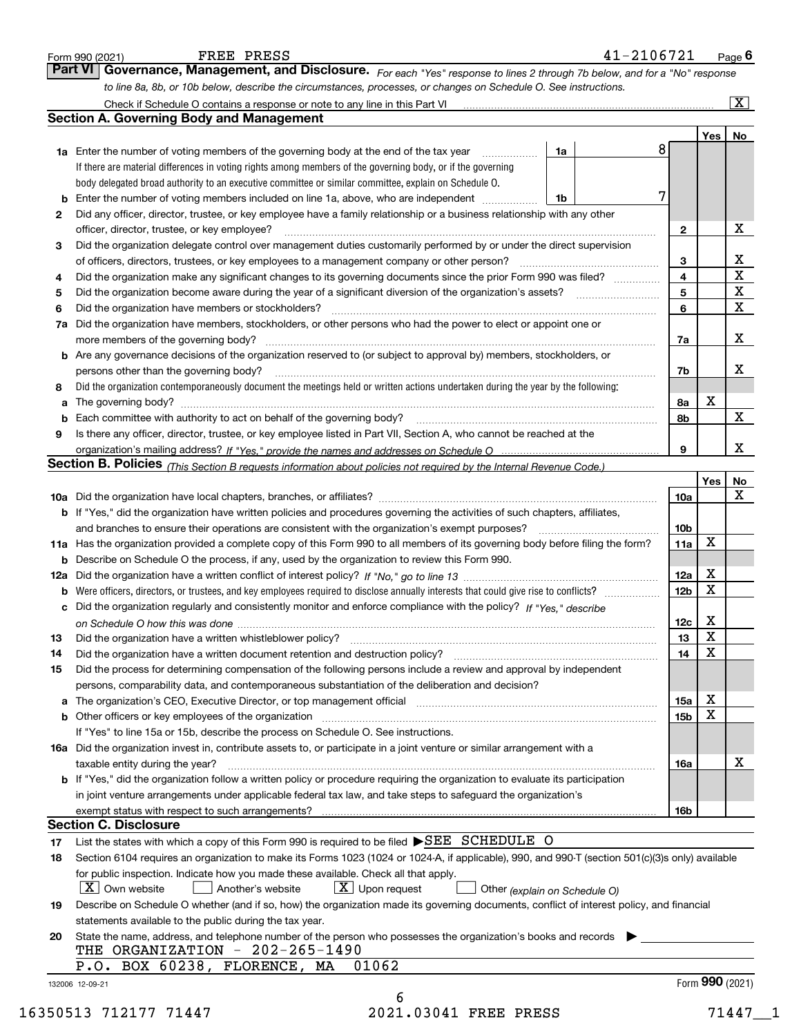Form 990 (2021) FREE PRESS 41-2106721 Page 6

## Part VI Governance, Management, and Disclosure.

*For each "Yes" response to lines 2 through 7b below, and for a "No" response to line 8a, 8b, or 10b below, describe the circumstances, processes, or changes on Schedule O. See instructions.*

Check if Schedule O contains a response or note to any line in this Part VI [X]

### Section A. Governing Body and Management

| | | | Yes | No |
|---|---|---|---|---|
| **1a** | Enter the number of voting members of the governing body at the end of the tax year — **1a** 8 | | | |
| | If there are material differences in voting rights among members of the governing body, or if the governing body delegated broad authority to an executive committee or similar committee, explain on Schedule O. | | | |
| **b** | Enter the number of voting members included on line 1a, above, who are independent — **1b** 7 | | | |
| **2** | Did any officer, director, trustee, or key employee have a family relationship or a business relationship with any other officer, director, trustee, or key employee? | 2 | | X |
| **3** | Did the organization delegate control over management duties customarily performed by or under the direct supervision of officers, directors, trustees, or key employees to a management company or other person? | 3 | | X |
| **4** | Did the organization make any significant changes to its governing documents since the prior Form 990 was filed? | 4 | | X |
| **5** | Did the organization become aware during the year of a significant diversion of the organization's assets? | 5 | | X |
| **6** | Did the organization have members or stockholders? | 6 | | X |
| **7a** | Did the organization have members, stockholders, or other persons who had the power to elect or appoint one or more members of the governing body? | 7a | | X |
| **b** | Are any governance decisions of the organization reserved to (or subject to approval by) members, stockholders, or persons other than the governing body? | 7b | | X |
| **8** | Did the organization contemporaneously document the meetings held or written actions undertaken during the year by the following: | | | |
| **a** | The governing body? | 8a | X | |
| **b** | Each committee with authority to act on behalf of the governing body? | 8b | | X |
| **9** | Is there any officer, director, trustee, or key employee listed in Part VII, Section A, who cannot be reached at the organization's mailing address? *If "Yes," provide the names and addresses on Schedule O* | 9 | | X |

### Section B. Policies *(This Section B requests information about policies not required by the Internal Revenue Code.)*

| | | | Yes | No |
|---|---|---|---|---|
| **10a** | Did the organization have local chapters, branches, or affiliates? | 10a | | X |
| **b** | If "Yes," did the organization have written policies and procedures governing the activities of such chapters, affiliates, and branches to ensure their operations are consistent with the organization's exempt purposes? | 10b | | |
| **11a** | Has the organization provided a complete copy of this Form 990 to all members of its governing body before filing the form? | 11a | X | |
| **b** | Describe on Schedule O the process, if any, used by the organization to review this Form 990. | | | |
| **12a** | Did the organization have a written conflict of interest policy? *If "No," go to line 13* | 12a | X | |
| **b** | Were officers, directors, or trustees, and key employees required to disclose annually interests that could give rise to conflicts? | 12b | X | |
| **c** | Did the organization regularly and consistently monitor and enforce compliance with the policy? *If "Yes," describe on Schedule O how this was done* | 12c | X | |
| **13** | Did the organization have a written whistleblower policy? | 13 | X | |
| **14** | Did the organization have a written document retention and destruction policy? | 14 | X | |
| **15** | Did the process for determining compensation of the following persons include a review and approval by independent persons, comparability data, and contemporaneous substantiation of the deliberation and decision? | | | |
| **a** | The organization's CEO, Executive Director, or top management official | 15a | X | |
| **b** | Other officers or key employees of the organization | 15b | X | |
| | If "Yes" to line 15a or 15b, describe the process on Schedule O. See instructions. | | | |
| **16a** | Did the organization invest in, contribute assets to, or participate in a joint venture or similar arrangement with a taxable entity during the year? | 16a | | X |
| **b** | If "Yes," did the organization follow a written policy or procedure requiring the organization to evaluate its participation in joint venture arrangements under applicable federal tax law, and take steps to safeguard the organization's exempt status with respect to such arrangements? | 16b | | |

### Section C. Disclosure

**17** List the states with which a copy of this Form 990 is required to be filed ▶SEE SCHEDULE O

**18** Section 6104 requires an organization to make its Forms 1023 (1024 or 1024-A, if applicable), 990, and 990-T (section 501(c)(3)s only) available for public inspection. Indicate how you made these available. Check all that apply.

[X] Own website [ ] Another's website [X] Upon request [ ] Other *(explain on Schedule O)*

**19** Describe on Schedule O whether (and if so, how) the organization made its governing documents, conflict of interest policy, and financial statements available to the public during the tax year.

**20** State the name, address, and telephone number of the person who possesses the organization's books and records ▶

THE ORGANIZATION - 202-265-1490
P.O. BOX 60238, FLORENCE, MA 01062

132006 12-09-21 Form **990** (2021)

16350513 712177 71447 2021.03041 FREE PRESS 71447__1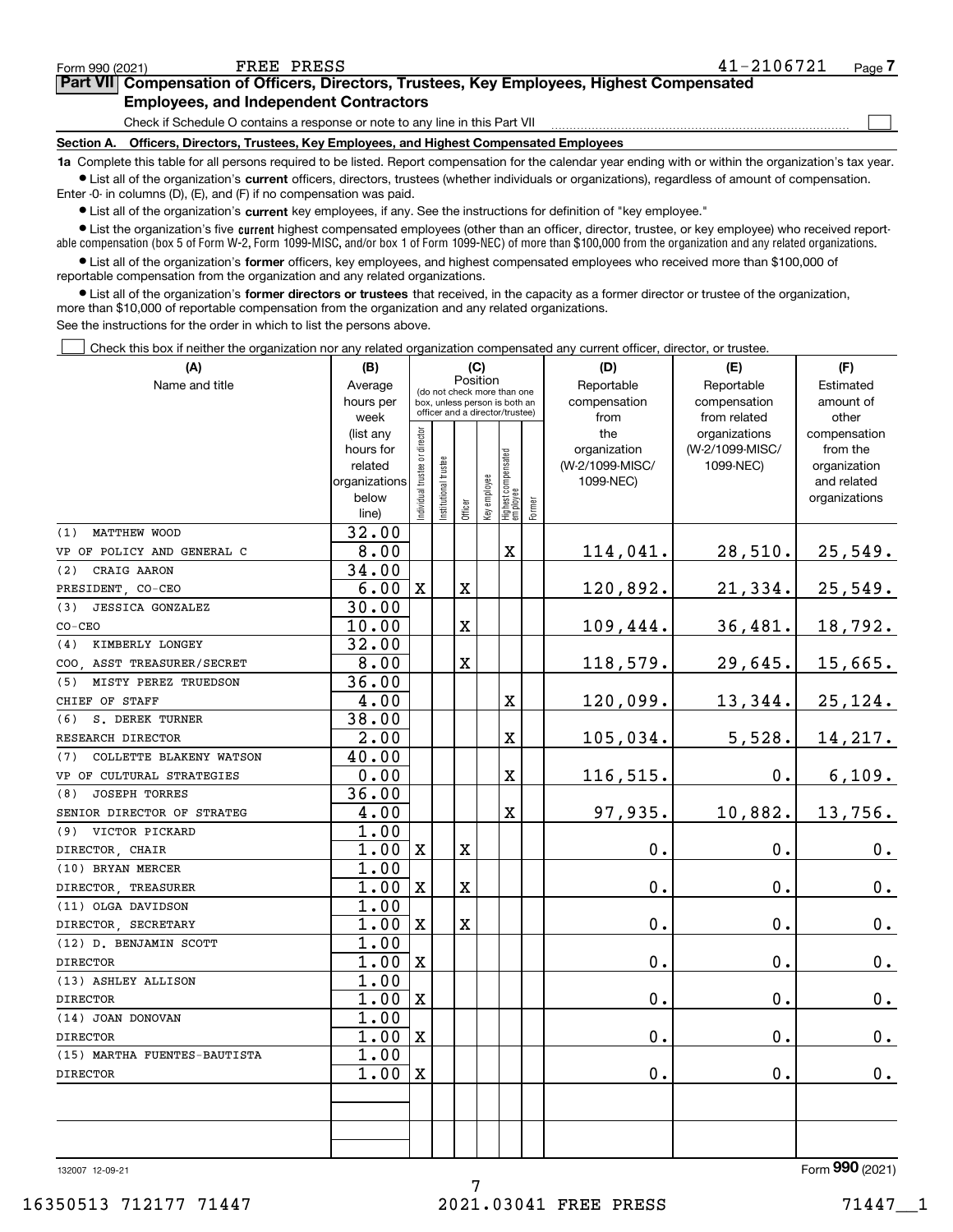Form 990 (2021) FREE PRESS 41-2106721 Page 7

## Part VII Compensation of Officers, Directors, Trustees, Key Employees, Highest Compensated Employees, and Independent Contractors

Check if Schedule O contains a response or note to any line in this Part VII ☐

### Section A. Officers, Directors, Trustees, Key Employees, and Highest Compensated Employees

**1a** Complete this table for all persons required to be listed. Report compensation for the calendar year ending with or within the organization's tax year.

- List all of the organization's **current** officers, directors, trustees (whether individuals or organizations), regardless of amount of compensation. Enter -0- in columns (D), (E), and (F) if no compensation was paid.
- List all of the organization's **current** key employees, if any. See the instructions for definition of "key employee."
- List the organization's five **current** highest compensated employees (other than an officer, director, trustee, or key employee) who received reportable compensation (box 5 of Form W-2, Form 1099-MISC, and/or box 1 of Form 1099-NEC) of more than $100,000 from the organization and any related organizations.
- List all of the organization's **former** officers, key employees, and highest compensated employees who received more than $100,000 of reportable compensation from the organization and any related organizations.
- List all of the organization's **former directors or trustees** that received, in the capacity as a former director or trustee of the organization, more than $10,000 of reportable compensation from the organization and any related organizations.

See the instructions for the order in which to list the persons above.

☐ Check this box if neither the organization nor any related organization compensated any current officer, director, or trustee.

| (A) Name and title | (B) Average hours per week (list any hours for related organizations below line) | (C) Position: Individual trustee or director | Institutional trustee | Officer | Key employee | Highest compensated employee | Former | (D) Reportable compensation from the organization (W-2/1099-MISC/1099-NEC) | (E) Reportable compensation from related organizations (W-2/1099-MISC/1099-NEC) | (F) Estimated amount of other compensation from the organization and related organizations |
|---|---|---|---|---|---|---|---|---|---|---|
| (1) MATTHEW WOOD<br>VP OF POLICY AND GENERAL C | 32.00<br>8.00 | | | | | X | | 114,041. | 28,510. | 25,549. |
| (2) CRAIG AARON<br>PRESIDENT, CO-CEO | 34.00<br>6.00 | X | | X | | | | 120,892. | 21,334. | 25,549. |
| (3) JESSICA GONZALEZ<br>CO-CEO | 30.00<br>10.00 | | | X | | | | 109,444. | 36,481. | 18,792. |
| (4) KIMBERLY LONGEY<br>COO, ASST TREASURER/SECRET | 32.00<br>8.00 | | | X | | | | 118,579. | 29,645. | 15,665. |
| (5) MISTY PEREZ TRUEDSON<br>CHIEF OF STAFF | 36.00<br>4.00 | | | | | X | | 120,099. | 13,344. | 25,124. |
| (6) S. DEREK TURNER<br>RESEARCH DIRECTOR | 38.00<br>2.00 | | | | | X | | 105,034. | 5,528. | 14,217. |
| (7) COLLETTE BLAKENY WATSON<br>VP OF CULTURAL STRATEGIES | 40.00<br>0.00 | | | | | X | | 116,515. | 0. | 6,109. |
| (8) JOSEPH TORRES<br>SENIOR DIRECTOR OF STRATEG | 36.00<br>4.00 | | | | | X | | 97,935. | 10,882. | 13,756. |
| (9) VICTOR PICKARD<br>DIRECTOR, CHAIR | 1.00<br>1.00 | X | | X | | | | 0. | 0. | 0. |
| (10) BRYAN MERCER<br>DIRECTOR, TREASURER | 1.00<br>1.00 | X | | X | | | | 0. | 0. | 0. |
| (11) OLGA DAVIDSON<br>DIRECTOR, SECRETARY | 1.00<br>1.00 | X | | X | | | | 0. | 0. | 0. |
| (12) D. BENJAMIN SCOTT<br>DIRECTOR | 1.00<br>1.00 | X | | | | | | 0. | 0. | 0. |
| (13) ASHLEY ALLISON<br>DIRECTOR | 1.00<br>1.00 | X | | | | | | 0. | 0. | 0. |
| (14) JOAN DONOVAN<br>DIRECTOR | 1.00<br>1.00 | X | | | | | | 0. | 0. | 0. |
| (15) MARTHA FUENTES-BAUTISTA<br>DIRECTOR | 1.00<br>1.00 | X | | | | | | 0. | 0. | 0. |

132007 12-09-21 Form 990 (2021)

16350513 712177 71447 2021.03041 FREE PRESS 71447__1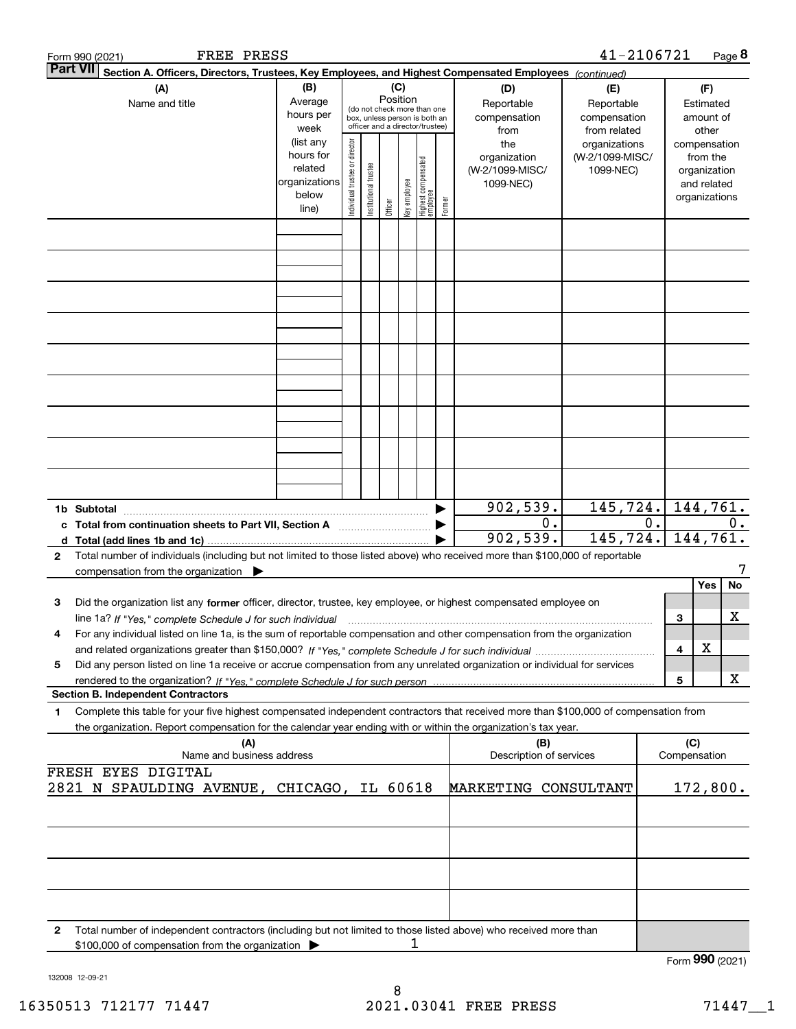Form 990 (2021) FREE PRESS 41-2106721 Page **8**

**Part VII** **Section A. Officers, Directors, Trustees, Key Employees, and Highest Compensated Employees** *(continued)*

| (A) Name and title | (B) Average hours per week (list any hours for related organizations below line) | (C) Position (do not check more than one box, unless person is both an officer and a director/trustee): Individual trustee or director | Institutional trustee | Officer | Key employee | Highest compensated employee | Former | (D) Reportable compensation from the organization (W-2/1099-MISC/ 1099-NEC) | (E) Reportable compensation from related organizations (W-2/1099-MISC/ 1099-NEC) | (F) Estimated amount of other compensation from the organization and related organizations |
|---|---|---|---|---|---|---|---|---|---|---|
| | | | | | | | | | | |
| | | | | | | | | | | |
| | | | | | | | | | | |
| | | | | | | | | | | |
| | | | | | | | | | | |
| | | | | | | | | | | |
| | | | | | | | | | | |
| | | | | | | | | | | |
| | | | | | | | | | | |
| **1b Subtotal** | | | | | | | ▶ | 902,539. | 145,724. | 144,761. |
| **c Total from continuation sheets to Part VII, Section A** | | | | | | | ▶ | 0. | 0. | 0. |
| **d Total (add lines 1b and 1c)** | | | | | | | ▶ | 902,539. | 145,724. | 144,761. |

**2** Total number of individuals (including but not limited to those listed above) who received more than $100,000 of reportable compensation from the organization ▶ 7

| | | | Yes | No |
|---|---|---|---|---|
| **3** | Did the organization list any **former** officer, director, trustee, key employee, or highest compensated employee on line 1a? *If "Yes," complete Schedule J for such individual* | 3 | | X |
| **4** | For any individual listed on line 1a, is the sum of reportable compensation and other compensation from the organization and related organizations greater than $150,000? *If "Yes," complete Schedule J for such individual* | 4 | X | |
| **5** | Did any person listed on line 1a receive or accrue compensation from any unrelated organization or individual for services rendered to the organization? *If "Yes," complete Schedule J for such person* | 5 | | X |

**Section B. Independent Contractors**

**1** Complete this table for your five highest compensated independent contractors that received more than $100,000 of compensation from the organization. Report compensation for the calendar year ending with or within the organization's tax year.

| (A) Name and business address | (B) Description of services | (C) Compensation |
|---|---|---|
| FRESH EYES DIGITAL<br>2821 N SPAULDING AVENUE, CHICAGO, IL 60618 | MARKETING CONSULTANT | 172,800. |
| | | |
| | | |
| | | |
| | | |

**2** Total number of independent contractors (including but not limited to those listed above) who received more than $100,000 of compensation from the organization ▶ 1

Form **990** (2021)

132008 12-09-21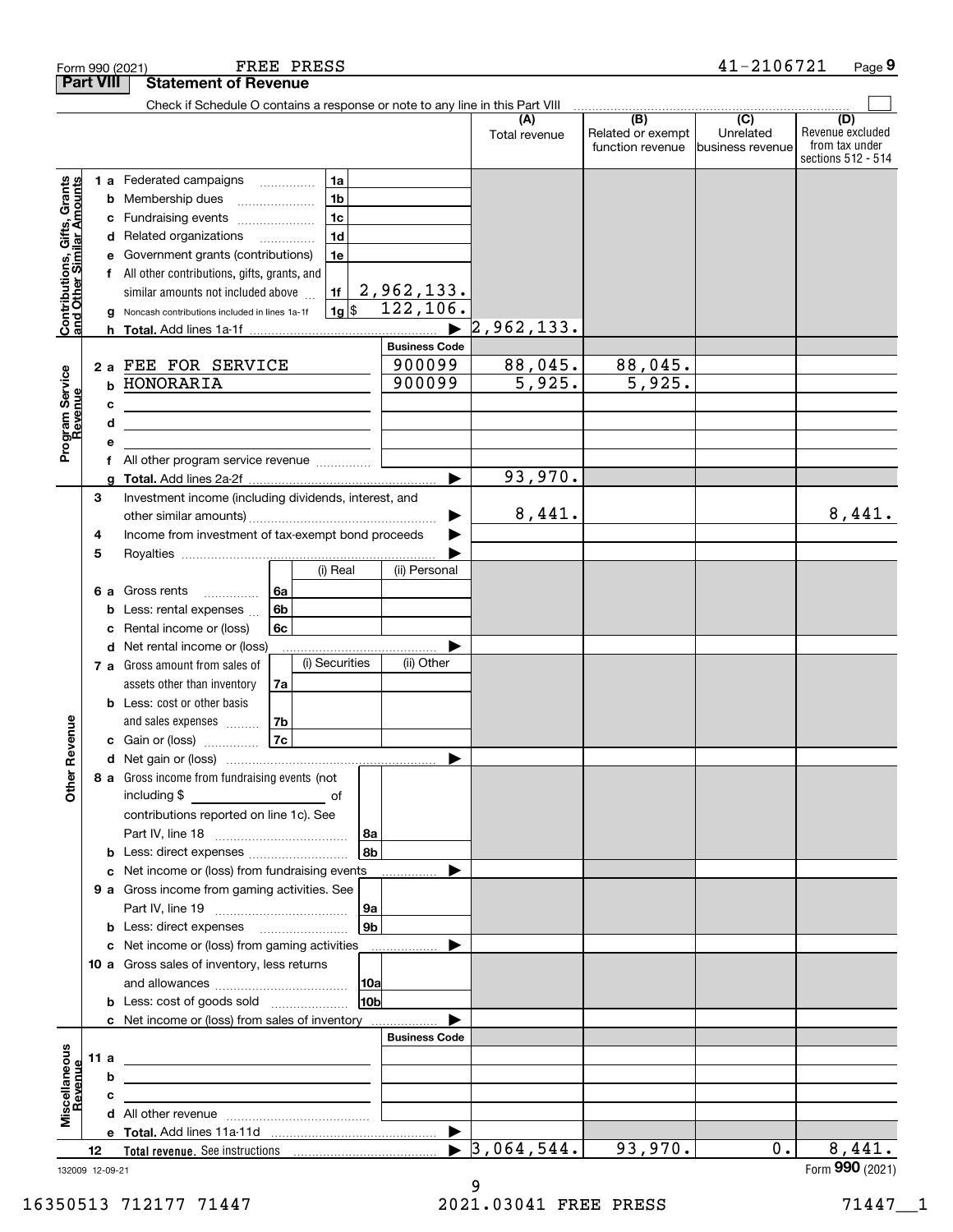Form 990 (2021) FREE PRESS 41-2106721 Page **9**

## Part VIII Statement of Revenue

Check if Schedule O contains a response or note to any line in this Part VIII ☐

| | | | | (A) Total revenue | (B) Related or exempt function revenue | (C) Unrelated business revenue | (D) Revenue excluded from tax under sections 512 - 514 |
|---|---|---|---|---|---|---|---|
| **Contributions, Gifts, Grants and Other Similar Amounts** | 1 a Federated campaigns | 1a | | | | | |
| | b Membership dues | 1b | | | | | |
| | c Fundraising events | 1c | | | | | |
| | d Related organizations | 1d | | | | | |
| | e Government grants (contributions) | 1e | | | | | |
| | f All other contributions, gifts, grants, and similar amounts not included above | 1f | 2,962,133. | | | | |
| | g Noncash contributions included in lines 1a-1f | 1g | $ 122,106. | | | | |
| | h **Total.** Add lines 1a-1f | | ▶ | 2,962,133. | | | |
| **Program Service Revenue** | | | **Business Code** | | | | |
| | 2 a FEE FOR SERVICE | | 900099 | 88,045. | 88,045. | | |
| | b HONORARIA | | 900099 | 5,925. | 5,925. | | |
| | c | | | | | | |
| | d | | | | | | |
| | e | | | | | | |
| | f All other program service revenue | | | | | | |
| | g **Total.** Add lines 2a-2f | | ▶ | 93,970. | | | |
| **Other Revenue** | 3 Investment income (including dividends, interest, and other similar amounts) | | ▶ | 8,441. | | | 8,441. |
| | 4 Income from investment of tax-exempt bond proceeds | | ▶ | | | | |
| | 5 Royalties | | ▶ | | | | |
| | | (i) Real | (ii) Personal | | | | |
| | 6 a Gross rents (6a) | | | | | | |
| | b Less: rental expenses (6b) | | | | | | |
| | c Rental income or (loss) (6c) | | | | | | |
| | d Net rental income or (loss) | | ▶ | | | | |
| | | (i) Securities | (ii) Other | | | | |
| | 7 a Gross amount from sales of assets other than inventory (7a) | | | | | | |
| | b Less: cost or other basis and sales expenses (7b) | | | | | | |
| | c Gain or (loss) (7c) | | | | | | |
| | d Net gain or (loss) | | ▶ | | | | |
| | 8 a Gross income from fundraising events (not including $ of contributions reported on line 1c). See Part IV, line 18 | 8a | | | | | |
| | b Less: direct expenses | 8b | | | | | |
| | c Net income or (loss) from fundraising events | | ▶ | | | | |
| | 9 a Gross income from gaming activities. See Part IV, line 19 | 9a | | | | | |
| | b Less: direct expenses | 9b | | | | | |
| | c Net income or (loss) from gaming activities | | ▶ | | | | |
| | 10 a Gross sales of inventory, less returns and allowances | 10a | | | | | |
| | b Less: cost of goods sold | 10b | | | | | |
| | c Net income or (loss) from sales of inventory | | ▶ | | | | |
| **Miscellaneous Revenue** | | | **Business Code** | | | | |
| | 11 a | | | | | | |
| | b | | | | | | |
| | c | | | | | | |
| | d All other revenue | | | | | | |
| | e **Total.** Add lines 11a-11d | | ▶ | | | | |
| | 12 **Total revenue.** See instructions | | ▶ | 3,064,544. | 93,970. | 0. | 8,441. |

132009 12-09-21

Form **990** (2021)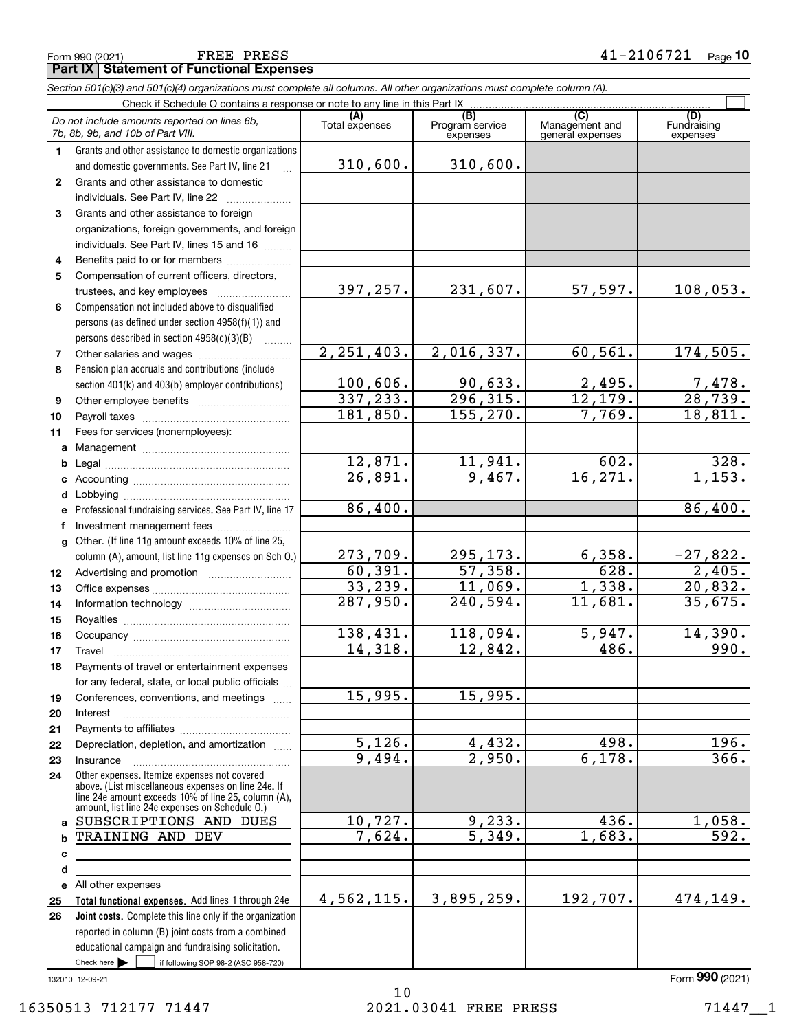Form 990 (2021) FREE PRESS 41-2106721

**Part IX | Statement of Functional Expenses**

*Section 501(c)(3) and 501(c)(4) organizations must complete all columns. All other organizations must complete column (A).*

Check if Schedule O contains a response or note to any line in this Part IX ☐

| *Do not include amounts reported on lines 6b, 7b, 8b, 9b, and 10b of Part VIII.* | (A) Total expenses | (B) Program service expenses | (C) Management and general expenses | (D) Fundraising expenses |
|---|---|---|---|---|
| **1** Grants and other assistance to domestic organizations and domestic governments. See Part IV, line 21 | 310,600. | 310,600. | | |
| **2** Grants and other assistance to domestic individuals. See Part IV, line 22 | | | | |
| **3** Grants and other assistance to foreign organizations, foreign governments, and foreign individuals. See Part IV, lines 15 and 16 | | | | |
| **4** Benefits paid to or for members | | | | |
| **5** Compensation of current officers, directors, trustees, and key employees | 397,257. | 231,607. | 57,597. | 108,053. |
| **6** Compensation not included above to disqualified persons (as defined under section 4958(f)(1)) and persons described in section 4958(c)(3)(B) | | | | |
| **7** Other salaries and wages | 2,251,403. | 2,016,337. | 60,561. | 174,505. |
| **8** Pension plan accruals and contributions (include section 401(k) and 403(b) employer contributions) | 100,606. | 90,633. | 2,495. | 7,478. |
| **9** Other employee benefits | 337,233. | 296,315. | 12,179. | 28,739. |
| **10** Payroll taxes | 181,850. | 155,270. | 7,769. | 18,811. |
| **11** Fees for services (nonemployees): | | | | |
| **a** Management | | | | |
| **b** Legal | 12,871. | 11,941. | 602. | 328. |
| **c** Accounting | 26,891. | 9,467. | 16,271. | 1,153. |
| **d** Lobbying | | | | |
| **e** Professional fundraising services. See Part IV, line 17 | 86,400. | | | 86,400. |
| **f** Investment management fees | | | | |
| **g** Other. (If line 11g amount exceeds 10% of line 25, column (A), amount, list line 11g expenses on Sch O.) | 273,709. | 295,173. | 6,358. | -27,822. |
| **12** Advertising and promotion | 60,391. | 57,358. | 628. | 2,405. |
| **13** Office expenses | 33,239. | 11,069. | 1,338. | 20,832. |
| **14** Information technology | 287,950. | 240,594. | 11,681. | 35,675. |
| **15** Royalties | | | | |
| **16** Occupancy | 138,431. | 118,094. | 5,947. | 14,390. |
| **17** Travel | 14,318. | 12,842. | 486. | 990. |
| **18** Payments of travel or entertainment expenses for any federal, state, or local public officials | | | | |
| **19** Conferences, conventions, and meetings | 15,995. | 15,995. | | |
| **20** Interest | | | | |
| **21** Payments to affiliates | | | | |
| **22** Depreciation, depletion, and amortization | 5,126. | 4,432. | 498. | 196. |
| **23** Insurance | 9,494. | 2,950. | 6,178. | 366. |
| **24** Other expenses. Itemize expenses not covered above. (List miscellaneous expenses on line 24e. If line 24e amount exceeds 10% of line 25, column (A), amount, list line 24e expenses on Schedule O.) | | | | |
| **a** SUBSCRIPTIONS AND DUES | 10,727. | 9,233. | 436. | 1,058. |
| **b** TRAINING AND DEV | 7,624. | 5,349. | 1,683. | 592. |
| **c** | | | | |
| **d** | | | | |
| **e** All other expenses | | | | |
| **25** **Total functional expenses.** Add lines 1 through 24e | 4,562,115. | 3,895,259. | 192,707. | 474,149. |
| **26** **Joint costs.** Complete this line only if the organization reported in column (B) joint costs from a combined educational campaign and fundraising solicitation. Check here ☐ if following SOP 98-2 (ASC 958-720) | | | | |

132010 12-09-21 Form **990** (2021)

16350513 712177 71447 2021.03041 FREE PRESS 71447__1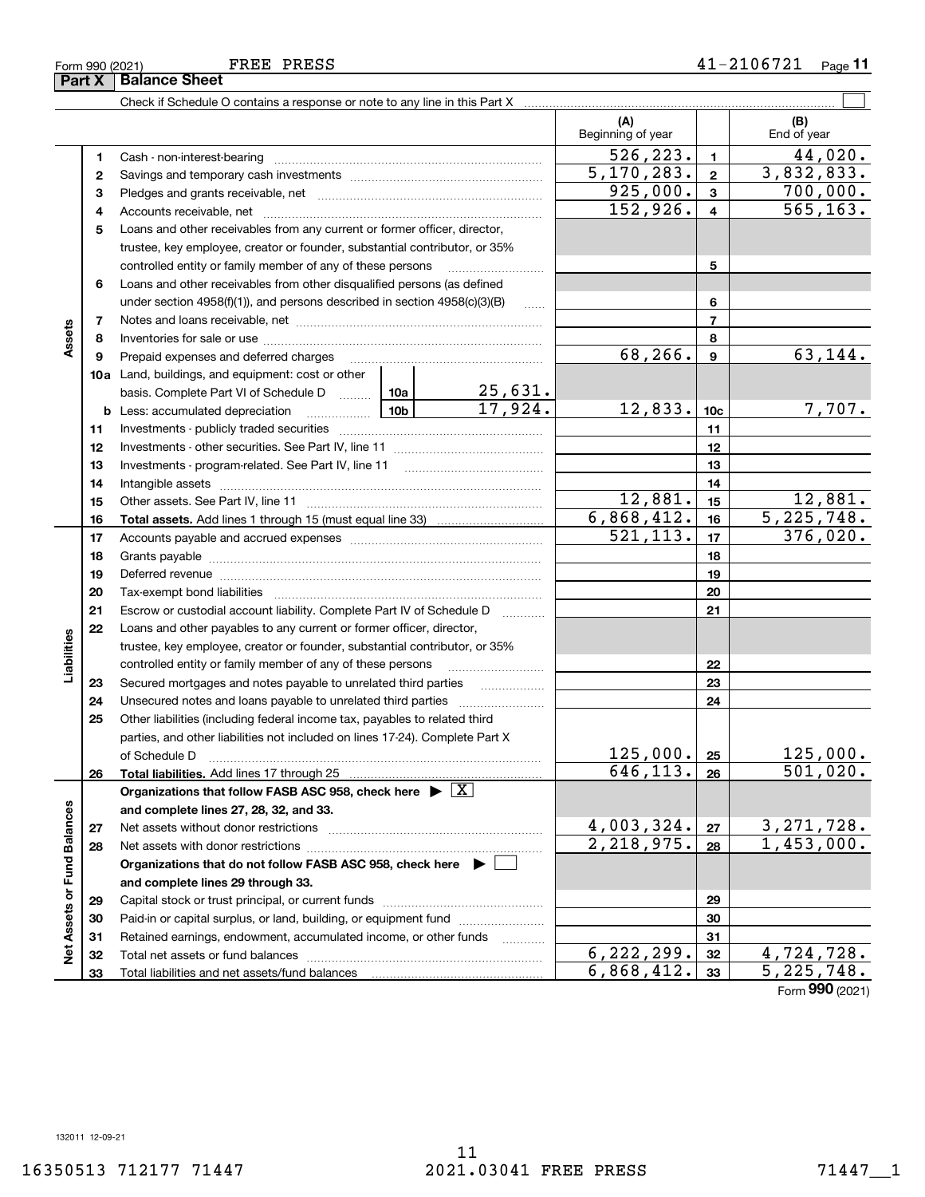Form 990 (2021) FREE PRESS 41-2106721

**Part X Balance Sheet**

Check if Schedule O contains a response or note to any line in this Part X ☐

| | | | | (A) Beginning of year | | (B) End of year |
|---|---|---|---|---|---|---|
| Assets | 1 | Cash - non-interest-bearing | | 526,223. | 1 | 44,020. |
| | 2 | Savings and temporary cash investments | | 5,170,283. | 2 | 3,832,833. |
| | 3 | Pledges and grants receivable, net | | 925,000. | 3 | 700,000. |
| | 4 | Accounts receivable, net | | 152,926. | 4 | 565,163. |
| | 5 | Loans and other receivables from any current or former officer, director, trustee, key employee, creator or founder, substantial contributor, or 35% controlled entity or family member of any of these persons | | | 5 | |
| | 6 | Loans and other receivables from other disqualified persons (as defined under section 4958(f)(1)), and persons described in section 4958(c)(3)(B) | | | 6 | |
| | 7 | Notes and loans receivable, net | | | 7 | |
| | 8 | Inventories for sale or use | | | 8 | |
| | 9 | Prepaid expenses and deferred charges | | 68,266. | 9 | 63,144. |
| | 10a | Land, buildings, and equipment: cost or other basis. Complete Part VI of Schedule D | 10a 25,631. | | | |
| | b | Less: accumulated depreciation | 10b 17,924. | 12,833. | 10c | 7,707. |
| | 11 | Investments - publicly traded securities | | | 11 | |
| | 12 | Investments - other securities. See Part IV, line 11 | | | 12 | |
| | 13 | Investments - program-related. See Part IV, line 11 | | | 13 | |
| | 14 | Intangible assets | | | 14 | |
| | 15 | Other assets. See Part IV, line 11 | | 12,881. | 15 | 12,881. |
| | 16 | **Total assets.** Add lines 1 through 15 (must equal line 33) | | 6,868,412. | 16 | 5,225,748. |
| Liabilities | 17 | Accounts payable and accrued expenses | | 521,113. | 17 | 376,020. |
| | 18 | Grants payable | | | 18 | |
| | 19 | Deferred revenue | | | 19 | |
| | 20 | Tax-exempt bond liabilities | | | 20 | |
| | 21 | Escrow or custodial account liability. Complete Part IV of Schedule D | | | 21 | |
| | 22 | Loans and other payables to any current or former officer, director, trustee, key employee, creator or founder, substantial contributor, or 35% controlled entity or family member of any of these persons | | | 22 | |
| | 23 | Secured mortgages and notes payable to unrelated third parties | | | 23 | |
| | 24 | Unsecured notes and loans payable to unrelated third parties | | | 24 | |
| | 25 | Other liabilities (including federal income tax, payables to related third parties, and other liabilities not included on lines 17-24). Complete Part X of Schedule D | | 125,000. | 25 | 125,000. |
| | 26 | **Total liabilities.** Add lines 17 through 25 | | 646,113. | 26 | 501,020. |
| Net Assets or Fund Balances | | **Organizations that follow FASB ASC 958, check here ▶ ☒ and complete lines 27, 28, 32, and 33.** | | | | |
| | 27 | Net assets without donor restrictions | | 4,003,324. | 27 | 3,271,728. |
| | 28 | Net assets with donor restrictions | | 2,218,975. | 28 | 1,453,000. |
| | | **Organizations that do not follow FASB ASC 958, check here ▶ ☐ and complete lines 29 through 33.** | | | | |
| | 29 | Capital stock or trust principal, or current funds | | | 29 | |
| | 30 | Paid-in or capital surplus, or land, building, or equipment fund | | | 30 | |
| | 31 | Retained earnings, endowment, accumulated income, or other funds | | | 31 | |
| | 32 | Total net assets or fund balances | | 6,222,299. | 32 | 4,724,728. |
| | 33 | Total liabilities and net assets/fund balances | | 6,868,412. | 33 | 5,225,748. |

Form **990** (2021)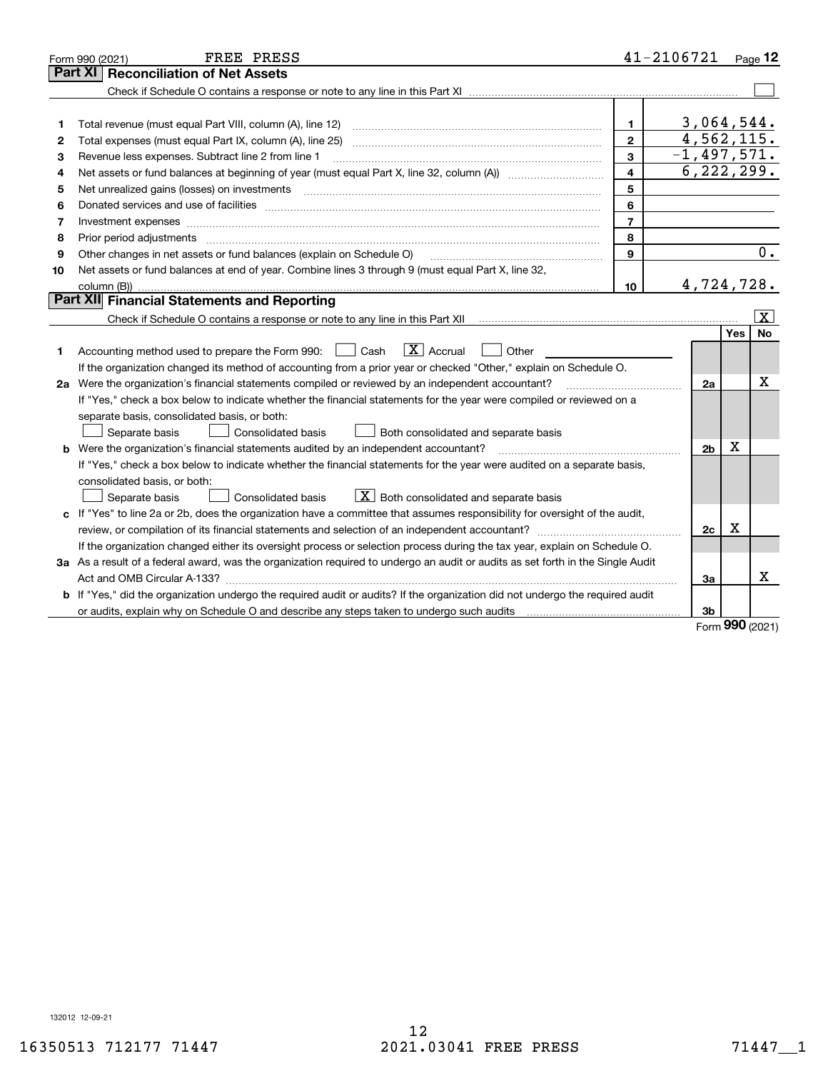Form 990 (2021) FREE PRESS 41-2106721 Page **12**

## Part XI Reconciliation of Net Assets

Check if Schedule O contains a response or note to any line in this Part XI ☐

| | | | |
|---|---|---|---|
| 1 | Total revenue (must equal Part VIII, column (A), line 12) | 1 | 3,064,544. |
| 2 | Total expenses (must equal Part IX, column (A), line 25) | 2 | 4,562,115. |
| 3 | Revenue less expenses. Subtract line 2 from line 1 | 3 | -1,497,571. |
| 4 | Net assets or fund balances at beginning of year (must equal Part X, line 32, column (A)) | 4 | 6,222,299. |
| 5 | Net unrealized gains (losses) on investments | 5 | |
| 6 | Donated services and use of facilities | 6 | |
| 7 | Investment expenses | 7 | |
| 8 | Prior period adjustments | 8 | |
| 9 | Other changes in net assets or fund balances (explain on Schedule O) | 9 | 0. |
| 10 | Net assets or fund balances at end of year. Combine lines 3 through 9 (must equal Part X, line 32, column (B)) | 10 | 4,724,728. |

## Part XII Financial Statements and Reporting

Check if Schedule O contains a response or note to any line in this Part XII ☒

| | | | Yes | No |
|---|---|---|---|---|
| 1 | Accounting method used to prepare the Form 990: ☐ Cash ☒ Accrual ☐ Other<br>If the organization changed its method of accounting from a prior year or checked "Other," explain on Schedule O. | | | |
| 2a | Were the organization's financial statements compiled or reviewed by an independent accountant?<br>If "Yes," check a box below to indicate whether the financial statements for the year were compiled or reviewed on a separate basis, consolidated basis, or both:<br>☐ Separate basis ☐ Consolidated basis ☐ Both consolidated and separate basis | 2a | | X |
| b | Were the organization's financial statements audited by an independent accountant?<br>If "Yes," check a box below to indicate whether the financial statements for the year were audited on a separate basis, consolidated basis, or both:<br>☐ Separate basis ☐ Consolidated basis ☒ Both consolidated and separate basis | 2b | X | |
| c | If "Yes" to line 2a or 2b, does the organization have a committee that assumes responsibility for oversight of the audit, review, or compilation of its financial statements and selection of an independent accountant?<br>If the organization changed either its oversight process or selection process during the tax year, explain on Schedule O. | 2c | X | |
| 3a | As a result of a federal award, was the organization required to undergo an audit or audits as set forth in the Single Audit Act and OMB Circular A-133? | 3a | | X |
| b | If "Yes," did the organization undergo the required audit or audits? If the organization did not undergo the required audit or audits, explain why on Schedule O and describe any steps taken to undergo such audits | 3b | | |

Form **990** (2021)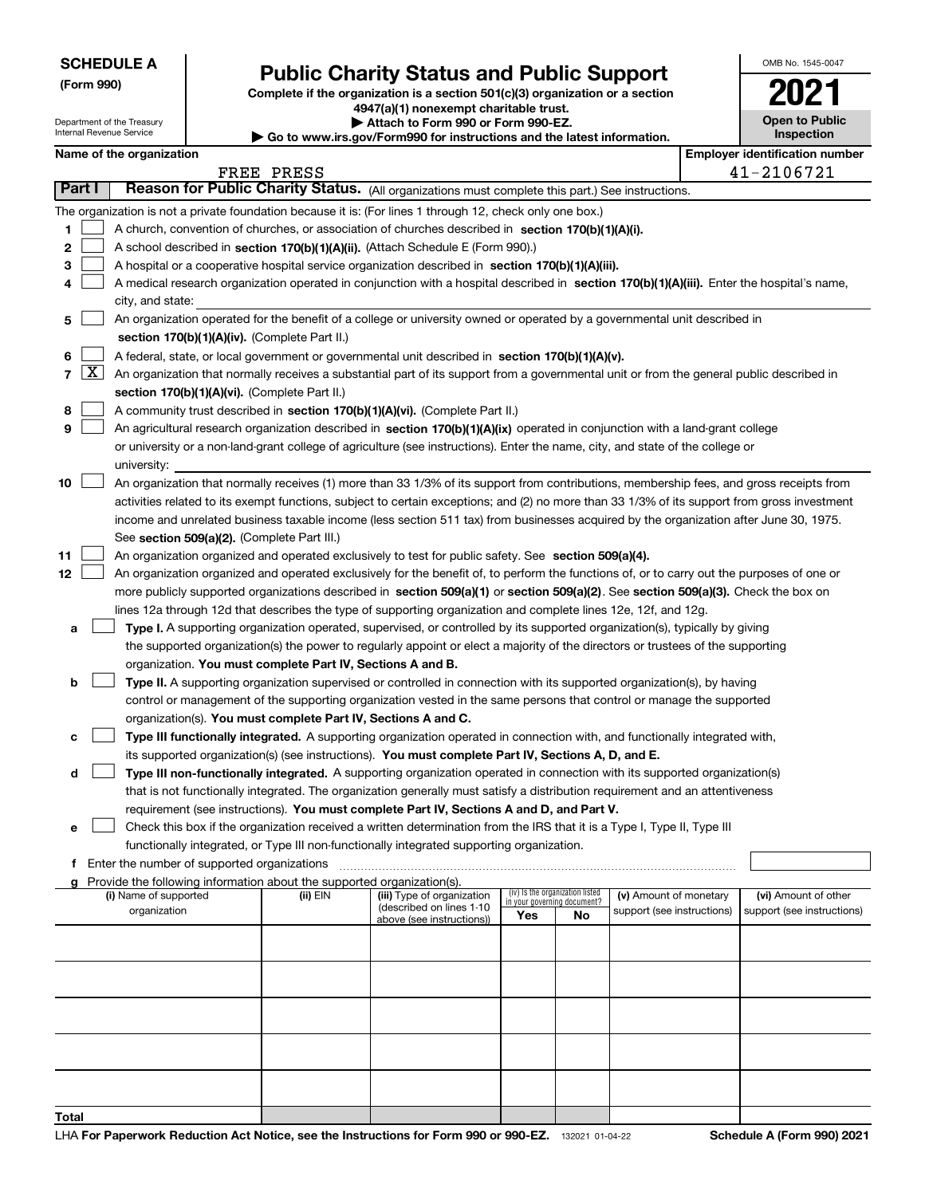**SCHEDULE A**
**(Form 990)**

Department of the Treasury
Internal Revenue Service

# Public Charity Status and Public Support

**Complete if the organization is a section 501(c)(3) organization or a section 4947(a)(1) nonexempt charitable trust.**
**▶ Attach to Form 990 or Form 990-EZ.**
**▶ Go to www.irs.gov/Form990 for instructions and the latest information.**

OMB No. 1545-0047

**2021**

**Open to Public Inspection**

**Name of the organization**
FREE PRESS

**Employer identification number**
41-2106721

**Part I** **Reason for Public Charity Status.** (All organizations must complete this part.) See instructions.

The organization is not a private foundation because it is: (For lines 1 through 12, check only one box.)

1 ☐ A church, convention of churches, or association of churches described in **section 170(b)(1)(A)(i).**

2 ☐ A school described in **section 170(b)(1)(A)(ii).** (Attach Schedule E (Form 990).)

3 ☐ A hospital or a cooperative hospital service organization described in **section 170(b)(1)(A)(iii).**

4 ☐ A medical research organization operated in conjunction with a hospital described in **section 170(b)(1)(A)(iii).** Enter the hospital's name, city, and state:

5 ☐ An organization operated for the benefit of a college or university owned or operated by a governmental unit described in **section 170(b)(1)(A)(iv).** (Complete Part II.)

6 ☐ A federal, state, or local government or governmental unit described in **section 170(b)(1)(A)(v).**

7 ☒ An organization that normally receives a substantial part of its support from a governmental unit or from the general public described in **section 170(b)(1)(A)(vi).** (Complete Part II.)

8 ☐ A community trust described in **section 170(b)(1)(A)(vi).** (Complete Part II.)

9 ☐ An agricultural research organization described in **section 170(b)(1)(A)(ix)** operated in conjunction with a land-grant college or university or a non-land-grant college of agriculture (see instructions). Enter the name, city, and state of the college or university:

10 ☐ An organization that normally receives (1) more than 33 1/3% of its support from contributions, membership fees, and gross receipts from activities related to its exempt functions, subject to certain exceptions; and (2) no more than 33 1/3% of its support from gross investment income and unrelated business taxable income (less section 511 tax) from businesses acquired by the organization after June 30, 1975. See **section 509(a)(2).** (Complete Part III.)

11 ☐ An organization organized and operated exclusively to test for public safety. See **section 509(a)(4).**

12 ☐ An organization organized and operated exclusively for the benefit of, to perform the functions of, or to carry out the purposes of one or more publicly supported organizations described in **section 509(a)(1)** or **section 509(a)(2)**. See **section 509(a)(3).** Check the box on lines 12a through 12d that describes the type of supporting organization and complete lines 12e, 12f, and 12g.

a ☐ **Type I.** A supporting organization operated, supervised, or controlled by its supported organization(s), typically by giving the supported organization(s) the power to regularly appoint or elect a majority of the directors or trustees of the supporting organization. **You must complete Part IV, Sections A and B.**

b ☐ **Type II.** A supporting organization supervised or controlled in connection with its supported organization(s), by having control or management of the supporting organization vested in the same persons that control or manage the supported organization(s). **You must complete Part IV, Sections A and C.**

c ☐ **Type III functionally integrated.** A supporting organization operated in connection with, and functionally integrated with, its supported organization(s) (see instructions). **You must complete Part IV, Sections A, D, and E.**

d ☐ **Type III non-functionally integrated.** A supporting organization operated in connection with its supported organization(s) that is not functionally integrated. The organization generally must satisfy a distribution requirement and an attentiveness requirement (see instructions). **You must complete Part IV, Sections A and D, and Part V.**

e ☐ Check this box if the organization received a written determination from the IRS that it is a Type I, Type II, Type III functionally integrated, or Type III non-functionally integrated supporting organization.

f Enter the number of supported organizations

g Provide the following information about the supported organization(s).

| (i) Name of supported organization | (ii) EIN | (iii) Type of organization (described on lines 1-10 above (see instructions)) | (iv) Is the organization listed in your governing document? Yes | No | (v) Amount of monetary support (see instructions) | (vi) Amount of other support (see instructions) |
|---|---|---|---|---|---|---|
| | | | | | | |
| | | | | | | |
| | | | | | | |
| | | | | | | |
| | | | | | | |
| **Total** | | | | | | |

LHA **For Paperwork Reduction Act Notice, see the Instructions for Form 990 or 990-EZ.** 132021 01-04-22 **Schedule A (Form 990) 2021**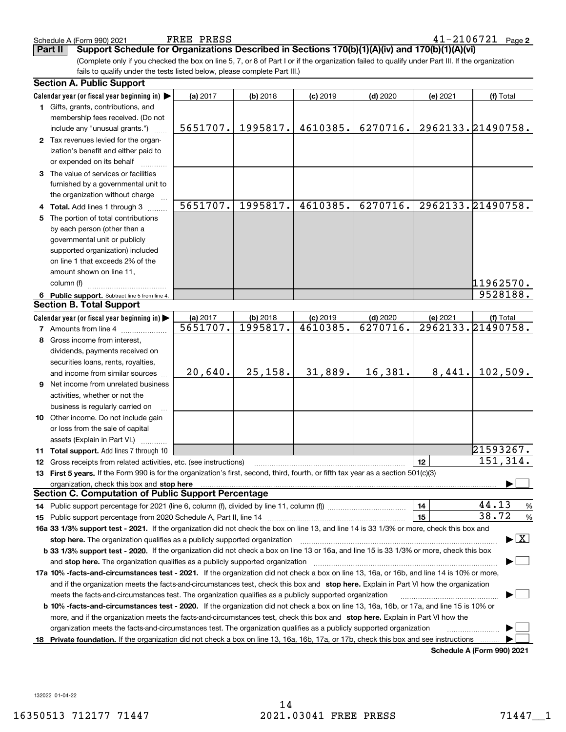Schedule A (Form 990) 2021 FREE PRESS 41-2106721 Page 2

**Part II Support Schedule for Organizations Described in Sections 170(b)(1)(A)(iv) and 170(b)(1)(A)(vi)**

(Complete only if you checked the box on line 5, 7, or 8 of Part I or if the organization failed to qualify under Part III. If the organization fails to qualify under the tests listed below, please complete Part III.)

### Section A. Public Support

| Calendar year (or fiscal year beginning in) ▶ | (a) 2017 | (b) 2018 | (c) 2019 | (d) 2020 | (e) 2021 | (f) Total |
|---|---|---|---|---|---|---|
| **1** Gifts, grants, contributions, and membership fees received. (Do not include any "unusual grants.") | 5651707. | 1995817. | 4610385. | 6270716. | 2962133. | 21490758. |
| **2** Tax revenues levied for the organization's benefit and either paid to or expended on its behalf | | | | | | |
| **3** The value of services or facilities furnished by a governmental unit to the organization without charge | | | | | | |
| **4 Total.** Add lines 1 through 3 | 5651707. | 1995817. | 4610385. | 6270716. | 2962133. | 21490758. |
| **5** The portion of total contributions by each person (other than a governmental unit or publicly supported organization) included on line 1 that exceeds 2% of the amount shown on line 11, column (f) | | | | | | 11962570. |
| **6 Public support.** Subtract line 5 from line 4. | | | | | | 9528188. |

### Section B. Total Support

| Calendar year (or fiscal year beginning in) ▶ | (a) 2017 | (b) 2018 | (c) 2019 | (d) 2020 | (e) 2021 | (f) Total |
|---|---|---|---|---|---|---|
| **7** Amounts from line 4 | 5651707. | 1995817. | 4610385. | 6270716. | 2962133. | 21490758. |
| **8** Gross income from interest, dividends, payments received on securities loans, rents, royalties, and income from similar sources | 20,640. | 25,158. | 31,889. | 16,381. | 8,441. | 102,509. |
| **9** Net income from unrelated business activities, whether or not the business is regularly carried on | | | | | | |
| **10** Other income. Do not include gain or loss from the sale of capital assets (Explain in Part VI.) | | | | | | |
| **11 Total support.** Add lines 7 through 10 | | | | | | 21593267. |

**12** Gross receipts from related activities, etc. (see instructions) — **12** — 151,314.

**13 First 5 years.** If the Form 990 is for the organization's first, second, third, fourth, or fifth tax year as a section 501(c)(3) organization, check this box and **stop here** ▶ ☐

### Section C. Computation of Public Support Percentage

**14** Public support percentage for 2021 (line 6, column (f), divided by line 11, column (f)) — **14** — 44.13 %

**15** Public support percentage from 2020 Schedule A, Part II, line 14 — **15** — 38.72 %

**16a 33 1/3% support test - 2021.** If the organization did not check the box on line 13, and line 14 is 33 1/3% or more, check this box and **stop here.** The organization qualifies as a publicly supported organization ▶ ☒

**b 33 1/3% support test - 2020.** If the organization did not check a box on line 13 or 16a, and line 15 is 33 1/3% or more, check this box and **stop here.** The organization qualifies as a publicly supported organization ▶ ☐

**17a 10% -facts-and-circumstances test - 2021.** If the organization did not check a box on line 13, 16a, or 16b, and line 14 is 10% or more, and if the organization meets the facts-and-circumstances test, check this box and **stop here.** Explain in Part VI how the organization meets the facts-and-circumstances test. The organization qualifies as a publicly supported organization ▶ ☐

**b 10% -facts-and-circumstances test - 2020.** If the organization did not check a box on line 13, 16a, 16b, or 17a, and line 15 is 10% or more, and if the organization meets the facts-and-circumstances test, check this box and **stop here.** Explain in Part VI how the organization meets the facts-and-circumstances test. The organization qualifies as a publicly supported organization ▶ ☐

**18 Private foundation.** If the organization did not check a box on line 13, 16a, 16b, 17a, or 17b, check this box and see instructions ▶ ☐

**Schedule A (Form 990) 2021**

132022 01-04-22

16350513 712177 71447 2021.03041 FREE PRESS 71447__1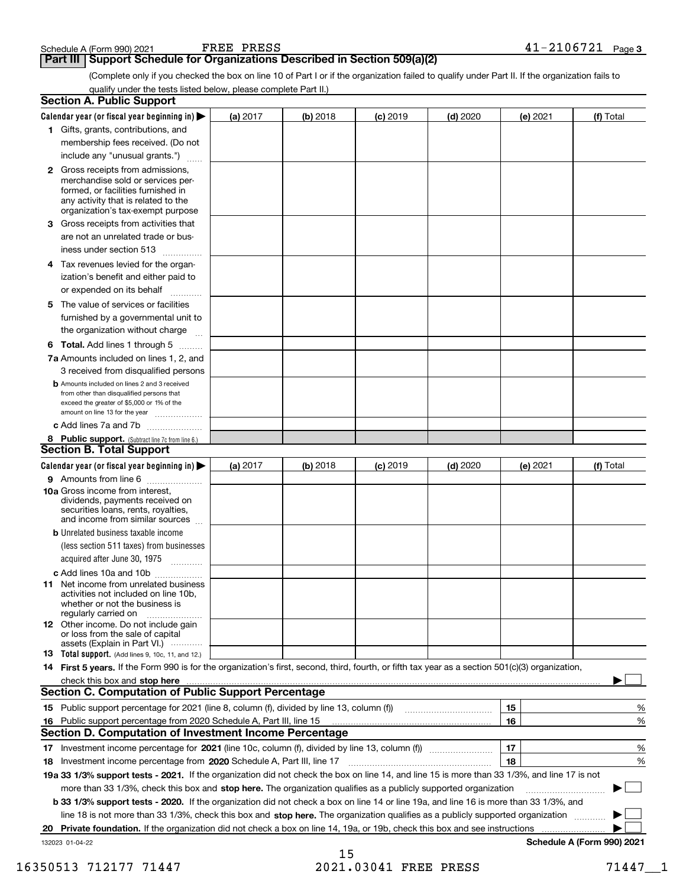Schedule A (Form 990) 2021 FREE PRESS 41-2106721 Page 3

## Part III Support Schedule for Organizations Described in Section 509(a)(2)

(Complete only if you checked the box on line 10 of Part I or if the organization failed to qualify under Part II. If the organization fails to qualify under the tests listed below, please complete Part II.)

### Section A. Public Support

| Calendar year (or fiscal year beginning in) ▶ | (a) 2017 | (b) 2018 | (c) 2019 | (d) 2020 | (e) 2021 | (f) Total |
|---|---|---|---|---|---|---|
| 1 Gifts, grants, contributions, and membership fees received. (Do not include any "unusual grants.") | | | | | | |
| 2 Gross receipts from admissions, merchandise sold or services performed, or facilities furnished in any activity that is related to the organization's tax-exempt purpose | | | | | | |
| 3 Gross receipts from activities that are not an unrelated trade or business under section 513 | | | | | | |
| 4 Tax revenues levied for the organization's benefit and either paid to or expended on its behalf | | | | | | |
| 5 The value of services or facilities furnished by a governmental unit to the organization without charge | | | | | | |
| 6 **Total.** Add lines 1 through 5 | | | | | | |
| 7a Amounts included on lines 1, 2, and 3 received from disqualified persons | | | | | | |
| b Amounts included on lines 2 and 3 received from other than disqualified persons that exceed the greater of $5,000 or 1% of the amount on line 13 for the year | | | | | | |
| c Add lines 7a and 7b | | | | | | |
| 8 **Public support.** (Subtract line 7c from line 6.) | | | | | | |

### Section B. Total Support

| Calendar year (or fiscal year beginning in) ▶ | (a) 2017 | (b) 2018 | (c) 2019 | (d) 2020 | (e) 2021 | (f) Total |
|---|---|---|---|---|---|---|
| 9 Amounts from line 6 | | | | | | |
| 10a Gross income from interest, dividends, payments received on securities loans, rents, royalties, and income from similar sources | | | | | | |
| b Unrelated business taxable income (less section 511 taxes) from businesses acquired after June 30, 1975 | | | | | | |
| c Add lines 10a and 10b | | | | | | |
| 11 Net income from unrelated business activities not included on line 10b, whether or not the business is regularly carried on | | | | | | |
| 12 Other income. Do not include gain or loss from the sale of capital assets (Explain in Part VI.) | | | | | | |
| 13 **Total support.** (Add lines 9, 10c, 11, and 12.) | | | | | | |

14 **First 5 years.** If the Form 990 is for the organization's first, second, third, fourth, or fifth tax year as a section 501(c)(3) organization, check this box and **stop here** ▶ ☐

### Section C. Computation of Public Support Percentage

| | | | |
|---|---|---|---|
| 15 | Public support percentage for 2021 (line 8, column (f), divided by line 13, column (f)) | 15 | % |
| 16 | Public support percentage from 2020 Schedule A, Part III, line 15 | 16 | % |

### Section D. Computation of Investment Income Percentage

| | | | |
|---|---|---|---|
| 17 | Investment income percentage for **2021** (line 10c, column (f), divided by line 13, column (f)) | 17 | % |
| 18 | Investment income percentage from **2020** Schedule A, Part III, line 17 | 18 | % |

**19a 33 1/3% support tests - 2021.** If the organization did not check the box on line 14, and line 15 is more than 33 1/3%, and line 17 is not more than 33 1/3%, check this box and **stop here.** The organization qualifies as a publicly supported organization ▶ ☐

**b 33 1/3% support tests - 2020.** If the organization did not check a box on line 14 or line 19a, and line 16 is more than 33 1/3%, and line 18 is not more than 33 1/3%, check this box and **stop here.** The organization qualifies as a publicly supported organization ▶ ☐

**20 Private foundation.** If the organization did not check a box on line 14, 19a, or 19b, check this box and see instructions ▶ ☐

132023 01-04-22 **Schedule A (Form 990) 2021**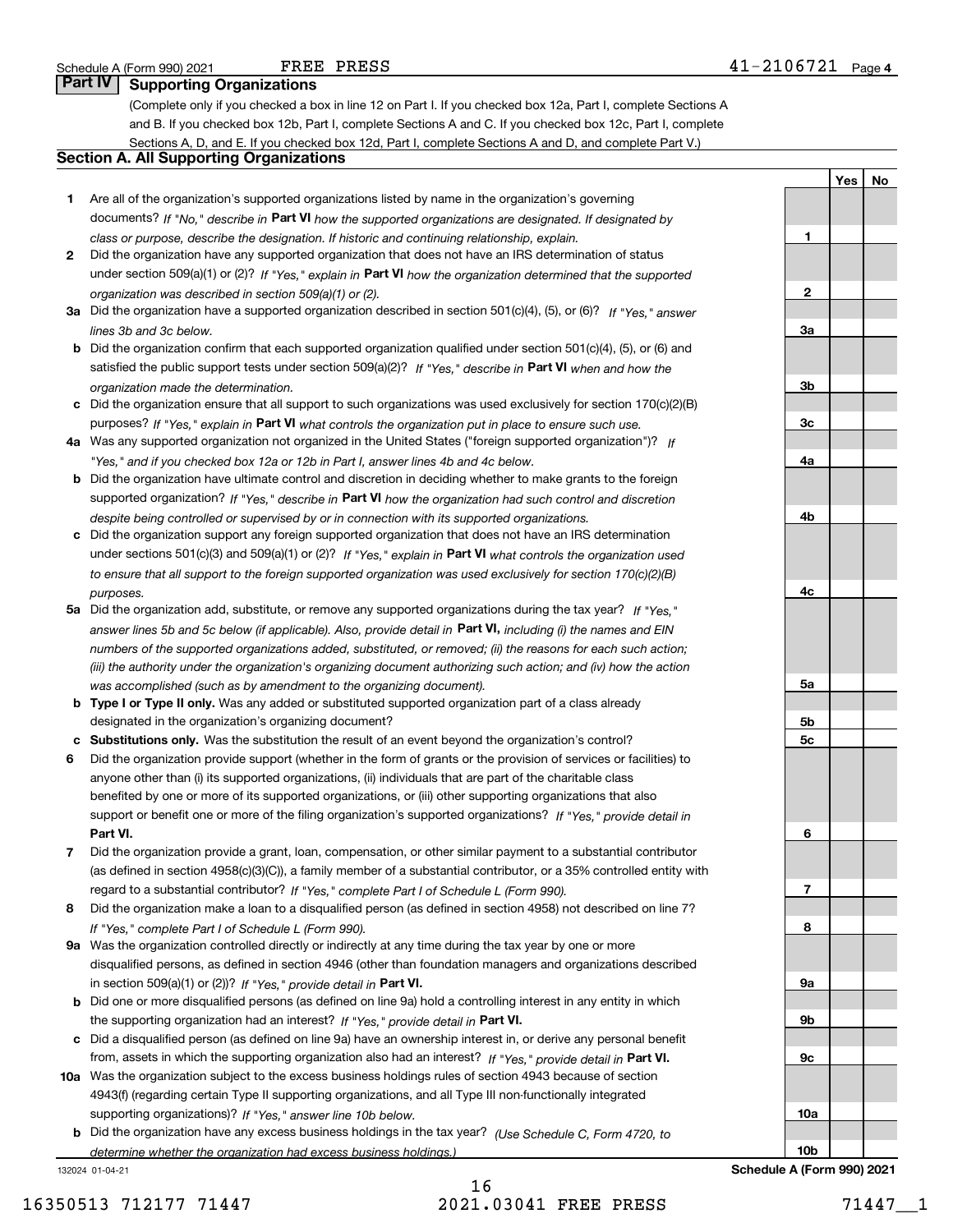Schedule A (Form 990) 2021 FREE PRESS 41-2106721

## Part IV Supporting Organizations

(Complete only if you checked a box in line 12 on Part I. If you checked box 12a, Part I, complete Sections A and B. If you checked box 12b, Part I, complete Sections A and C. If you checked box 12c, Part I, complete Sections A, D, and E. If you checked box 12d, Part I, complete Sections A and D, and complete Part V.)

### Section A. All Supporting Organizations

| | | | Yes | No |
|---|---|---|---|---|
| 1 | Are all of the organization's supported organizations listed by name in the organization's governing documents? *If "No," describe in* **Part VI** *how the supported organizations are designated. If designated by class or purpose, describe the designation. If historic and continuing relationship, explain.* | 1 | | |
| 2 | Did the organization have any supported organization that does not have an IRS determination of status under section 509(a)(1) or (2)? *If "Yes," explain in* **Part VI** *how the organization determined that the supported organization was described in section 509(a)(1) or (2).* | 2 | | |
| 3a | Did the organization have a supported organization described in section 501(c)(4), (5), or (6)? *If "Yes," answer lines 3b and 3c below.* | 3a | | |
| b | Did the organization confirm that each supported organization qualified under section 501(c)(4), (5), or (6) and satisfied the public support tests under section 509(a)(2)? *If "Yes," describe in* **Part VI** *when and how the organization made the determination.* | 3b | | |
| c | Did the organization ensure that all support to such organizations was used exclusively for section 170(c)(2)(B) purposes? *If "Yes," explain in* **Part VI** *what controls the organization put in place to ensure such use.* | 3c | | |
| 4a | Was any supported organization not organized in the United States ("foreign supported organization")? *If "Yes," and if you checked box 12a or 12b in Part I, answer lines 4b and 4c below.* | 4a | | |
| b | Did the organization have ultimate control and discretion in deciding whether to make grants to the foreign supported organization? *If "Yes," describe in* **Part VI** *how the organization had such control and discretion despite being controlled or supervised by or in connection with its supported organizations.* | 4b | | |
| c | Did the organization support any foreign supported organization that does not have an IRS determination under sections 501(c)(3) and 509(a)(1) or (2)? *If "Yes," explain in* **Part VI** *what controls the organization used to ensure that all support to the foreign supported organization was used exclusively for section 170(c)(2)(B) purposes.* | 4c | | |
| 5a | Did the organization add, substitute, or remove any supported organizations during the tax year? *If "Yes," answer lines 5b and 5c below (if applicable). Also, provide detail in* **Part VI,** *including (i) the names and EIN numbers of the supported organizations added, substituted, or removed; (ii) the reasons for each such action; (iii) the authority under the organization's organizing document authorizing such action; and (iv) how the action was accomplished (such as by amendment to the organizing document).* | 5a | | |
| b | **Type I or Type II only.** Was any added or substituted supported organization part of a class already designated in the organization's organizing document? | 5b | | |
| c | **Substitutions only.** Was the substitution the result of an event beyond the organization's control? | 5c | | |
| 6 | Did the organization provide support (whether in the form of grants or the provision of services or facilities) to anyone other than (i) its supported organizations, (ii) individuals that are part of the charitable class benefited by one or more of its supported organizations, or (iii) other supporting organizations that also support or benefit one or more of the filing organization's supported organizations? *If "Yes," provide detail in* **Part VI.** | 6 | | |
| 7 | Did the organization provide a grant, loan, compensation, or other similar payment to a substantial contributor (as defined in section 4958(c)(3)(C)), a family member of a substantial contributor, or a 35% controlled entity with regard to a substantial contributor? *If "Yes," complete Part I of Schedule L (Form 990).* | 7 | | |
| 8 | Did the organization make a loan to a disqualified person (as defined in section 4958) not described on line 7? *If "Yes," complete Part I of Schedule L (Form 990).* | 8 | | |
| 9a | Was the organization controlled directly or indirectly at any time during the tax year by one or more disqualified persons, as defined in section 4946 (other than foundation managers and organizations described in section 509(a)(1) or (2))? *If "Yes," provide detail in* **Part VI.** | 9a | | |
| b | Did one or more disqualified persons (as defined on line 9a) hold a controlling interest in any entity in which the supporting organization had an interest? *If "Yes," provide detail in* **Part VI.** | 9b | | |
| c | Did a disqualified person (as defined on line 9a) have an ownership interest in, or derive any personal benefit from, assets in which the supporting organization also had an interest? *If "Yes," provide detail in* **Part VI.** | 9c | | |
| 10a | Was the organization subject to the excess business holdings rules of section 4943 because of section 4943(f) (regarding certain Type II supporting organizations, and all Type III non-functionally integrated supporting organizations)? *If "Yes," answer line 10b below.* | 10a | | |
| b | Did the organization have any excess business holdings in the tax year? *(Use Schedule C, Form 4720, to determine whether the organization had excess business holdings.)* | 10b | | |

132024 01-04-21 **Schedule A (Form 990) 2021**

16350513 712177 71447 2021.03041 FREE PRESS 71447__1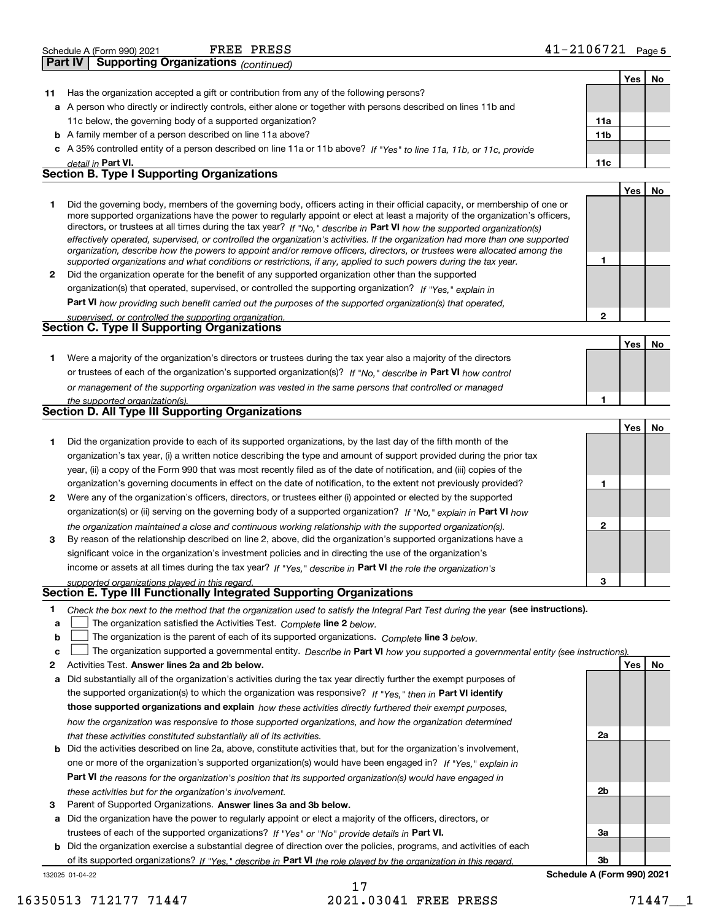Schedule A (Form 990) 2021 FREE PRESS 41-2106721 Page 5

## Part IV Supporting Organizations *(continued)*

| | | | Yes | No |
|---|---|---|---|---|
| **11** | Has the organization accepted a gift or contribution from any of the following persons? | | | |
| **a** | A person who directly or indirectly controls, either alone or together with persons described on lines 11b and 11c below, the governing body of a supported organization? | **11a** | | |
| **b** | A family member of a person described on line 11a above? | **11b** | | |
| **c** | A 35% controlled entity of a person described on line 11a or 11b above? *If "Yes" to line 11a, 11b, or 11c, provide detail in* **Part VI.** | **11c** | | |

### Section B. Type I Supporting Organizations

| | | | Yes | No |
|---|---|---|---|---|
| **1** | Did the governing body, members of the governing body, officers acting in their official capacity, or membership of one or more supported organizations have the power to regularly appoint or elect at least a majority of the organization's officers, directors, or trustees at all times during the tax year? *If "No," describe in* **Part VI** *how the supported organization(s) effectively operated, supervised, or controlled the organization's activities. If the organization had more than one supported organization, describe how the powers to appoint and/or remove officers, directors, or trustees were allocated among the supported organizations and what conditions or restrictions, if any, applied to such powers during the tax year.* | **1** | | |
| **2** | Did the organization operate for the benefit of any supported organization other than the supported organization(s) that operated, supervised, or controlled the supporting organization? *If "Yes," explain in* **Part VI** *how providing such benefit carried out the purposes of the supported organization(s) that operated, supervised, or controlled the supporting organization.* | **2** | | |

### Section C. Type II Supporting Organizations

| | | | Yes | No |
|---|---|---|---|---|
| **1** | Were a majority of the organization's directors or trustees during the tax year also a majority of the directors or trustees of each of the organization's supported organization(s)? *If "No," describe in* **Part VI** *how control or management of the supporting organization was vested in the same persons that controlled or managed the supported organization(s).* | **1** | | |

### Section D. All Type III Supporting Organizations

| | | | Yes | No |
|---|---|---|---|---|
| **1** | Did the organization provide to each of its supported organizations, by the last day of the fifth month of the organization's tax year, (i) a written notice describing the type and amount of support provided during the prior tax year, (ii) a copy of the Form 990 that was most recently filed as of the date of notification, and (iii) copies of the organization's governing documents in effect on the date of notification, to the extent not previously provided? | **1** | | |
| **2** | Were any of the organization's officers, directors, or trustees either (i) appointed or elected by the supported organization(s) or (ii) serving on the governing body of a supported organization? *If "No," explain in* **Part VI** *how the organization maintained a close and continuous working relationship with the supported organization(s).* | **2** | | |
| **3** | By reason of the relationship described on line 2, above, did the organization's supported organizations have a significant voice in the organization's investment policies and in directing the use of the organization's income or assets at all times during the tax year? *If "Yes," describe in* **Part VI** *the role the organization's supported organizations played in this regard.* | **3** | | |

### Section E. Type III Functionally Integrated Supporting Organizations

**1** *Check the box next to the method that the organization used to satisfy the Integral Part Test during the year* **(see instructions).**

- **a** ☐ The organization satisfied the Activities Test. *Complete* **line 2** *below.*
- **b** ☐ The organization is the parent of each of its supported organizations. *Complete* **line 3** *below.*
- **c** ☐ The organization supported a governmental entity. *Describe in* **Part VI** *how you supported a governmental entity (see instructions).*

| | | | Yes | No |
|---|---|---|---|---|
| **2** | Activities Test. **Answer lines 2a and 2b below.** | | | |
| **a** | Did substantially all of the organization's activities during the tax year directly further the exempt purposes of the supported organization(s) to which the organization was responsive? *If "Yes," then in* **Part VI identify those supported organizations and explain** *how these activities directly furthered their exempt purposes, how the organization was responsive to those supported organizations, and how the organization determined that these activities constituted substantially all of its activities.* | **2a** | | |
| **b** | Did the activities described on line 2a, above, constitute activities that, but for the organization's involvement, one or more of the organization's supported organization(s) would have been engaged in? *If "Yes," explain in* **Part VI** *the reasons for the organization's position that its supported organization(s) would have engaged in these activities but for the organization's involvement.* | **2b** | | |
| **3** | Parent of Supported Organizations. **Answer lines 3a and 3b below.** | | | |
| **a** | Did the organization have the power to regularly appoint or elect a majority of the officers, directors, or trustees of each of the supported organizations? *If "Yes" or "No" provide details in* **Part VI.** | **3a** | | |
| **b** | Did the organization exercise a substantial degree of direction over the policies, programs, and activities of each of its supported organizations? *If "Yes," describe in* **Part VI** *the role played by the organization in this regard.* | **3b** | | |

132025 01-04-22 **Schedule A (Form 990) 2021**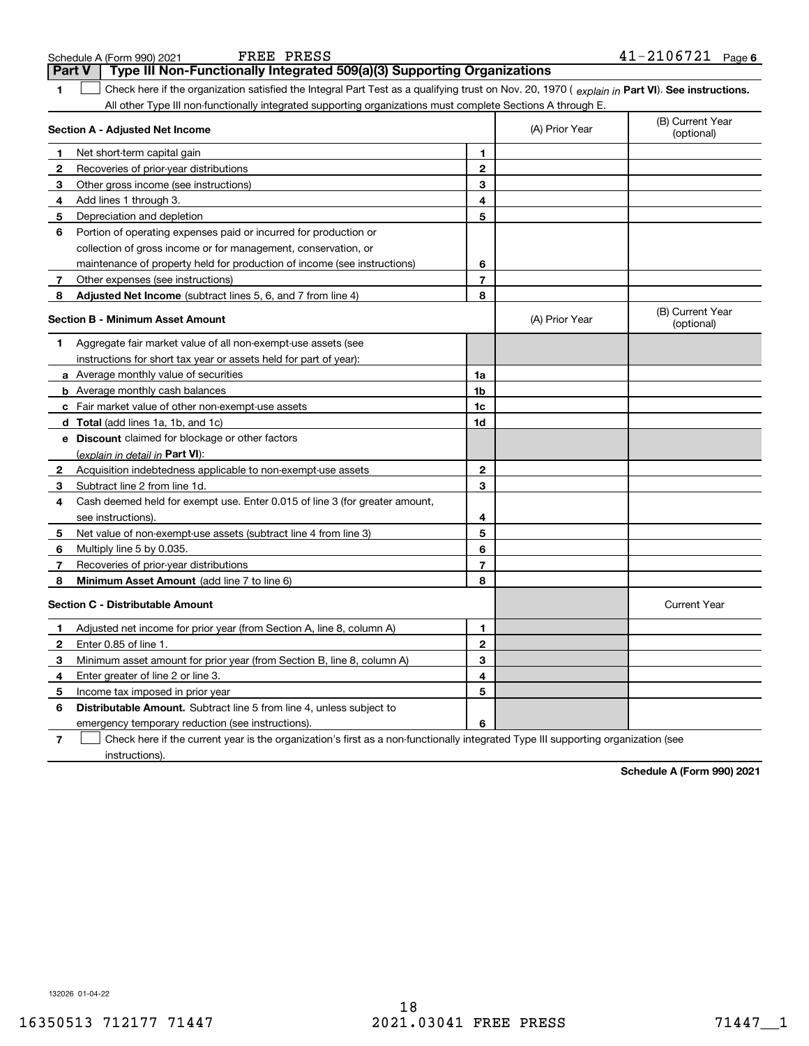Schedule A (Form 990) 2021 FREE PRESS 41-2106721 Page 6

## Part V Type III Non-Functionally Integrated 509(a)(3) Supporting Organizations

**1** ☐ Check here if the organization satisfied the Integral Part Test as a qualifying trust on Nov. 20, 1970 ( *explain in* **Part VI**). **See instructions.** All other Type III non-functionally integrated supporting organizations must complete Sections A through E.

| **Section A - Adjusted Net Income** | | (A) Prior Year | (B) Current Year (optional) |
|---|---|---|---|
| **1** Net short-term capital gain | 1 | | |
| **2** Recoveries of prior-year distributions | 2 | | |
| **3** Other gross income (see instructions) | 3 | | |
| **4** Add lines 1 through 3. | 4 | | |
| **5** Depreciation and depletion | 5 | | |
| **6** Portion of operating expenses paid or incurred for production or collection of gross income or for management, conservation, or maintenance of property held for production of income (see instructions) | 6 | | |
| **7** Other expenses (see instructions) | 7 | | |
| **8** **Adjusted Net Income** (subtract lines 5, 6, and 7 from line 4) | 8 | | |

| **Section B - Minimum Asset Amount** | | (A) Prior Year | (B) Current Year (optional) |
|---|---|---|---|
| **1** Aggregate fair market value of all non-exempt-use assets (see instructions for short tax year or assets held for part of year): | | | |
| **a** Average monthly value of securities | 1a | | |
| **b** Average monthly cash balances | 1b | | |
| **c** Fair market value of other non-exempt-use assets | 1c | | |
| **d** **Total** (add lines 1a, 1b, and 1c) | 1d | | |
| **e** **Discount** claimed for blockage or other factors (*explain in detail in* **Part VI**): | | | |
| **2** Acquisition indebtedness applicable to non-exempt-use assets | 2 | | |
| **3** Subtract line 2 from line 1d. | 3 | | |
| **4** Cash deemed held for exempt use. Enter 0.015 of line 3 (for greater amount, see instructions). | 4 | | |
| **5** Net value of non-exempt-use assets (subtract line 4 from line 3) | 5 | | |
| **6** Multiply line 5 by 0.035. | 6 | | |
| **7** Recoveries of prior-year distributions | 7 | | |
| **8** **Minimum Asset Amount** (add line 7 to line 6) | 8 | | |

| **Section C - Distributable Amount** | | | Current Year |
|---|---|---|---|
| **1** Adjusted net income for prior year (from Section A, line 8, column A) | 1 | | |
| **2** Enter 0.85 of line 1. | 2 | | |
| **3** Minimum asset amount for prior year (from Section B, line 8, column A) | 3 | | |
| **4** Enter greater of line 2 or line 3. | 4 | | |
| **5** Income tax imposed in prior year | 5 | | |
| **6** **Distributable Amount.** Subtract line 5 from line 4, unless subject to emergency temporary reduction (see instructions). | 6 | | |

**7** ☐ Check here if the current year is the organization's first as a non-functionally integrated Type III supporting organization (see instructions).

**Schedule A (Form 990) 2021**

132026 01-04-22

16350513 712177 71447 2021.03041 FREE PRESS 71447__1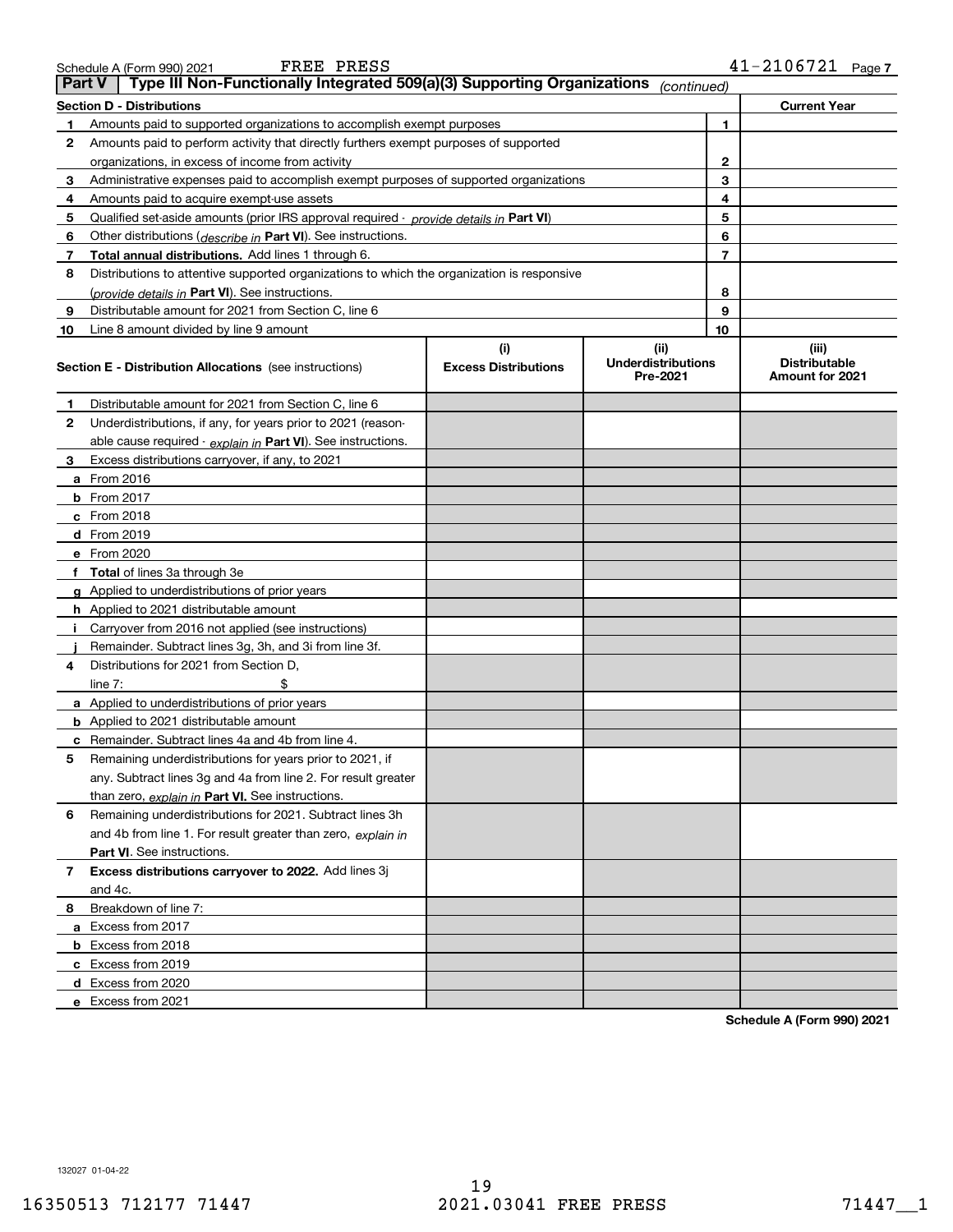Schedule A (Form 990) 2021 FREE PRESS 41-2106721 Page 7

**Part V | Type III Non-Functionally Integrated 509(a)(3) Supporting Organizations** *(continued)*

| **Section D - Distributions** | | | **Current Year** |
|---|---|---|---|
| 1 | Amounts paid to supported organizations to accomplish exempt purposes | 1 | |
| 2 | Amounts paid to perform activity that directly furthers exempt purposes of supported organizations, in excess of income from activity | 2 | |
| 3 | Administrative expenses paid to accomplish exempt purposes of supported organizations | 3 | |
| 4 | Amounts paid to acquire exempt-use assets | 4 | |
| 5 | Qualified set-aside amounts (prior IRS approval required - *provide details in* **Part VI**) | 5 | |
| 6 | Other distributions (*describe in* **Part VI**). See instructions. | 6 | |
| 7 | **Total annual distributions.** Add lines 1 through 6. | 7 | |
| 8 | Distributions to attentive supported organizations to which the organization is responsive (*provide details in* **Part VI**). See instructions. | 8 | |
| 9 | Distributable amount for 2021 from Section C, line 6 | 9 | |
| 10 | Line 8 amount divided by line 9 amount | 10 | |

| **Section E - Distribution Allocations** (see instructions) | **(i)** **Excess Distributions** | **(ii)** **Underdistributions Pre-2021** | **(iii)** **Distributable Amount for 2021** |
|---|---|---|---|
| **1** Distributable amount for 2021 from Section C, line 6 | | | |
| **2** Underdistributions, if any, for years prior to 2021 (reasonable cause required - *explain in* **Part VI**). See instructions. | | | |
| **3** Excess distributions carryover, if any, to 2021 | | | |
| **a** From 2016 | | | |
| **b** From 2017 | | | |
| **c** From 2018 | | | |
| **d** From 2019 | | | |
| **e** From 2020 | | | |
| **f** **Total** of lines 3a through 3e | | | |
| **g** Applied to underdistributions of prior years | | | |
| **h** Applied to 2021 distributable amount | | | |
| **i** Carryover from 2016 not applied (see instructions) | | | |
| **j** Remainder. Subtract lines 3g, 3h, and 3i from line 3f. | | | |
| **4** Distributions for 2021 from Section D, line 7: $ | | | |
| **a** Applied to underdistributions of prior years | | | |
| **b** Applied to 2021 distributable amount | | | |
| **c** Remainder. Subtract lines 4a and 4b from line 4. | | | |
| **5** Remaining underdistributions for years prior to 2021, if any. Subtract lines 3g and 4a from line 2. For result greater than zero, *explain in* **Part VI.** See instructions. | | | |
| **6** Remaining underdistributions for 2021. Subtract lines 3h and 4b from line 1. For result greater than zero, *explain in* **Part VI**. See instructions. | | | |
| **7** **Excess distributions carryover to 2022.** Add lines 3j and 4c. | | | |
| **8** Breakdown of line 7: | | | |
| **a** Excess from 2017 | | | |
| **b** Excess from 2018 | | | |
| **c** Excess from 2019 | | | |
| **d** Excess from 2020 | | | |
| **e** Excess from 2021 | | | |

**Schedule A (Form 990) 2021**

132027 01-04-22

16350513 712177 71447 2021.03041 FREE PRESS 71447__1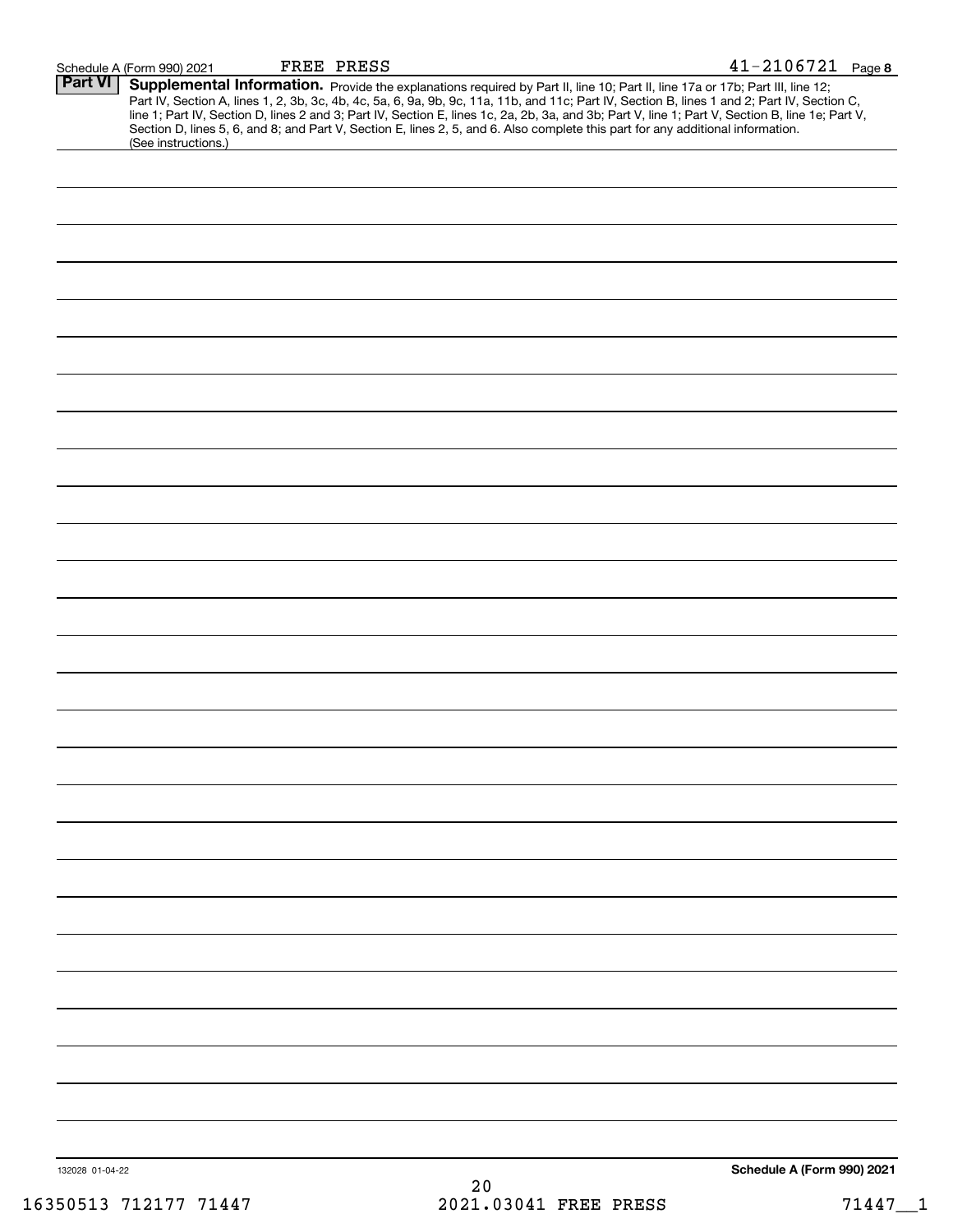Schedule A (Form 990) 2021 FREE PRESS 41-2106721 Page 8

**Part VI** **Supplemental Information.** Provide the explanations required by Part II, line 10; Part II, line 17a or 17b; Part III, line 12; Part IV, Section A, lines 1, 2, 3b, 3c, 4b, 4c, 5a, 6, 9a, 9b, 9c, 11a, 11b, and 11c; Part IV, Section B, lines 1 and 2; Part IV, Section C, line 1; Part IV, Section D, lines 2 and 3; Part IV, Section E, lines 1c, 2a, 2b, 3a, and 3b; Part V, line 1; Part V, Section B, line 1e; Part V, Section D, lines 5, 6, and 8; and Part V, Section E, lines 2, 5, and 6. Also complete this part for any additional information. (See instructions.)

132028 01-04-22

**Schedule A (Form 990) 2021**

16350513 712177 71447 2021.03041 FREE PRESS 71447__1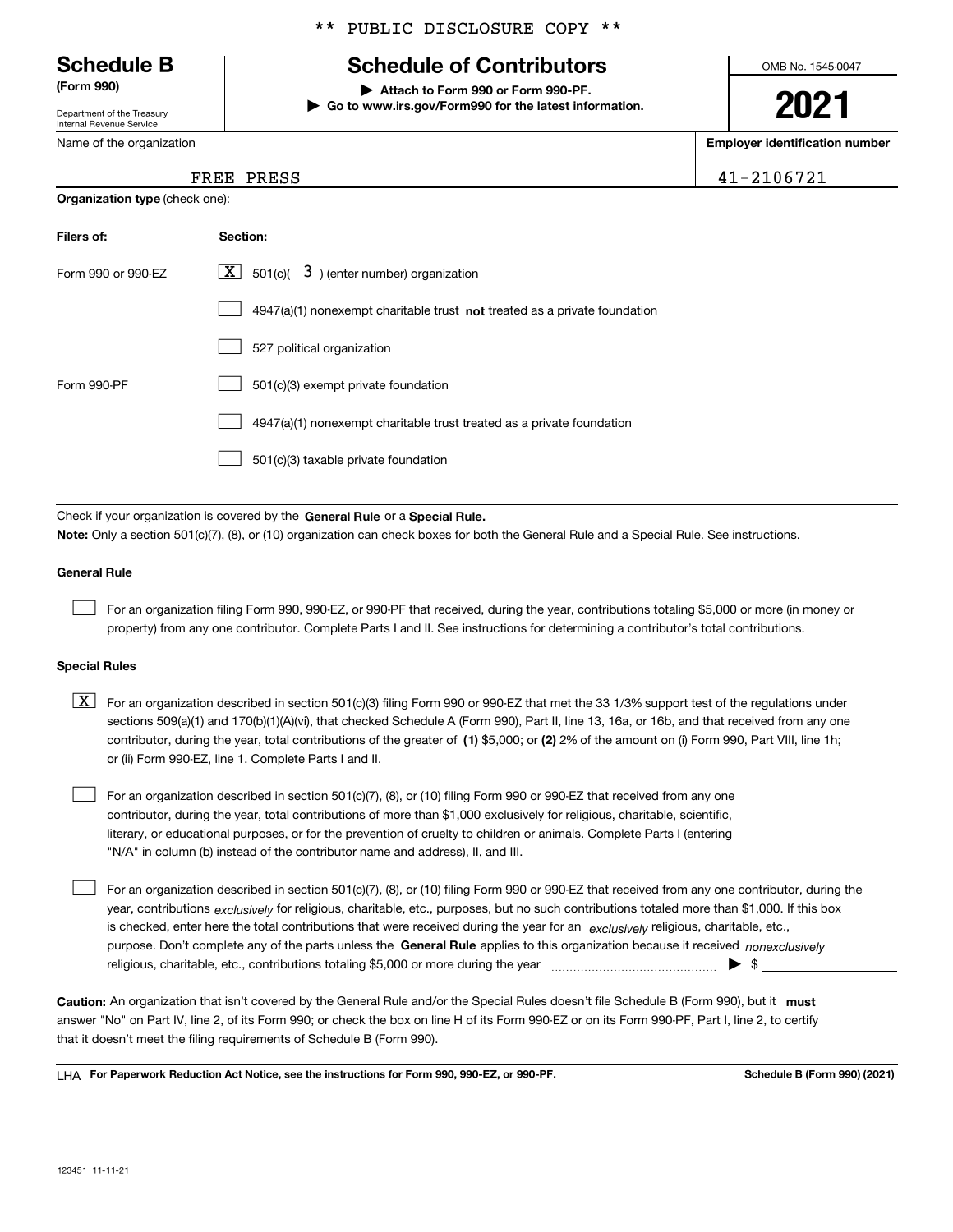** PUBLIC DISCLOSURE COPY **

# Schedule B
**(Form 990)**

Department of the Treasury
Internal Revenue Service

## Schedule of Contributors

▶ **Attach to Form 990 or Form 990-PF.**
▶ **Go to www.irs.gov/Form990 for the latest information.**

OMB No. 1545-0047

**2021**

| Name of the organization | Employer identification number |
|---|---|
| FREE PRESS | 41-2106721 |

**Organization type** (check one):

| Filers of: | Section: |
|---|---|
| Form 990 or 990-EZ | [X] 501(c)( 3 ) (enter number) organization |
| | [ ] 4947(a)(1) nonexempt charitable trust **not** treated as a private foundation |
| | [ ] 527 political organization |
| Form 990-PF | [ ] 501(c)(3) exempt private foundation |
| | [ ] 4947(a)(1) nonexempt charitable trust treated as a private foundation |
| | [ ] 501(c)(3) taxable private foundation |

Check if your organization is covered by the **General Rule** or a **Special Rule.**

**Note:** Only a section 501(c)(7), (8), or (10) organization can check boxes for both the General Rule and a Special Rule. See instructions.

### General Rule

[ ] For an organization filing Form 990, 990-EZ, or 990-PF that received, during the year, contributions totaling $5,000 or more (in money or property) from any one contributor. Complete Parts I and II. See instructions for determining a contributor's total contributions.

### Special Rules

[X] For an organization described in section 501(c)(3) filing Form 990 or 990-EZ that met the 33 1/3% support test of the regulations under sections 509(a)(1) and 170(b)(1)(A)(vi), that checked Schedule A (Form 990), Part II, line 13, 16a, or 16b, and that received from any one contributor, during the year, total contributions of the greater of **(1)** $5,000; or **(2)** 2% of the amount on (i) Form 990, Part VIII, line 1h; or (ii) Form 990-EZ, line 1. Complete Parts I and II.

[ ] For an organization described in section 501(c)(7), (8), or (10) filing Form 990 or 990-EZ that received from any one contributor, during the year, total contributions of more than $1,000 exclusively for religious, charitable, scientific, literary, or educational purposes, or for the prevention of cruelty to children or animals. Complete Parts I (entering "N/A" in column (b) instead of the contributor name and address), II, and III.

[ ] For an organization described in section 501(c)(7), (8), or (10) filing Form 990 or 990-EZ that received from any one contributor, during the year, contributions *exclusively* for religious, charitable, etc., purposes, but no such contributions totaled more than $1,000. If this box is checked, enter here the total contributions that were received during the year for an *exclusively* religious, charitable, etc., purpose. Don't complete any of the parts unless the **General Rule** applies to this organization because it received *nonexclusively* religious, charitable, etc., contributions totaling $5,000 or more during the year ▶ $

**Caution:** An organization that isn't covered by the General Rule and/or the Special Rules doesn't file Schedule B (Form 990), but it **must** answer "No" on Part IV, line 2, of its Form 990; or check the box on line H of its Form 990-EZ or on its Form 990-PF, Part I, line 2, to certify that it doesn't meet the filing requirements of Schedule B (Form 990).

LHA **For Paperwork Reduction Act Notice, see the instructions for Form 990, 990-EZ, or 990-PF.** **Schedule B (Form 990) (2021)**

123451 11-11-21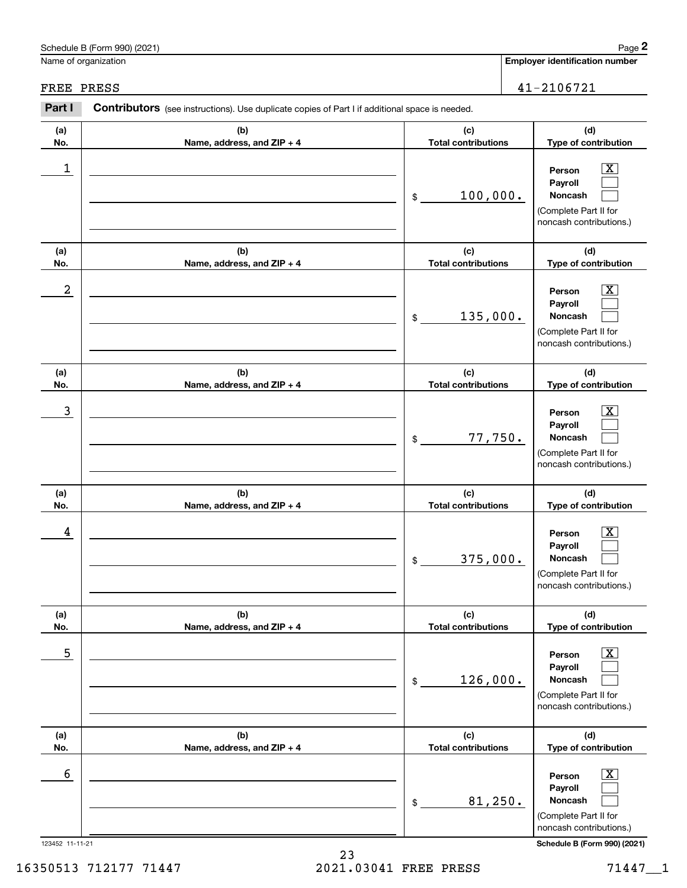Schedule B (Form 990) (2021)

Name of organization: FREE PRESS

Employer identification number: 41-2106721

**Part I** **Contributors** (see instructions). Use duplicate copies of Part I if additional space is needed.

| (a) No. | (b) Name, address, and ZIP + 4 | (c) Total contributions | (d) Type of contribution |
|---|---|---|---|
| 1 | | $ 100,000. | Person [X] Payroll [ ] Noncash [ ] (Complete Part II for noncash contributions.) |
| 2 | | $ 135,000. | Person [X] Payroll [ ] Noncash [ ] (Complete Part II for noncash contributions.) |
| 3 | | $ 77,750. | Person [X] Payroll [ ] Noncash [ ] (Complete Part II for noncash contributions.) |
| 4 | | $ 375,000. | Person [X] Payroll [ ] Noncash [ ] (Complete Part II for noncash contributions.) |
| 5 | | $ 126,000. | Person [X] Payroll [ ] Noncash [ ] (Complete Part II for noncash contributions.) |
| 6 | | $ 81,250. | Person [X] Payroll [ ] Noncash [ ] (Complete Part II for noncash contributions.) |

123452 11-11-21

Schedule B (Form 990) (2021)

16350513 712177 71447 2021.03041 FREE PRESS 71447__1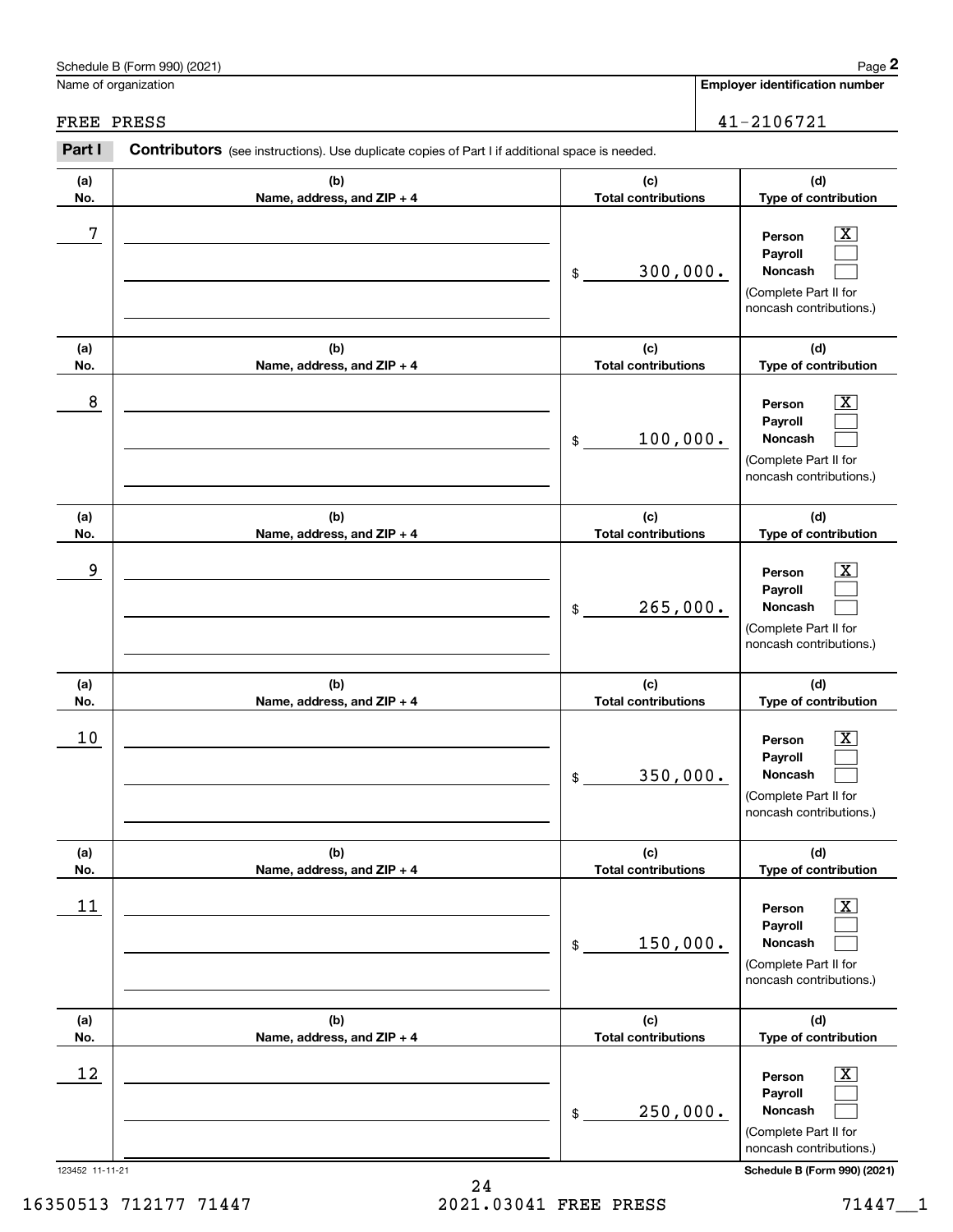Schedule B (Form 990) (2021)

Name of organization: FREE PRESS

Employer identification number: 41-2106721

**Part I** **Contributors** (see instructions). Use duplicate copies of Part I if additional space is needed.

| (a) No. | (b) Name, address, and ZIP + 4 | (c) Total contributions | (d) Type of contribution |
|---|---|---|---|
| 7 | | $ 300,000. | Person [X] Payroll [ ] Noncash [ ] (Complete Part II for noncash contributions.) |
| 8 | | $ 100,000. | Person [X] Payroll [ ] Noncash [ ] (Complete Part II for noncash contributions.) |
| 9 | | $ 265,000. | Person [X] Payroll [ ] Noncash [ ] (Complete Part II for noncash contributions.) |
| 10 | | $ 350,000. | Person [X] Payroll [ ] Noncash [ ] (Complete Part II for noncash contributions.) |
| 11 | | $ 150,000. | Person [X] Payroll [ ] Noncash [ ] (Complete Part II for noncash contributions.) |
| 12 | | $ 250,000. | Person [X] Payroll [ ] Noncash [ ] (Complete Part II for noncash contributions.) |

123452 11-11-21

Schedule B (Form 990) (2021)

16350513 712177 71447 2021.03041 FREE PRESS 71447__1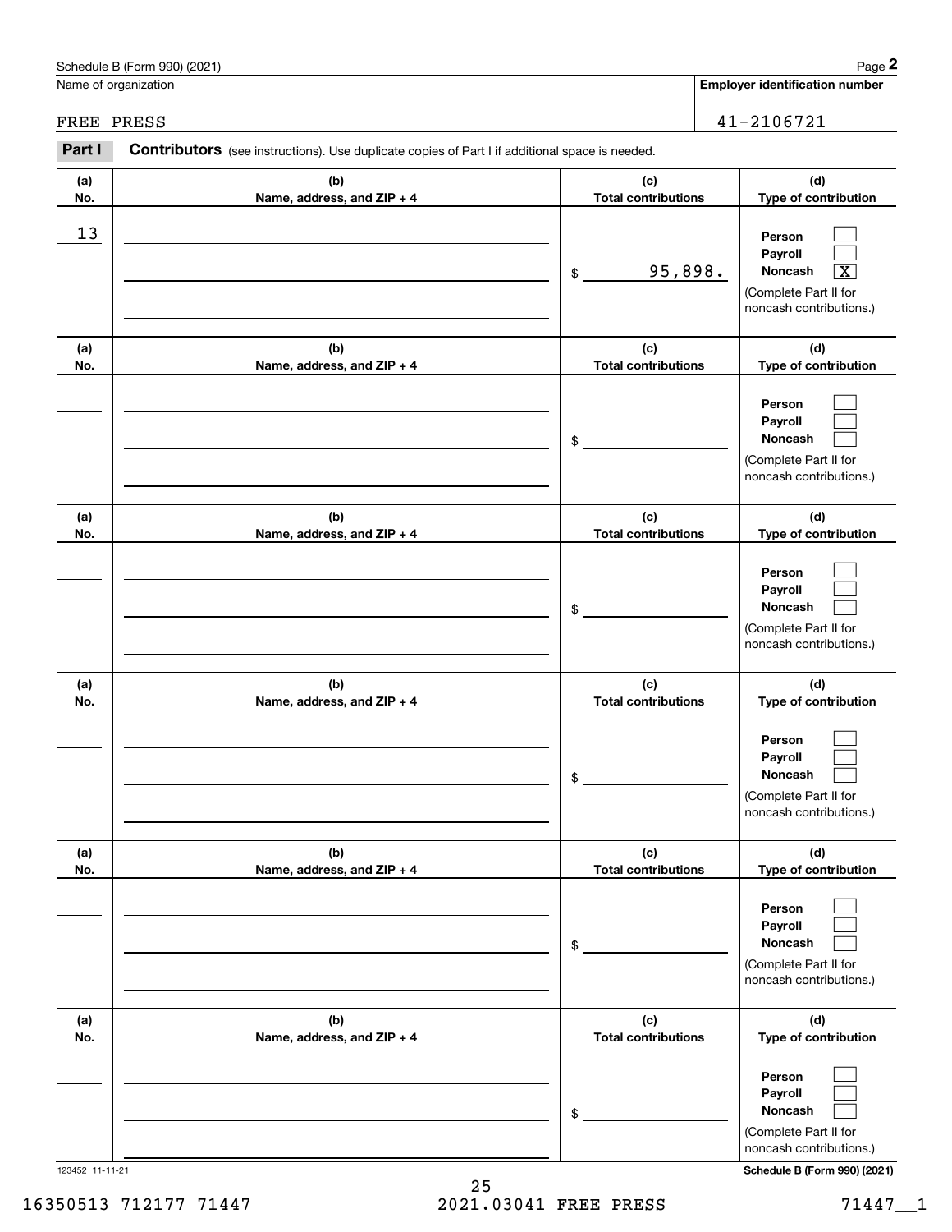Schedule B (Form 990) (2021) Page **2**

| Name of organization | Employer identification number |
|---|---|
| FREE PRESS | 41-2106721 |

**Part I** **Contributors** (see instructions). Use duplicate copies of Part I if additional space is needed.

| (a) No. | (b) Name, address, and ZIP + 4 | (c) Total contributions | (d) Type of contribution |
|---|---|---|---|
| 13 | | $ 95,898. | Person [ ] Payroll [ ] Noncash [X] (Complete Part II for noncash contributions.) |
| | | $ | Person [ ] Payroll [ ] Noncash [ ] (Complete Part II for noncash contributions.) |
| | | $ | Person [ ] Payroll [ ] Noncash [ ] (Complete Part II for noncash contributions.) |
| | | $ | Person [ ] Payroll [ ] Noncash [ ] (Complete Part II for noncash contributions.) |
| | | $ | Person [ ] Payroll [ ] Noncash [ ] (Complete Part II for noncash contributions.) |
| | | $ | Person [ ] Payroll [ ] Noncash [ ] (Complete Part II for noncash contributions.) |

123452 11-11-21 **Schedule B (Form 990) (2021)**

16350513 712177 71447 2021.03041 FREE PRESS 71447__1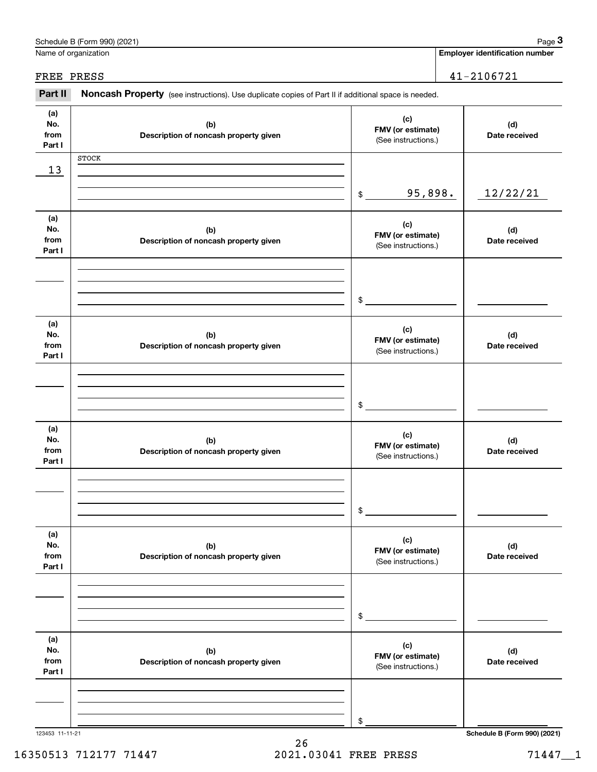Schedule B (Form 990) (2021) Page **3**

| Name of organization | Employer identification number |
|---|---|
| FREE PRESS | 41-2106721 |

**Part II** **Noncash Property** (see instructions). Use duplicate copies of Part II if additional space is needed.

| (a) No. from Part I | (b) Description of noncash property given | (c) FMV (or estimate) (See instructions.) | (d) Date received |
|---|---|---|---|
| 13 | STOCK | $ 95,898. | 12/22/21 |
| | | $ | |
| | | $ | |
| | | $ | |
| | | $ | |
| | | $ | |

123453 11-11-21 **Schedule B (Form 990) (2021)**

16350513 712177 71447 2021.03041 FREE PRESS 71447__1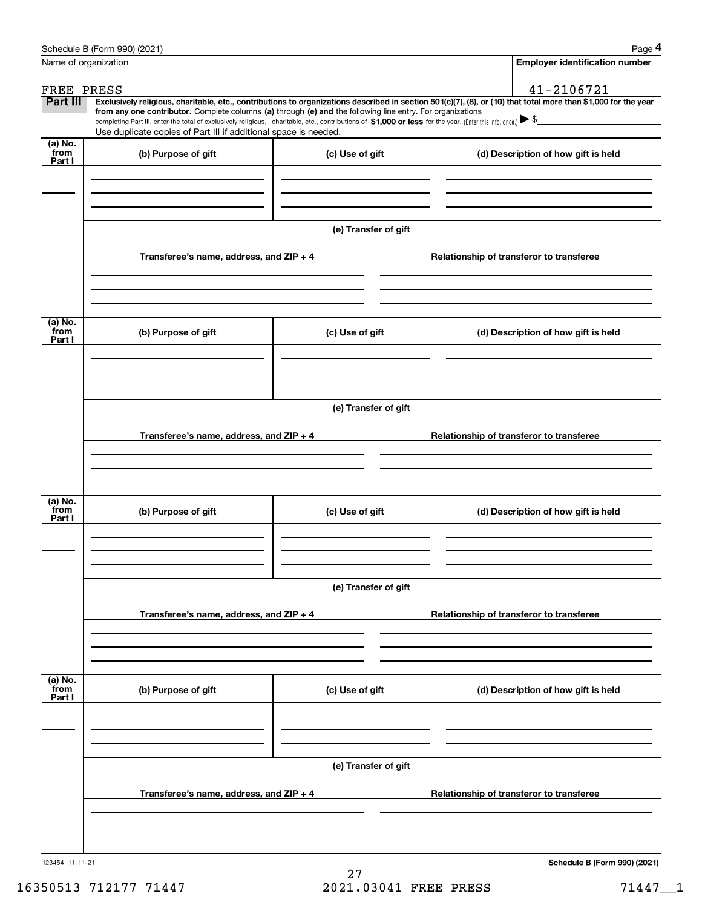Name of organization

FREE PRESS

**Employer identification number**

41-2106721

**Part III** **Exclusively religious, charitable, etc., contributions to organizations described in section 501(c)(7), (8), or (10) that total more than $1,000 for the year from any one contributor.** Complete columns **(a)** through **(e) and** the following line entry. For organizations completing Part III, enter the total of exclusively religious, charitable, etc., contributions of **$1,000 or less** for the year. (Enter this info. once.) ▶ $

Use duplicate copies of Part III if additional space is needed.

| (a) No. from Part I | (b) Purpose of gift | (c) Use of gift | (d) Description of how gift is held |
|---|---|---|---|
| | | | |

**(e) Transfer of gift**

| Transferee's name, address, and ZIP + 4 | Relationship of transferor to transferee |
|---|---|
| | |

| (a) No. from Part I | (b) Purpose of gift | (c) Use of gift | (d) Description of how gift is held |
|---|---|---|---|
| | | | |

**(e) Transfer of gift**

| Transferee's name, address, and ZIP + 4 | Relationship of transferor to transferee |
|---|---|
| | |

| (a) No. from Part I | (b) Purpose of gift | (c) Use of gift | (d) Description of how gift is held |
|---|---|---|---|
| | | | |

**(e) Transfer of gift**

| Transferee's name, address, and ZIP + 4 | Relationship of transferor to transferee |
|---|---|
| | |

| (a) No. from Part I | (b) Purpose of gift | (c) Use of gift | (d) Description of how gift is held |
|---|---|---|---|
| | | | |

**(e) Transfer of gift**

| Transferee's name, address, and ZIP + 4 | Relationship of transferor to transferee |
|---|---|
| | |

123454 11-11-21

16350513 712177 71447 2021.03041 FREE PRESS 71447__1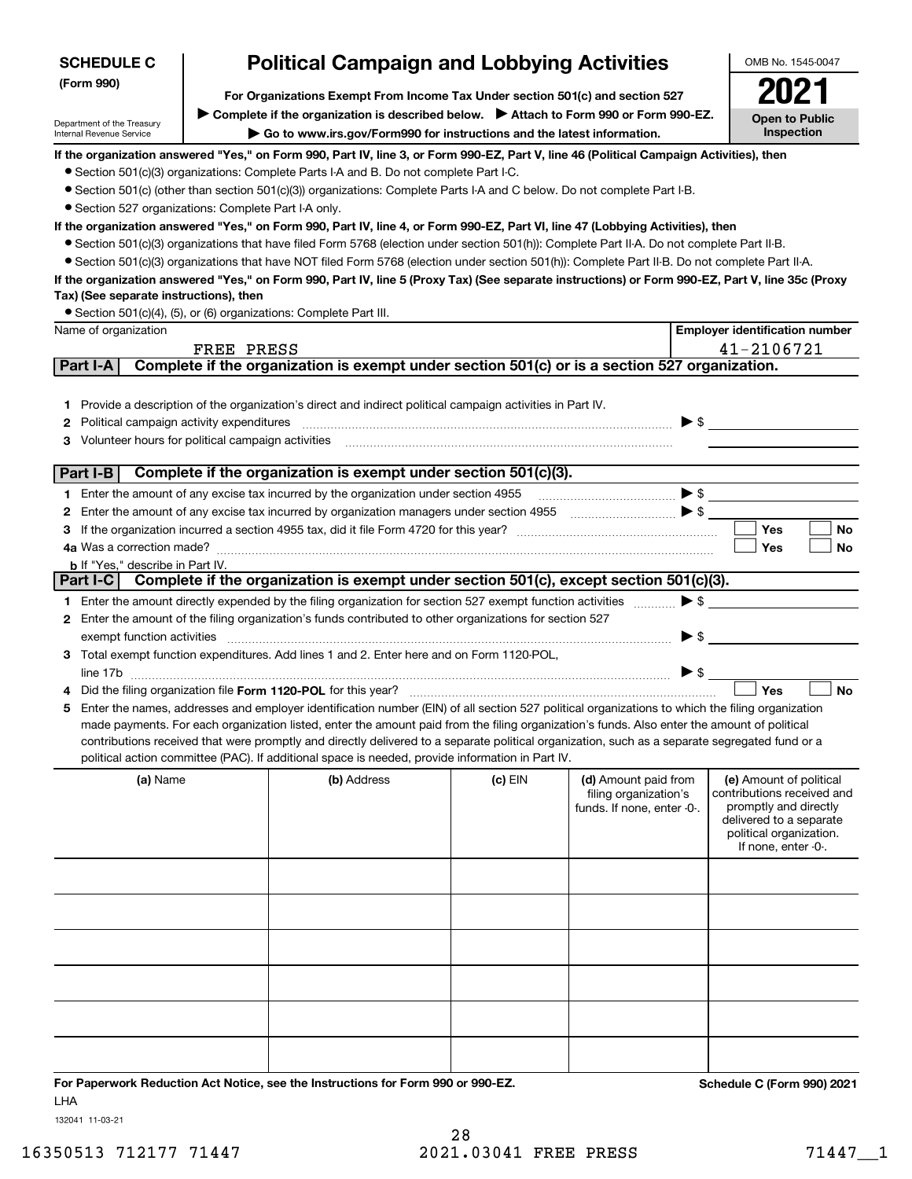**SCHEDULE C (Form 990)**

Department of the Treasury
Internal Revenue Service

# Political Campaign and Lobbying Activities

**For Organizations Exempt From Income Tax Under section 501(c) and section 527**

▶ **Complete if the organization is described below.** ▶ **Attach to Form 990 or Form 990-EZ.**

▶ **Go to www.irs.gov/Form990 for instructions and the latest information.**

OMB No. 1545-0047

**2021**

**Open to Public Inspection**

**If the organization answered "Yes," on Form 990, Part IV, line 3, or Form 990-EZ, Part V, line 46 (Political Campaign Activities), then**

- Section 501(c)(3) organizations: Complete Parts I-A and B. Do not complete Part I-C.
- Section 501(c) (other than section 501(c)(3)) organizations: Complete Parts I-A and C below. Do not complete Part I-B.
- Section 527 organizations: Complete Part I-A only.

**If the organization answered "Yes," on Form 990, Part IV, line 4, or Form 990-EZ, Part VI, line 47 (Lobbying Activities), then**

- Section 501(c)(3) organizations that have filed Form 5768 (election under section 501(h)): Complete Part II-A. Do not complete Part II-B.
- Section 501(c)(3) organizations that have NOT filed Form 5768 (election under section 501(h)): Complete Part II-B. Do not complete Part II-A.

**If the organization answered "Yes," on Form 990, Part IV, line 5 (Proxy Tax) (See separate instructions) or Form 990-EZ, Part V, line 35c (Proxy Tax) (See separate instructions), then**

- Section 501(c)(4), (5), or (6) organizations: Complete Part III.

| Name of organization | Employer identification number |
|---|---|
| FREE PRESS | 41-2106721 |

## Part I-A Complete if the organization is exempt under section 501(c) or is a section 527 organization.

1. Provide a description of the organization's direct and indirect political campaign activities in Part IV.
2. Political campaign activity expenditures ▶ $
3. Volunteer hours for political campaign activities

## Part I-B Complete if the organization is exempt under section 501(c)(3).

1. Enter the amount of any excise tax incurred by the organization under section 4955 ▶ $
2. Enter the amount of any excise tax incurred by organization managers under section 4955 ▶ $
3. If the organization incurred a section 4955 tax, did it file Form 4720 for this year? ☐ Yes ☐ No

4a. Was a correction made? ☐ Yes ☐ No

b. If "Yes," describe in Part IV.

## Part I-C Complete if the organization is exempt under section 501(c), except section 501(c)(3).

1. Enter the amount directly expended by the filing organization for section 527 exempt function activities ▶ $
2. Enter the amount of the filing organization's funds contributed to other organizations for section 527 exempt function activities ▶ $
3. Total exempt function expenditures. Add lines 1 and 2. Enter here and on Form 1120-POL, line 17b ▶ $
4. Did the filing organization file **Form 1120-POL** for this year? ☐ Yes ☐ No
5. Enter the names, addresses and employer identification number (EIN) of all section 527 political organizations to which the filing organization made payments. For each organization listed, enter the amount paid from the filing organization's funds. Also enter the amount of political contributions received that were promptly and directly delivered to a separate political organization, such as a separate segregated fund or a political action committee (PAC). If additional space is needed, provide information in Part IV.

| (a) Name | (b) Address | (c) EIN | (d) Amount paid from filing organization's funds. If none, enter -0-. | (e) Amount of political contributions received and promptly and directly delivered to a separate political organization. If none, enter -0-. |
|---|---|---|---|---|
| | | | | |
| | | | | |
| | | | | |
| | | | | |
| | | | | |
| | | | | |

**For Paperwork Reduction Act Notice, see the Instructions for Form 990 or 990-EZ.** **Schedule C (Form 990) 2021**

LHA

132041 11-03-21

16350513 712177 71447 2021.03041 FREE PRESS 71447__1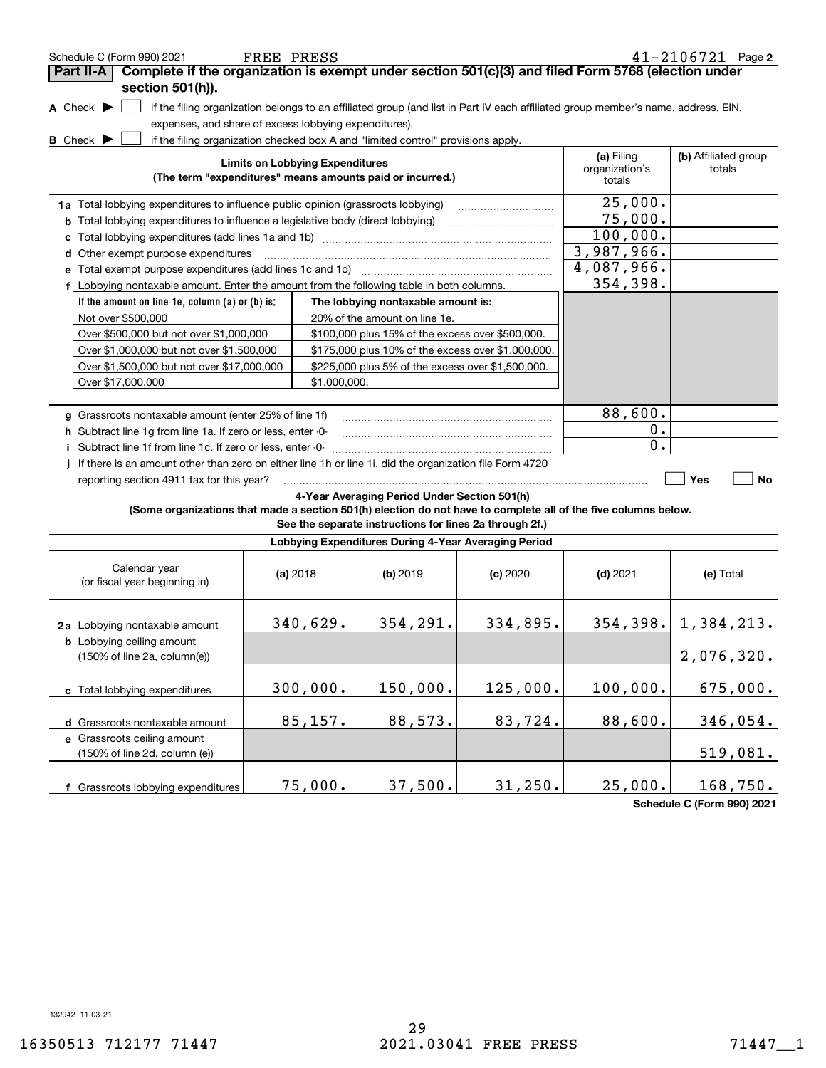Schedule C (Form 990) 2021 FREE PRESS 41-2106721 Page 2

**Part II-A** **Complete if the organization is exempt under section 501(c)(3) and filed Form 5768 (election under section 501(h)).**

**A** Check ▶ ☐ if the filing organization belongs to an affiliated group (and list in Part IV each affiliated group member's name, address, EIN, expenses, and share of excess lobbying expenditures).

**B** Check ▶ ☐ if the filing organization checked box A and "limited control" provisions apply.

| Limits on Lobbying Expenditures (The term "expenditures" means amounts paid or incurred.) | (a) Filing organization's totals | (b) Affiliated group totals |
|---|---|---|
| **1a** Total lobbying expenditures to influence public opinion (grassroots lobbying) | 25,000. | |
| **b** Total lobbying expenditures to influence a legislative body (direct lobbying) | 75,000. | |
| **c** Total lobbying expenditures (add lines 1a and 1b) | 100,000. | |
| **d** Other exempt purpose expenditures | 3,987,966. | |
| **e** Total exempt purpose expenditures (add lines 1c and 1d) | 4,087,966. | |
| **f** Lobbying nontaxable amount. Enter the amount from the following table in both columns. | 354,398. | |

| If the amount on line 1e, column (a) or (b) is: | The lobbying nontaxable amount is: |
|---|---|
| Not over $500,000 | 20% of the amount on line 1e. |
| Over $500,000 but not over $1,000,000 | $100,000 plus 15% of the excess over $500,000. |
| Over $1,000,000 but not over $1,500,000 | $175,000 plus 10% of the excess over $1,000,000. |
| Over $1,500,000 but not over $17,000,000 | $225,000 plus 5% of the excess over $1,500,000. |
| Over $17,000,000 | $1,000,000. |

| | (a) Filing organization's totals | (b) Affiliated group totals |
|---|---|---|
| **g** Grassroots nontaxable amount (enter 25% of line 1f) | 88,600. | |
| **h** Subtract line 1g from line 1a. If zero or less, enter -0- | 0. | |
| **i** Subtract line 1f from line 1c. If zero or less, enter -0- | 0. | |
| **j** If there is an amount other than zero on either line 1h or line 1i, did the organization file Form 4720 reporting section 4911 tax for this year? | ☐ Yes | ☐ No |

**4-Year Averaging Period Under Section 501(h)**

**(Some organizations that made a section 501(h) election do not have to complete all of the five columns below. See the separate instructions for lines 2a through 2f.)**

**Lobbying Expenditures During 4-Year Averaging Period**

| Calendar year (or fiscal year beginning in) | (a) 2018 | (b) 2019 | (c) 2020 | (d) 2021 | (e) Total |
|---|---|---|---|---|---|
| **2a** Lobbying nontaxable amount | 340,629. | 354,291. | 334,895. | 354,398. | 1,384,213. |
| **b** Lobbying ceiling amount (150% of line 2a, column(e)) | | | | | 2,076,320. |
| **c** Total lobbying expenditures | 300,000. | 150,000. | 125,000. | 100,000. | 675,000. |
| **d** Grassroots nontaxable amount | 85,157. | 88,573. | 83,724. | 88,600. | 346,054. |
| **e** Grassroots ceiling amount (150% of line 2d, column (e)) | | | | | 519,081. |
| **f** Grassroots lobbying expenditures | 75,000. | 37,500. | 31,250. | 25,000. | 168,750. |

**Schedule C (Form 990) 2021**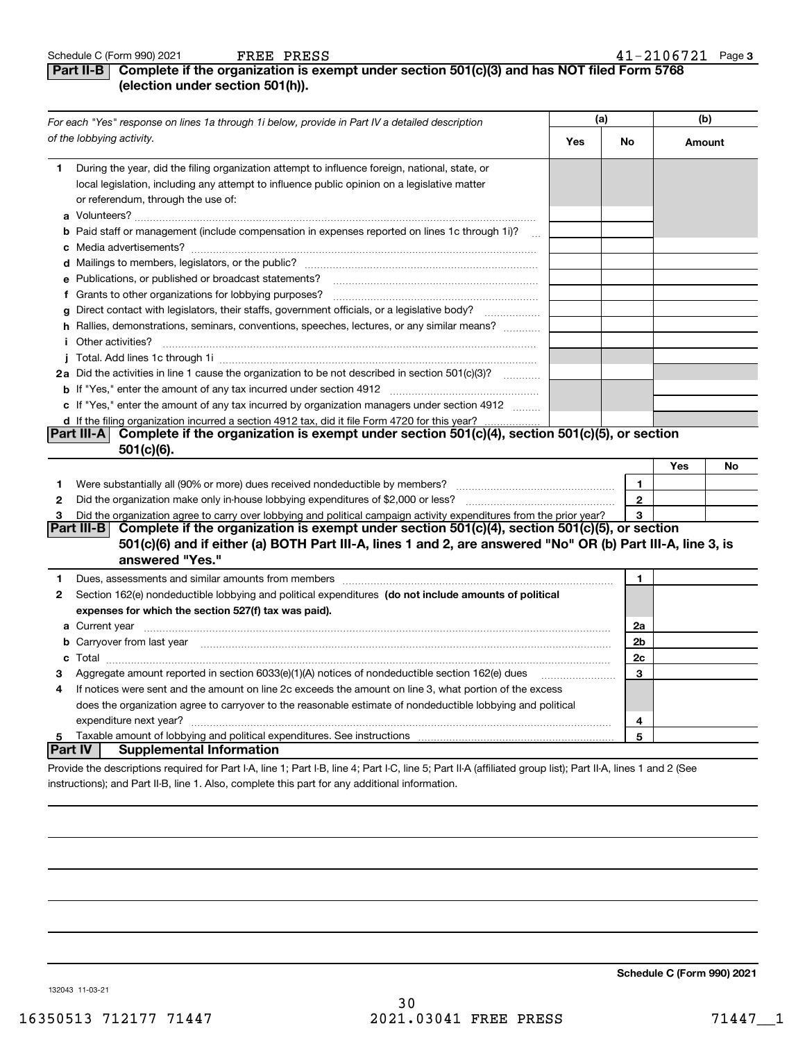Schedule C (Form 990) 2021 FREE PRESS 41-2106721 Page 3

## Part II-B Complete if the organization is exempt under section 501(c)(3) and has NOT filed Form 5768 (election under section 501(h)).

| *For each "Yes" response on lines 1a through 1i below, provide in Part IV a detailed description of the lobbying activity.* | (a) Yes | (a) No | (b) Amount |
|---|---|---|---|
| **1** During the year, did the filing organization attempt to influence foreign, national, state, or local legislation, including any attempt to influence public opinion on a legislative matter or referendum, through the use of: | | | |
| **a** Volunteers? | | | |
| **b** Paid staff or management (include compensation in expenses reported on lines 1c through 1i)? | | | |
| **c** Media advertisements? | | | |
| **d** Mailings to members, legislators, or the public? | | | |
| **e** Publications, or published or broadcast statements? | | | |
| **f** Grants to other organizations for lobbying purposes? | | | |
| **g** Direct contact with legislators, their staffs, government officials, or a legislative body? | | | |
| **h** Rallies, demonstrations, seminars, conventions, speeches, lectures, or any similar means? | | | |
| **i** Other activities? | | | |
| **j** Total. Add lines 1c through 1i | | | |
| **2a** Did the activities in line 1 cause the organization to be not described in section 501(c)(3)? | | | |
| **b** If "Yes," enter the amount of any tax incurred under section 4912 | | | |
| **c** If "Yes," enter the amount of any tax incurred by organization managers under section 4912 | | | |
| **d** If the filing organization incurred a section 4912 tax, did it file Form 4720 for this year? | | | |

## Part III-A Complete if the organization is exempt under section 501(c)(4), section 501(c)(5), or section 501(c)(6).

| | | Yes | No |
|---|---|---|---|
| **1** Were substantially all (90% or more) dues received nondeductible by members? | 1 | | |
| **2** Did the organization make only in-house lobbying expenditures of $2,000 or less? | 2 | | |
| **3** Did the organization agree to carry over lobbying and political campaign activity expenditures from the prior year? | 3 | | |

## Part III-B Complete if the organization is exempt under section 501(c)(4), section 501(c)(5), or section 501(c)(6) and if either (a) BOTH Part III-A, lines 1 and 2, are answered "No" OR (b) Part III-A, line 3, is answered "Yes."

| | | |
|---|---|---|
| **1** Dues, assessments and similar amounts from members | 1 | |
| **2** Section 162(e) nondeductible lobbying and political expenditures **(do not include amounts of political expenses for which the section 527(f) tax was paid).** | | |
| **a** Current year | 2a | |
| **b** Carryover from last year | 2b | |
| **c** Total | 2c | |
| **3** Aggregate amount reported in section 6033(e)(1)(A) notices of nondeductible section 162(e) dues | 3 | |
| **4** If notices were sent and the amount on line 2c exceeds the amount on line 3, what portion of the excess does the organization agree to carryover to the reasonable estimate of nondeductible lobbying and political expenditure next year? | 4 | |
| **5** Taxable amount of lobbying and political expenditures. See instructions | 5 | |

## Part IV Supplemental Information

Provide the descriptions required for Part I-A, line 1; Part I-B, line 4; Part I-C, line 5; Part II-A (affiliated group list); Part II-A, lines 1 and 2 (See instructions); and Part II-B, line 1. Also, complete this part for any additional information.

Schedule C (Form 990) 2021

132043 11-03-21

16350513 712177 71447 2021.03041 FREE PRESS 71447__1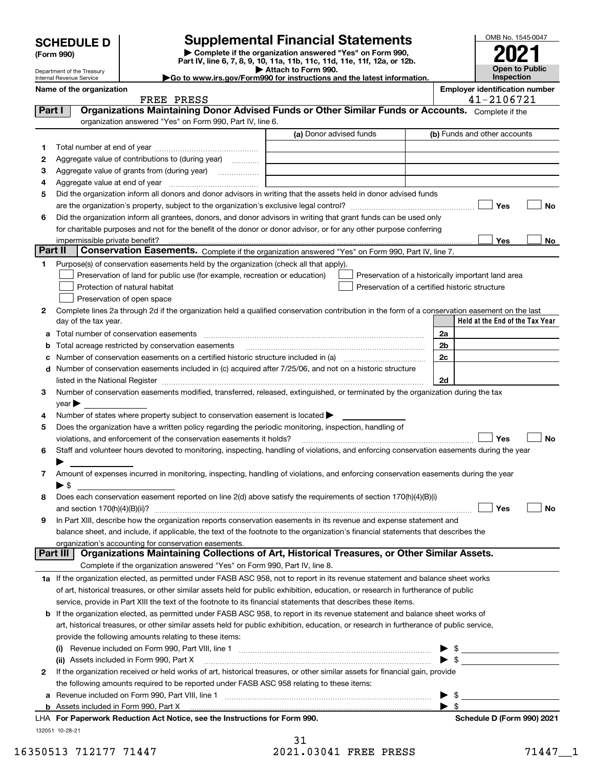# SCHEDULE D (Form 990)

Department of the Treasury
Internal Revenue Service

## Supplemental Financial Statements

▶ Complete if the organization answered "Yes" on Form 990, Part IV, line 6, 7, 8, 9, 10, 11a, 11b, 11c, 11d, 11e, 11f, 12a, or 12b.
▶ Attach to Form 990.
▶Go to www.irs.gov/Form990 for instructions and the latest information.

OMB No. 1545-0047

**2021**

**Open to Public Inspection**

**Name of the organization:** FREE PRESS

**Employer identification number:** 41-2106721

## Part I — Organizations Maintaining Donor Advised Funds or Other Similar Funds or Accounts.

Complete if the organization answered "Yes" on Form 990, Part IV, line 6.

| | | (a) Donor advised funds | (b) Funds and other accounts |
|---|---|---|---|
| 1 | Total number at end of year | | |
| 2 | Aggregate value of contributions to (during year) | | |
| 3 | Aggregate value of grants from (during year) | | |
| 4 | Aggregate value at end of year | | |

5 Did the organization inform all donors and donor advisors in writing that the assets held in donor advised funds are the organization's property, subject to the organization's exclusive legal control? ☐ Yes ☐ No

6 Did the organization inform all grantees, donors, and donor advisors in writing that grant funds can be used only for charitable purposes and not for the benefit of the donor or donor advisor, or for any other purpose conferring impermissible private benefit? ☐ Yes ☐ No

## Part II — Conservation Easements.

Complete if the organization answered "Yes" on Form 990, Part IV, line 7.

1 Purpose(s) of conservation easements held by the organization (check all that apply).

- ☐ Preservation of land for public use (for example, recreation or education)
- ☐ Preservation of a historically important land area
- ☐ Protection of natural habitat
- ☐ Preservation of a certified historic structure
- ☐ Preservation of open space

2 Complete lines 2a through 2d if the organization held a qualified conservation contribution in the form of a conservation easement on the last day of the tax year.

| | | | Held at the End of the Tax Year |
|---|---|---|---|
| a | Total number of conservation easements | 2a | |
| b | Total acreage restricted by conservation easements | 2b | |
| c | Number of conservation easements on a certified historic structure included in (a) | 2c | |
| d | Number of conservation easements included in (c) acquired after 7/25/06, and not on a historic structure listed in the National Register | 2d | |

3 Number of conservation easements modified, transferred, released, extinguished, or terminated by the organization during the tax year ▶

4 Number of states where property subject to conservation easement is located ▶

5 Does the organization have a written policy regarding the periodic monitoring, inspection, handling of violations, and enforcement of the conservation easements it holds? ☐ Yes ☐ No

6 Staff and volunteer hours devoted to monitoring, inspecting, handling of violations, and enforcing conservation easements during the year ▶

7 Amount of expenses incurred in monitoring, inspecting, handling of violations, and enforcing conservation easements during the year ▶ $

8 Does each conservation easement reported on line 2(d) above satisfy the requirements of section 170(h)(4)(B)(i) and section 170(h)(4)(B)(ii)? ☐ Yes ☐ No

9 In Part XIII, describe how the organization reports conservation easements in its revenue and expense statement and balance sheet, and include, if applicable, the text of the footnote to the organization's financial statements that describes the organization's accounting for conservation easements.

## Part III — Organizations Maintaining Collections of Art, Historical Treasures, or Other Similar Assets.

Complete if the organization answered "Yes" on Form 990, Part IV, line 8.

1a If the organization elected, as permitted under FASB ASC 958, not to report in its revenue statement and balance sheet works of art, historical treasures, or other similar assets held for public exhibition, education, or research in furtherance of public service, provide in Part XIII the text of the footnote to its financial statements that describes these items.

b If the organization elected, as permitted under FASB ASC 958, to report in its revenue statement and balance sheet works of art, historical treasures, or other similar assets held for public exhibition, education, or research in furtherance of public service, provide the following amounts relating to these items:

(i) Revenue included on Form 990, Part VIII, line 1 ▶ $

(ii) Assets included in Form 990, Part X ▶ $

2 If the organization received or held works of art, historical treasures, or other similar assets for financial gain, provide the following amounts required to be reported under FASB ASC 958 relating to these items:

a Revenue included on Form 990, Part VIII, line 1 ▶ $

b Assets included in Form 990, Part X ▶ $

LHA For Paperwork Reduction Act Notice, see the Instructions for Form 990. Schedule D (Form 990) 2021

132051 10-28-21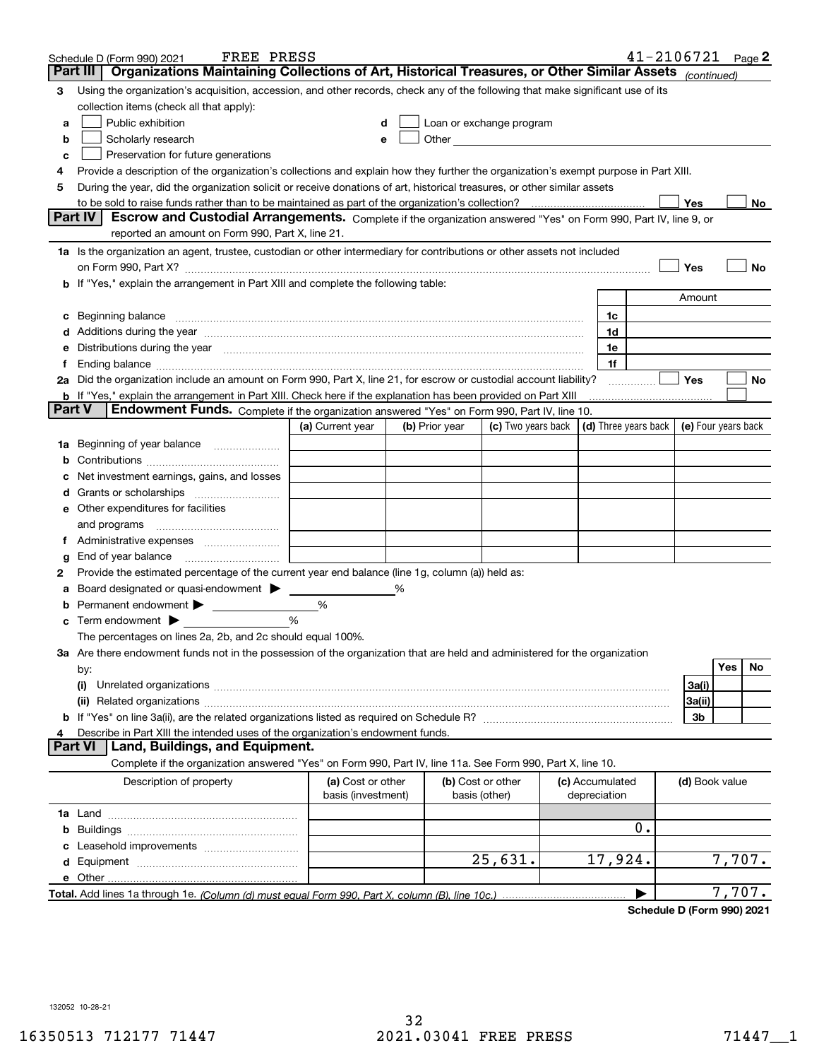Schedule D (Form 990) 2021 FREE PRESS 41-2106721 Page 2

## Part III Organizations Maintaining Collections of Art, Historical Treasures, or Other Similar Assets *(continued)*

3 Using the organization's acquisition, accession, and other records, check any of the following that make significant use of its collection items (check all that apply):

- a ☐ Public exhibition
- b ☐ Scholarly research
- c ☐ Preservation for future generations
- d ☐ Loan or exchange program
- e ☐ Other

4 Provide a description of the organization's collections and explain how they further the organization's exempt purpose in Part XIII.

5 During the year, did the organization solicit or receive donations of art, historical treasures, or other similar assets to be sold to raise funds rather than to be maintained as part of the organization's collection? ☐ Yes ☐ No

## Part IV Escrow and Custodial Arrangements.

Complete if the organization answered "Yes" on Form 990, Part IV, line 9, or reported an amount on Form 990, Part X, line 21.

1a Is the organization an agent, trustee, custodian or other intermediary for contributions or other assets not included on Form 990, Part X? ☐ Yes ☐ No

b If "Yes," explain the arrangement in Part XIII and complete the following table:

| | | Amount |
|---|---|---|
| c Beginning balance | 1c | |
| d Additions during the year | 1d | |
| e Distributions during the year | 1e | |
| f Ending balance | 1f | |

2a Did the organization include an amount on Form 990, Part X, line 21, for escrow or custodial account liability? ☐ Yes ☐ No

b If "Yes," explain the arrangement in Part XIII. Check here if the explanation has been provided on Part XIII ☐

## Part V Endowment Funds.

Complete if the organization answered "Yes" on Form 990, Part IV, line 10.

| | (a) Current year | (b) Prior year | (c) Two years back | (d) Three years back | (e) Four years back |
|---|---|---|---|---|---|
| 1a Beginning of year balance | | | | | |
| b Contributions | | | | | |
| c Net investment earnings, gains, and losses | | | | | |
| d Grants or scholarships | | | | | |
| e Other expenditures for facilities and programs | | | | | |
| f Administrative expenses | | | | | |
| g End of year balance | | | | | |

2 Provide the estimated percentage of the current year end balance (line 1g, column (a)) held as:

- a Board designated or quasi-endowment ▶ %
- b Permanent endowment ▶ %
- c Term endowment ▶ %

The percentages on lines 2a, 2b, and 2c should equal 100%.

3a Are there endowment funds not in the possession of the organization that are held and administered for the organization by:

| | | Yes | No |
|---|---|---|---|
| (i) Unrelated organizations | 3a(i) | | |
| (ii) Related organizations | 3a(ii) | | |
| b If "Yes" on line 3a(ii), are the related organizations listed as required on Schedule R? | 3b | | |

4 Describe in Part XIII the intended uses of the organization's endowment funds.

## Part VI Land, Buildings, and Equipment.

Complete if the organization answered "Yes" on Form 990, Part IV, line 11a. See Form 990, Part X, line 10.

| Description of property | (a) Cost or other basis (investment) | (b) Cost or other basis (other) | (c) Accumulated depreciation | (d) Book value |
|---|---|---|---|---|
| 1a Land | | | | |
| b Buildings | | | 0. | |
| c Leasehold improvements | | | | |
| d Equipment | | 25,631. | 17,924. | 7,707. |
| e Other | | | | |

**Total.** Add lines 1a through 1e. *(Column (d) must equal Form 990, Part X, column (B), line 10c.)* ▶ 7,707.

**Schedule D (Form 990) 2021**

132052 10-28-21

16350513 712177 71447 2021.03041 FREE PRESS 71447__1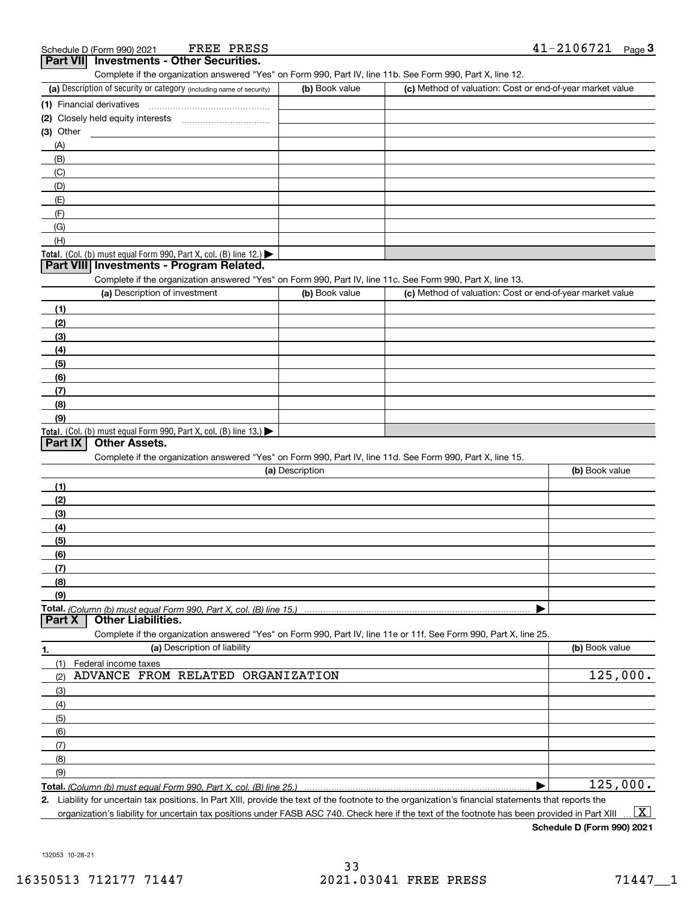Schedule D (Form 990) 2021 FREE PRESS 41-2106721

## Part VII Investments - Other Securities.

Complete if the organization answered "Yes" on Form 990, Part IV, line 11b. See Form 990, Part X, line 12.

| (a) Description of security or category (including name of security) | (b) Book value | (c) Method of valuation: Cost or end-of-year market value |
|---|---|---|
| (1) Financial derivatives | | |
| (2) Closely held equity interests | | |
| (3) Other | | |
| (A) | | |
| (B) | | |
| (C) | | |
| (D) | | |
| (E) | | |
| (F) | | |
| (G) | | |
| (H) | | |
| **Total.** (Col. (b) must equal Form 990, Part X, col. (B) line 12.) ▶ | | |

## Part VIII Investments - Program Related.

Complete if the organization answered "Yes" on Form 990, Part IV, line 11c. See Form 990, Part X, line 13.

| (a) Description of investment | (b) Book value | (c) Method of valuation: Cost or end-of-year market value |
|---|---|---|
| (1) | | |
| (2) | | |
| (3) | | |
| (4) | | |
| (5) | | |
| (6) | | |
| (7) | | |
| (8) | | |
| (9) | | |
| **Total.** (Col. (b) must equal Form 990, Part X, col. (B) line 13.) ▶ | | |

## Part IX Other Assets.

Complete if the organization answered "Yes" on Form 990, Part IV, line 11d. See Form 990, Part X, line 15.

| (a) Description | (b) Book value |
|---|---|
| (1) | |
| (2) | |
| (3) | |
| (4) | |
| (5) | |
| (6) | |
| (7) | |
| (8) | |
| (9) | |
| **Total.** *(Column (b) must equal Form 990, Part X, col. (B) line 15.)* ▶ | |

## Part X Other Liabilities.

Complete if the organization answered "Yes" on Form 990, Part IV, line 11e or 11f. See Form 990, Part X, line 25.

| 1. (a) Description of liability | (b) Book value |
|---|---|
| (1) Federal income taxes | |
| (2) ADVANCE FROM RELATED ORGANIZATION | 125,000. |
| (3) | |
| (4) | |
| (5) | |
| (6) | |
| (7) | |
| (8) | |
| (9) | |
| **Total.** *(Column (b) must equal Form 990, Part X, col. (B) line 25.)* ▶ | 125,000. |

**2.** Liability for uncertain tax positions. In Part XIII, provide the text of the footnote to the organization's financial statements that reports the organization's liability for uncertain tax positions under FASB ASC 740. Check here if the text of the footnote has been provided in Part XIII ... [X]

**Schedule D (Form 990) 2021**

132053 10-28-21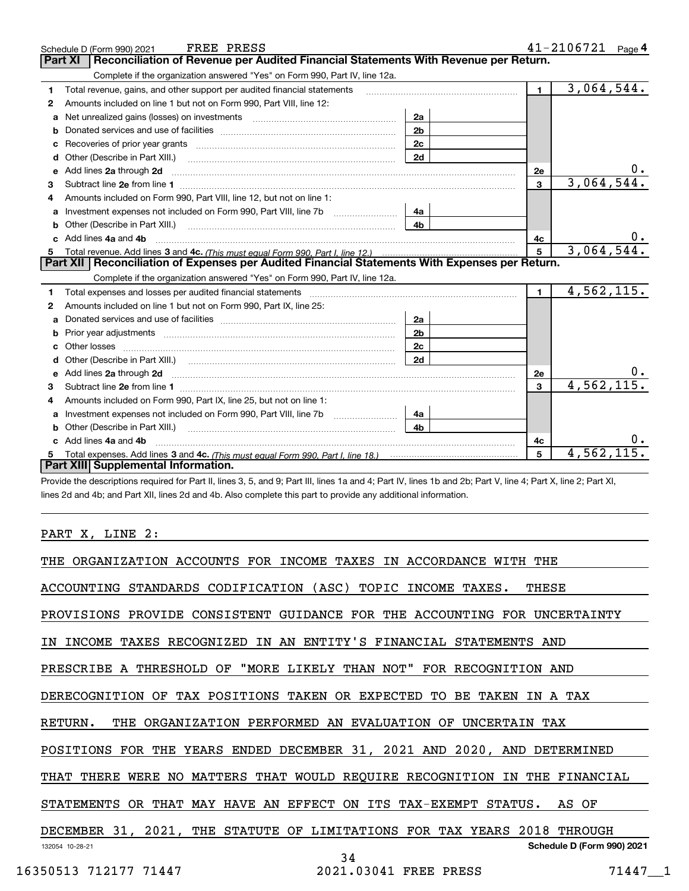Schedule D (Form 990) 2021 FREE PRESS 41-2106721 Page 4

## Part XI Reconciliation of Revenue per Audited Financial Statements With Revenue per Return.

Complete if the organization answered "Yes" on Form 990, Part IV, line 12a.

| | | | | | |
|---|---|---|---|---|---|
| 1 | Total revenue, gains, and other support per audited financial statements | | | 1 | 3,064,544. |
| 2 | Amounts included on line 1 but not on Form 990, Part VIII, line 12: | | | | |
| a | Net unrealized gains (losses) on investments | 2a | | | |
| b | Donated services and use of facilities | 2b | | | |
| c | Recoveries of prior year grants | 2c | | | |
| d | Other (Describe in Part XIII.) | 2d | | | |
| e | Add lines 2a through 2d | | | 2e | 0. |
| 3 | Subtract line 2e from line 1 | | | 3 | 3,064,544. |
| 4 | Amounts included on Form 990, Part VIII, line 12, but not on line 1: | | | | |
| a | Investment expenses not included on Form 990, Part VIII, line 7b | 4a | | | |
| b | Other (Describe in Part XIII.) | 4b | | | |
| c | Add lines 4a and 4b | | | 4c | 0. |
| 5 | Total revenue. Add lines 3 and 4c. *(This must equal Form 990, Part I, line 12.)* | | | 5 | 3,064,544. |

## Part XII Reconciliation of Expenses per Audited Financial Statements With Expenses per Return.

Complete if the organization answered "Yes" on Form 990, Part IV, line 12a.

| | | | | | |
|---|---|---|---|---|---|
| 1 | Total expenses and losses per audited financial statements | | | 1 | 4,562,115. |
| 2 | Amounts included on line 1 but not on Form 990, Part IX, line 25: | | | | |
| a | Donated services and use of facilities | 2a | | | |
| b | Prior year adjustments | 2b | | | |
| c | Other losses | 2c | | | |
| d | Other (Describe in Part XIII.) | 2d | | | |
| e | Add lines 2a through 2d | | | 2e | 0. |
| 3 | Subtract line 2e from line 1 | | | 3 | 4,562,115. |
| 4 | Amounts included on Form 990, Part IX, line 25, but not on line 1: | | | | |
| a | Investment expenses not included on Form 990, Part VIII, line 7b | 4a | | | |
| b | Other (Describe in Part XIII.) | 4b | | | |
| c | Add lines 4a and 4b | | | 4c | 0. |
| 5 | Total expenses. Add lines 3 and 4c. *(This must equal Form 990, Part I, line 18.)* | | | 5 | 4,562,115. |

## Part XIII Supplemental Information.

Provide the descriptions required for Part II, lines 3, 5, and 9; Part III, lines 1a and 4; Part IV, lines 1b and 2b; Part V, line 4; Part X, line 2; Part XI, lines 2d and 4b; and Part XII, lines 2d and 4b. Also complete this part to provide any additional information.

PART X, LINE 2:

THE ORGANIZATION ACCOUNTS FOR INCOME TAXES IN ACCORDANCE WITH THE ACCOUNTING STANDARDS CODIFICATION (ASC) TOPIC INCOME TAXES. THESE PROVISIONS PROVIDE CONSISTENT GUIDANCE FOR THE ACCOUNTING FOR UNCERTAINTY IN INCOME TAXES RECOGNIZED IN AN ENTITY'S FINANCIAL STATEMENTS AND PRESCRIBE A THRESHOLD OF "MORE LIKELY THAN NOT" FOR RECOGNITION AND DERECOGNITION OF TAX POSITIONS TAKEN OR EXPECTED TO BE TAKEN IN A TAX RETURN. THE ORGANIZATION PERFORMED AN EVALUATION OF UNCERTAIN TAX POSITIONS FOR THE YEARS ENDED DECEMBER 31, 2021 AND 2020, AND DETERMINED THAT THERE WERE NO MATTERS THAT WOULD REQUIRE RECOGNITION IN THE FINANCIAL STATEMENTS OR THAT MAY HAVE AN EFFECT ON ITS TAX-EXEMPT STATUS. AS OF DECEMBER 31, 2021, THE STATUTE OF LIMITATIONS FOR TAX YEARS 2018 THROUGH

132054 10-28-21 Schedule D (Form 990) 2021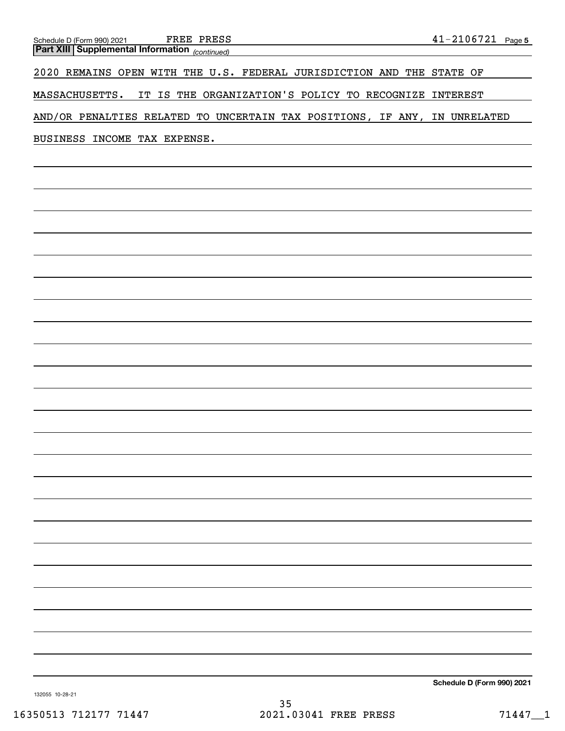## Part XIII Supplemental Information *(continued)*

2020 REMAINS OPEN WITH THE U.S. FEDERAL JURISDICTION AND THE STATE OF MASSACHUSETTS. IT IS THE ORGANIZATION'S POLICY TO RECOGNIZE INTEREST AND/OR PENALTIES RELATED TO UNCERTAIN TAX POSITIONS, IF ANY, IN UNRELATED BUSINESS INCOME TAX EXPENSE.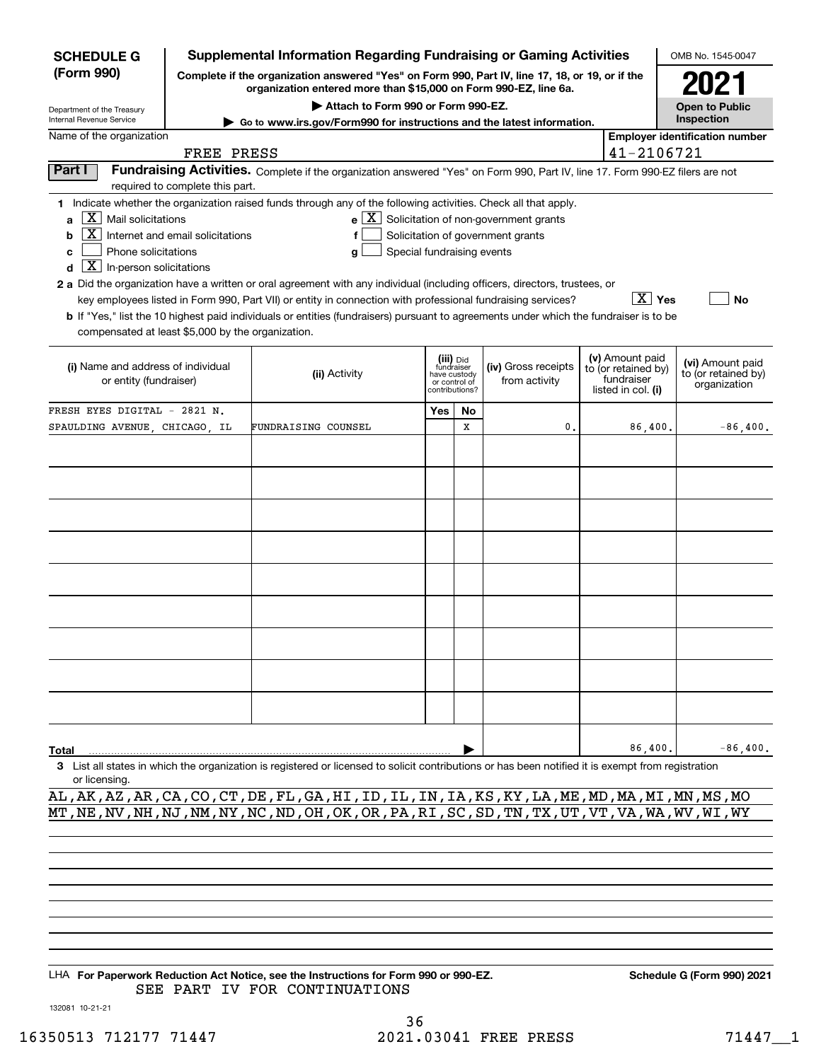# SCHEDULE G (Form 990)

Department of the Treasury
Internal Revenue Service

## Supplemental Information Regarding Fundraising or Gaming Activities

**Complete if the organization answered "Yes" on Form 990, Part IV, line 17, 18, or 19, or if the organization entered more than $15,000 on Form 990-EZ, line 6a.**

**▶ Attach to Form 990 or Form 990-EZ.**

**▶ Go to www.irs.gov/Form990 for instructions and the latest information.**

OMB No. 1545-0047

**2021**

**Open to Public Inspection**

Name of the organization: FREE PRESS

Employer identification number: 41-2106721

**Part I** **Fundraising Activities.** Complete if the organization answered "Yes" on Form 990, Part IV, line 17. Form 990-EZ filers are not required to complete this part.

**1** Indicate whether the organization raised funds through any of the following activities. Check all that apply.

- **a** [X] Mail solicitations
- **b** [X] Internet and email solicitations
- **c** [ ] Phone solicitations
- **d** [X] In-person solicitations
- **e** [X] Solicitation of non-government grants
- **f** [ ] Solicitation of government grants
- **g** [ ] Special fundraising events

**2 a** Did the organization have a written or oral agreement with any individual (including officers, directors, trustees, or key employees listed in Form 990, Part VII) or entity in connection with professional fundraising services? [X] **Yes** [ ] **No**

**b** If "Yes," list the 10 highest paid individuals or entities (fundraisers) pursuant to agreements under which the fundraiser is to be compensated at least $5,000 by the organization.

| (i) Name and address of individual or entity (fundraiser) | (ii) Activity | (iii) Did fundraiser have custody or control of contributions? Yes | No | (iv) Gross receipts from activity | (v) Amount paid to (or retained by) fundraiser listed in col. (i) | (vi) Amount paid to (or retained by) organization |
|---|---|---|---|---|---|---|
| FRESH EYES DIGITAL - 2821 N. SPAULDING AVENUE, CHICAGO, IL | FUNDRAISING COUNSEL | | X | 0. | 86,400. | -86,400. |
| | | | | | | |
| | | | | | | |
| | | | | | | |
| | | | | | | |
| | | | | | | |
| | | | | | | |
| | | | | | | |
| | | | | | | |
| | | | | | | |
| **Total** | | | | | 86,400. | -86,400. |

**3** List all states in which the organization is registered or licensed to solicit contributions or has been notified it is exempt from registration or licensing.

AL,AK,AZ,AR,CA,CO,CT,DE,FL,GA,HI,ID,IL,IN,IA,KS,KY,LA,ME,MD,MA,MI,MN,MS,MO
MT,NE,NV,NH,NJ,NM,NY,NC,ND,OH,OK,OR,PA,RI,SC,SD,TN,TX,UT,VT,VA,WA,WV,WI,WY

LHA **For Paperwork Reduction Act Notice, see the Instructions for Form 990 or 990-EZ.** **Schedule G (Form 990) 2021**

SEE PART IV FOR CONTINUATIONS

132081 10-21-21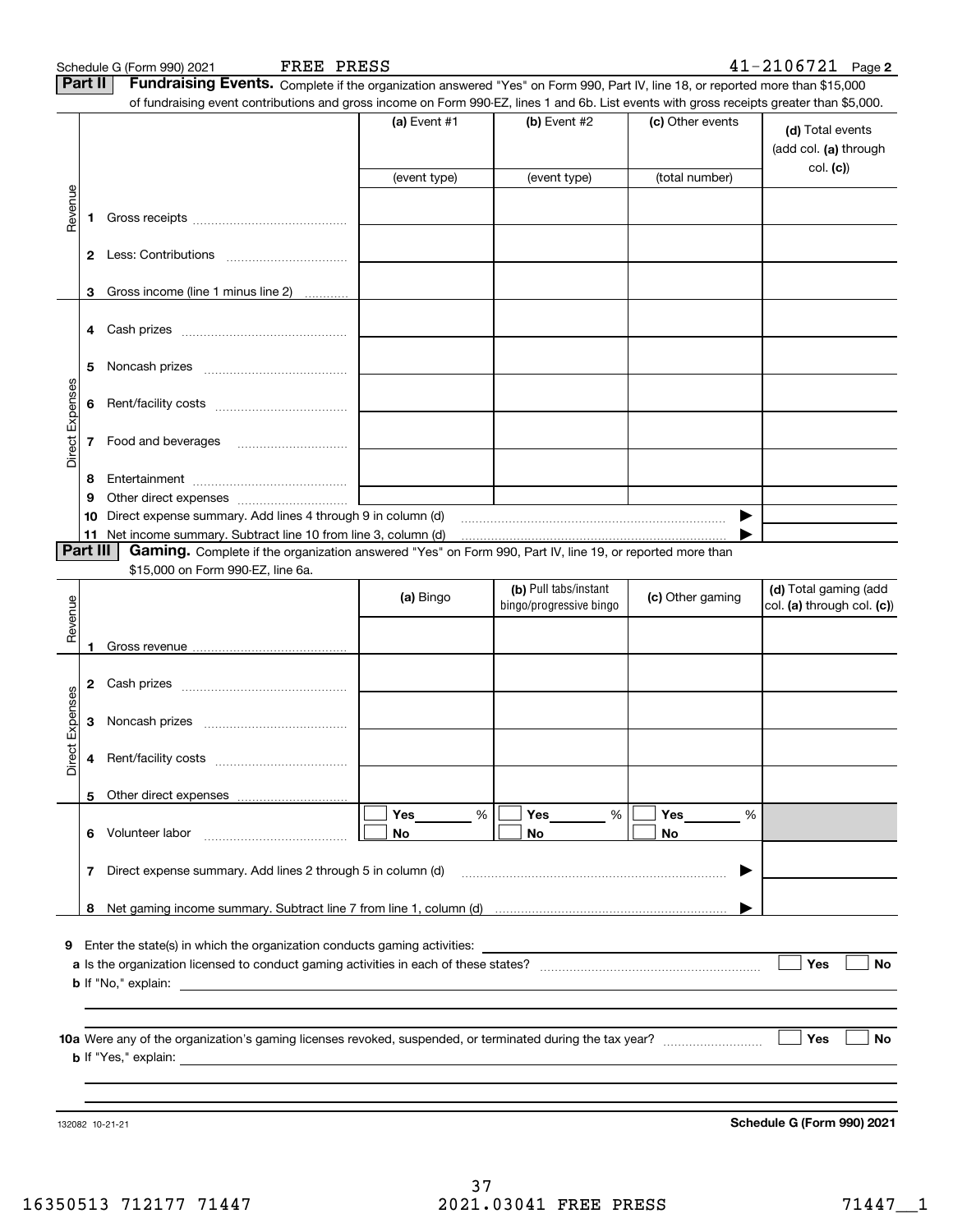Schedule G (Form 990) 2021 FREE PRESS 41-2106721 Page **2**

## Part II Fundraising Events.

Complete if the organization answered "Yes" on Form 990, Part IV, line 18, or reported more than $15,000 of fundraising event contributions and gross income on Form 990-EZ, lines 1 and 6b. List events with gross receipts greater than $5,000.

| | | (a) Event #1 | (b) Event #2 | (c) Other events | (d) Total events (add col. (a) through col. (c)) |
|---|---|---|---|---|---|
| | | (event type) | (event type) | (total number) | |
| Revenue | 1 Gross receipts | | | | |
| | 2 Less: Contributions | | | | |
| | 3 Gross income (line 1 minus line 2) | | | | |
| Direct Expenses | 4 Cash prizes | | | | |
| | 5 Noncash prizes | | | | |
| | 6 Rent/facility costs | | | | |
| | 7 Food and beverages | | | | |
| | 8 Entertainment | | | | |
| | 9 Other direct expenses | | | | |
| | 10 Direct expense summary. Add lines 4 through 9 in column (d) | | | ▶ | |
| | 11 Net income summary. Subtract line 10 from line 3, column (d) | | | ▶ | |

## Part III Gaming.

Complete if the organization answered "Yes" on Form 990, Part IV, line 19, or reported more than $15,000 on Form 990-EZ, line 6a.

| | | (a) Bingo | (b) Pull tabs/instant bingo/progressive bingo | (c) Other gaming | (d) Total gaming (add col. (a) through col. (c)) |
|---|---|---|---|---|---|
| Revenue | 1 Gross revenue | | | | |
| Direct Expenses | 2 Cash prizes | | | | |
| | 3 Noncash prizes | | | | |
| | 4 Rent/facility costs | | | | |
| | 5 Other direct expenses | | | | |
| | 6 Volunteer labor | ☐ Yes ___ % ☐ No | ☐ Yes ___ % ☐ No | ☐ Yes ___ % ☐ No | |
| | 7 Direct expense summary. Add lines 2 through 5 in column (d) | | | ▶ | |
| | 8 Net gaming income summary. Subtract line 7 from line 1, column (d) | | | ▶ | |

**9** Enter the state(s) in which the organization conducts gaming activities: ____________________

**a** Is the organization licensed to conduct gaming activities in each of these states? ☐ Yes ☐ No

**b** If "No," explain: ____________________

**10a** Were any of the organization's gaming licenses revoked, suspended, or terminated during the tax year? ☐ Yes ☐ No

**b** If "Yes," explain: ____________________

132082 10-21-21 **Schedule G (Form 990) 2021**

16350513 712177 71447 2021.03041 FREE PRESS 71447__1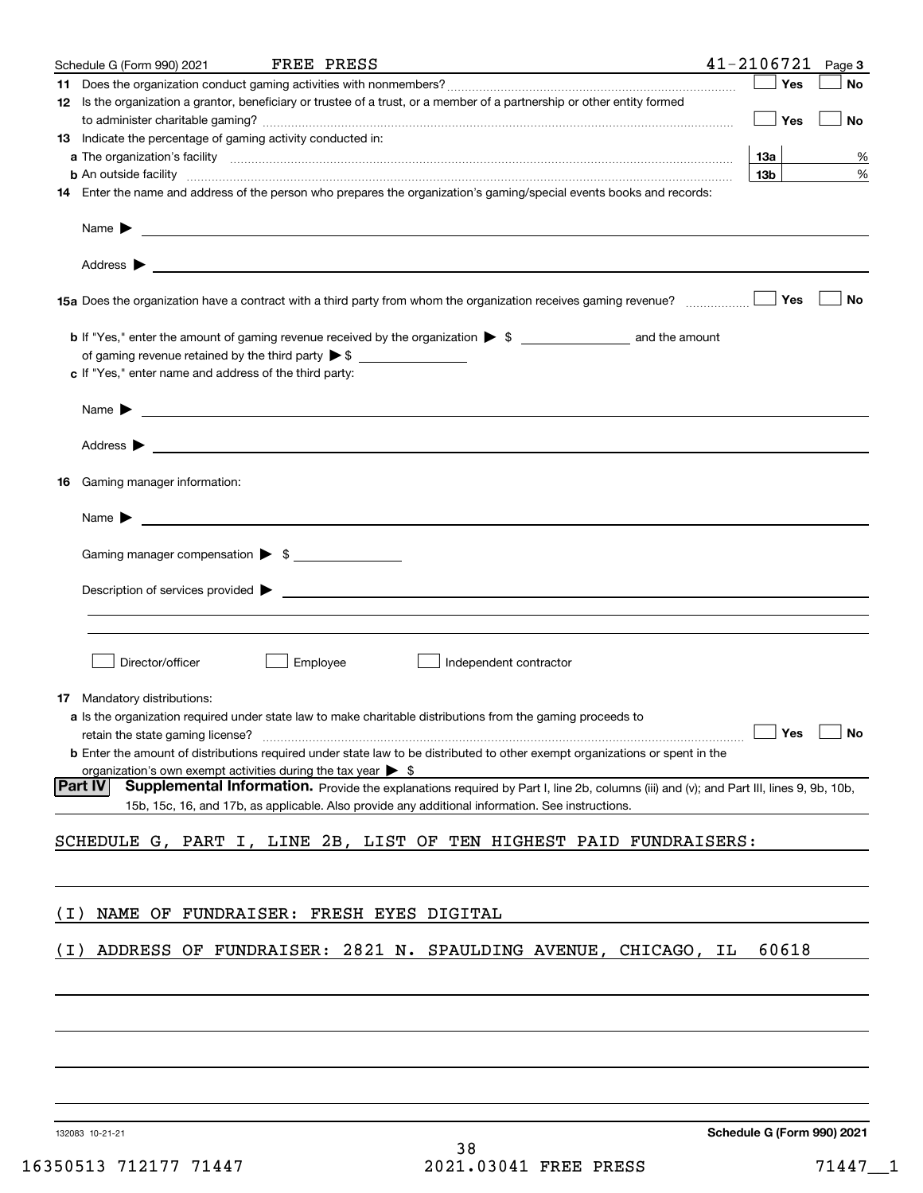Schedule G (Form 990) 2021 FREE PRESS 41-2106721 Page 3

**11** Does the organization conduct gaming activities with nonmembers? ☐ Yes ☐ No

**12** Is the organization a grantor, beneficiary or trustee of a trust, or a member of a partnership or other entity formed to administer charitable gaming? ☐ Yes ☐ No

**13** Indicate the percentage of gaming activity conducted in:

**a** The organization's facility **13a** %

**b** An outside facility **13b** %

**14** Enter the name and address of the person who prepares the organization's gaming/special events books and records:

Name ▶

Address ▶

**15a** Does the organization have a contract with a third party from whom the organization receives gaming revenue? ☐ Yes ☐ No

**b** If "Yes," enter the amount of gaming revenue received by the organization ▶ $ ______ and the amount of gaming revenue retained by the third party ▶ $ ______

**c** If "Yes," enter name and address of the third party:

Name ▶

Address ▶

**16** Gaming manager information:

Name ▶

Gaming manager compensation ▶ $

Description of services provided ▶

☐ Director/officer ☐ Employee ☐ Independent contractor

**17** Mandatory distributions:

**a** Is the organization required under state law to make charitable distributions from the gaming proceeds to retain the state gaming license? ☐ Yes ☐ No

**b** Enter the amount of distributions required under state law to be distributed to other exempt organizations or spent in the organization's own exempt activities during the tax year ▶ $

**Part IV** **Supplemental Information.** Provide the explanations required by Part I, line 2b, columns (iii) and (v); and Part III, lines 9, 9b, 10b, 15b, 15c, 16, and 17b, as applicable. Also provide any additional information. See instructions.

SCHEDULE G, PART I, LINE 2B, LIST OF TEN HIGHEST PAID FUNDRAISERS:

(I) NAME OF FUNDRAISER: FRESH EYES DIGITAL

(I) ADDRESS OF FUNDRAISER: 2821 N. SPAULDING AVENUE, CHICAGO, IL 60618

132083 10-21-21 **Schedule G (Form 990) 2021**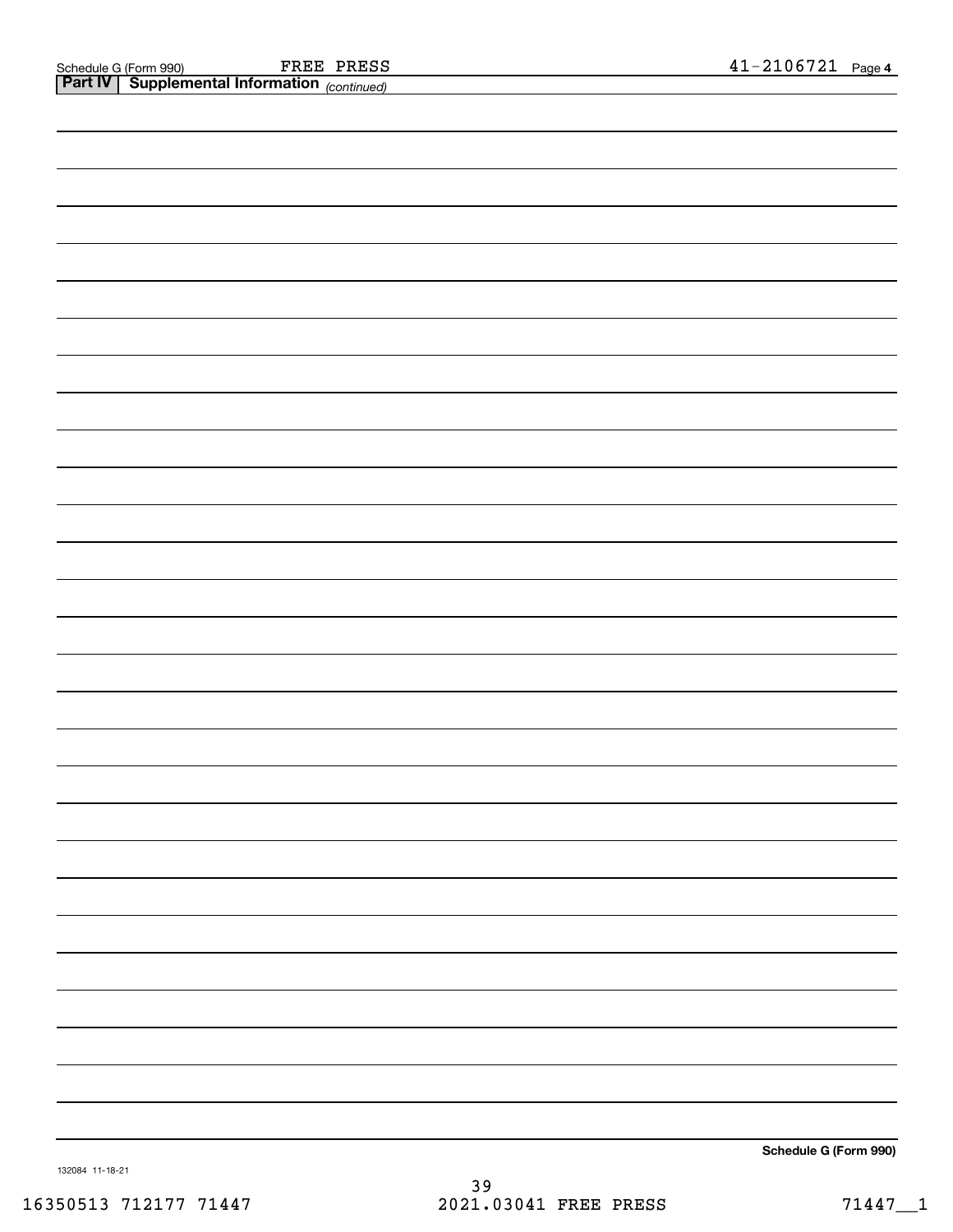Schedule G (Form 990) FREE PRESS 41-2106721 Page **4**

**Part IV | Supplemental Information** *(continued)*

**Schedule G (Form 990)**

132084 11-18-21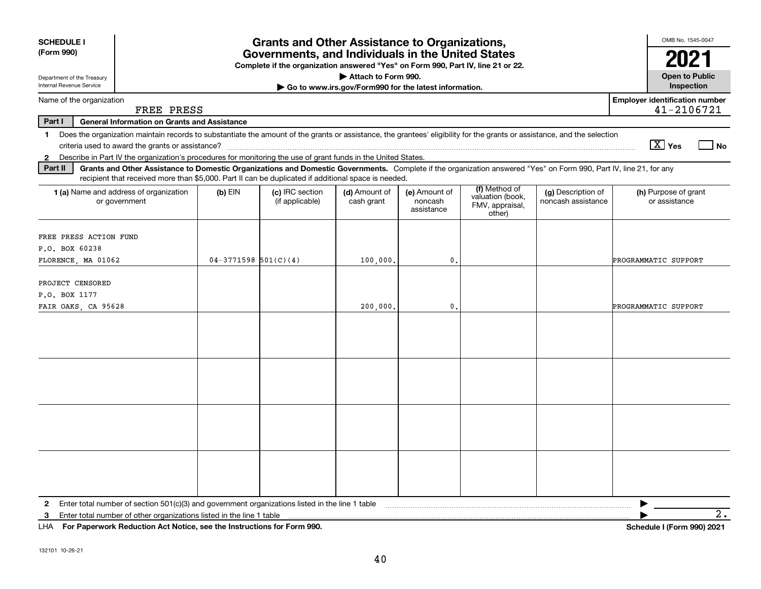**SCHEDULE I (Form 990)**

Department of the Treasury
Internal Revenue Service

# Grants and Other Assistance to Organizations, Governments, and Individuals in the United States

**Complete if the organization answered "Yes" on Form 990, Part IV, line 21 or 22.**
**▶ Attach to Form 990.**
**▶ Go to www.irs.gov/Form990 for the latest information.**

OMB No. 1545-0047
**2021**
**Open to Public Inspection**

Name of the organization: FREE PRESS

**Employer identification number:** 41-2106721

**Part I — General Information on Grants and Assistance**

1. Does the organization maintain records to substantiate the amount of the grants or assistance, the grantees' eligibility for the grants or assistance, and the selection criteria used to award the grants or assistance? [X] Yes [ ] No
2. Describe in Part IV the organization's procedures for monitoring the use of grant funds in the United States.

**Part II — Grants and Other Assistance to Domestic Organizations and Domestic Governments.** Complete if the organization answered "Yes" on Form 990, Part IV, line 21, for any recipient that received more than $5,000. Part II can be duplicated if additional space is needed.

| 1 (a) Name and address of organization or government | (b) EIN | (c) IRC section (if applicable) | (d) Amount of cash grant | (e) Amount of noncash assistance | (f) Method of valuation (book, FMV, appraisal, other) | (g) Description of noncash assistance | (h) Purpose of grant or assistance |
|---|---|---|---|---|---|---|---|
| FREE PRESS ACTION FUND<br>P.O. BOX 60238<br>FLORENCE, MA 01062 | 04-3771598 | 501(C)(4) | 100,000. | 0. | | | PROGRAMMATIC SUPPORT |
| PROJECT CENSORED<br>P.O. BOX 1177<br>FAIR OAKS, CA 95628 | | | 200,000. | 0. | | | PROGRAMMATIC SUPPORT |
| | | | | | | | |
| | | | | | | | |
| | | | | | | | |
| | | | | | | | |

2. Enter total number of section 501(c)(3) and government organizations listed in the line 1 table ▶
3. Enter total number of other organizations listed in the line 1 table ▶ 2.

LHA **For Paperwork Reduction Act Notice, see the Instructions for Form 990.** **Schedule I (Form 990) 2021**

132101 10-26-21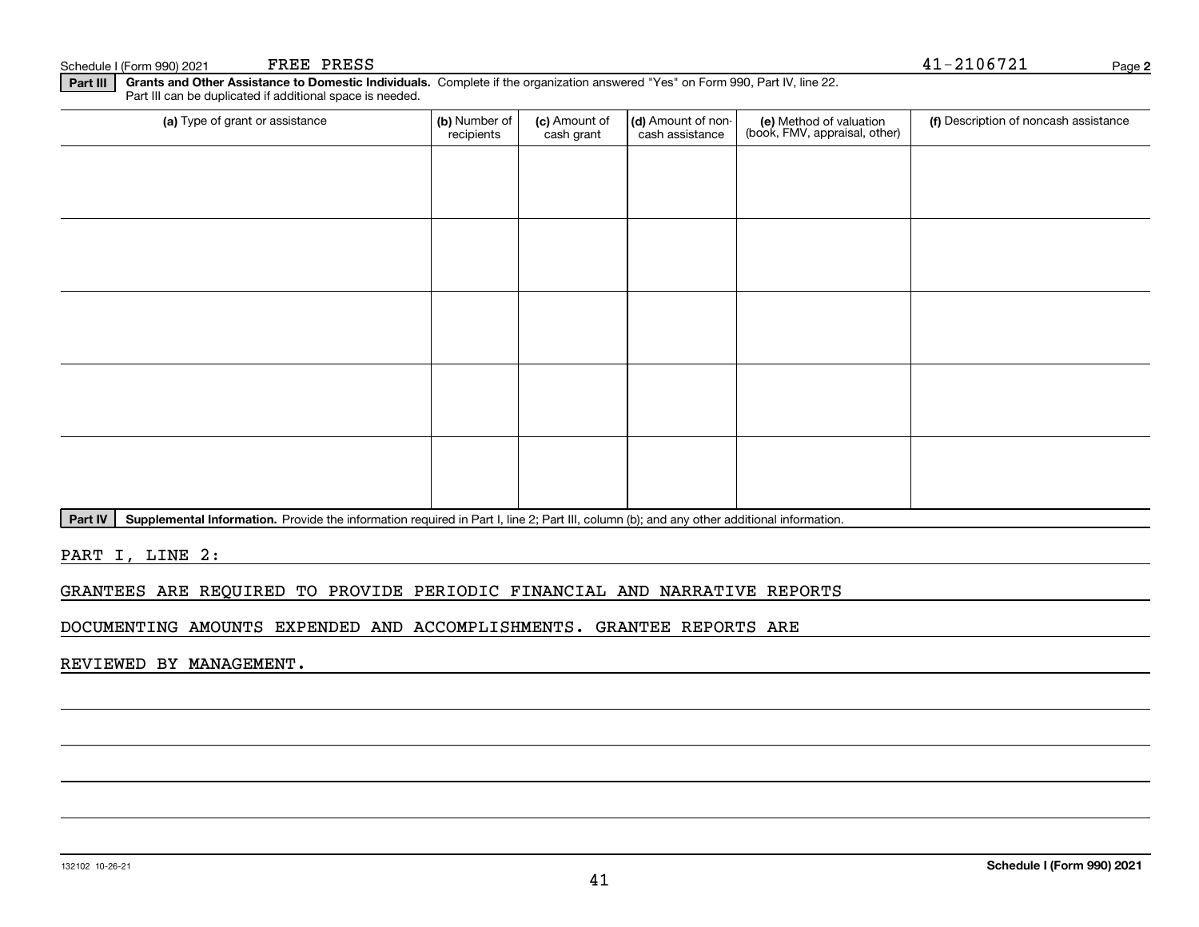Schedule I (Form 990) 2021 FREE PRESS 41-2106721 Page **2**

**Part III** **Grants and Other Assistance to Domestic Individuals.** Complete if the organization answered "Yes" on Form 990, Part IV, line 22. Part III can be duplicated if additional space is needed.

| (a) Type of grant or assistance | (b) Number of recipients | (c) Amount of cash grant | (d) Amount of non-cash assistance | (e) Method of valuation (book, FMV, appraisal, other) | (f) Description of noncash assistance |
|---|---|---|---|---|---|
| | | | | | |
| | | | | | |
| | | | | | |
| | | | | | |
| | | | | | |

**Part IV** **Supplemental Information.** Provide the information required in Part I, line 2; Part III, column (b); and any other additional information.

PART I, LINE 2:

GRANTEES ARE REQUIRED TO PROVIDE PERIODIC FINANCIAL AND NARRATIVE REPORTS DOCUMENTING AMOUNTS EXPENDED AND ACCOMPLISHMENTS. GRANTEE REPORTS ARE REVIEWED BY MANAGEMENT.

132102 10-26-21 **Schedule I (Form 990) 2021**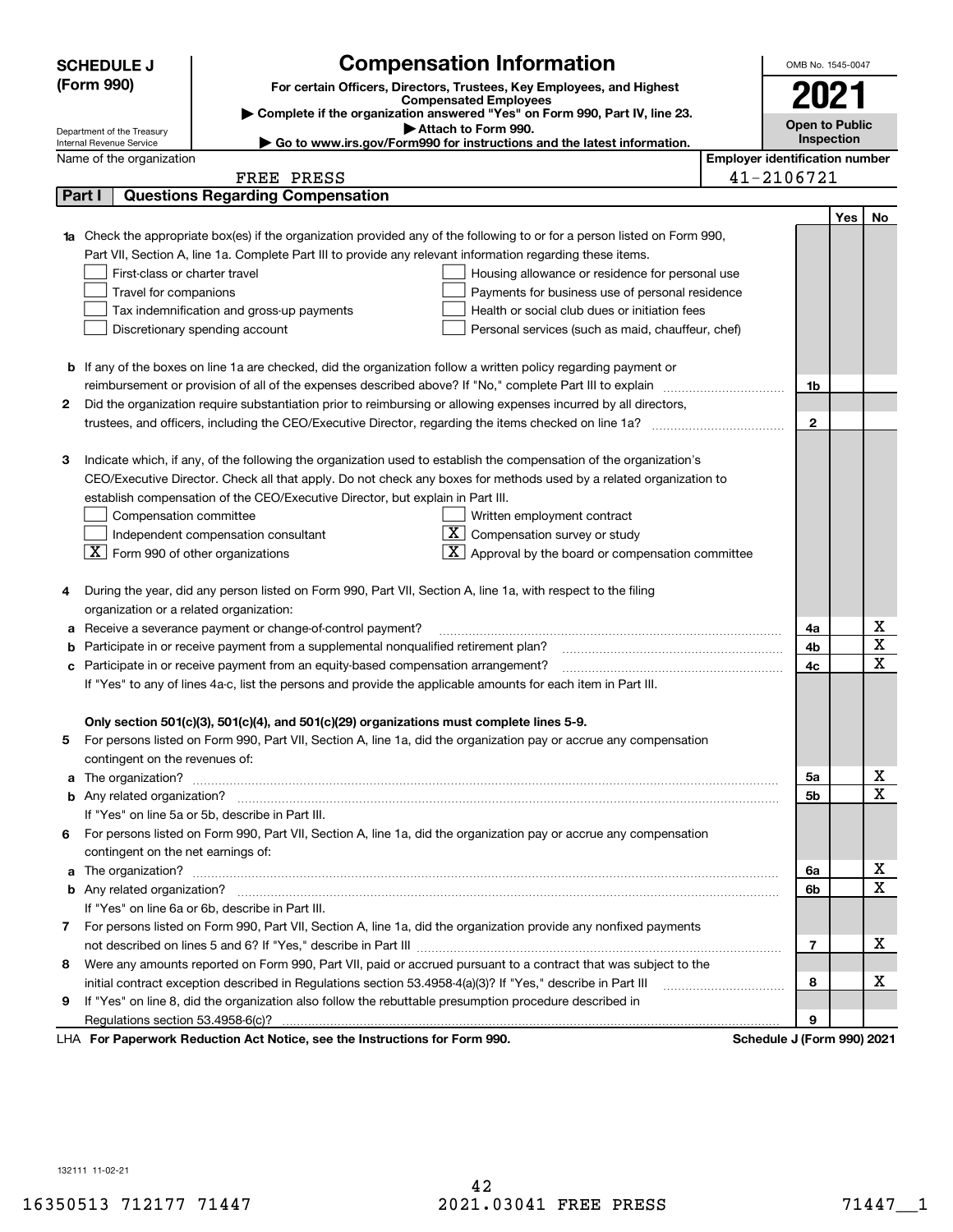**SCHEDULE J (Form 990)**

Department of the Treasury
Internal Revenue Service

# Compensation Information

**For certain Officers, Directors, Trustees, Key Employees, and Highest Compensated Employees**

▶ **Complete if the organization answered "Yes" on Form 990, Part IV, line 23.**

▶ **Attach to Form 990.**

▶ **Go to www.irs.gov/Form990 for instructions and the latest information.**

OMB No. 1545-0047

**2021**

**Open to Public Inspection**

Name of the organization: FREE PRESS

Employer identification number: 41-2106721

## Part I — Questions Regarding Compensation

| | | | Yes | No |
|---|---|---|---|---|
| **1a** | Check the appropriate box(es) if the organization provided any of the following to or for a person listed on Form 990, Part VII, Section A, line 1a. Complete Part III to provide any relevant information regarding these items.<br>☐ First-class or charter travel ☐ Housing allowance or residence for personal use<br>☐ Travel for companions ☐ Payments for business use of personal residence<br>☐ Tax indemnification and gross-up payments ☐ Health or social club dues or initiation fees<br>☐ Discretionary spending account ☐ Personal services (such as maid, chauffeur, chef) | | | |
| **b** | If any of the boxes on line 1a are checked, did the organization follow a written policy regarding payment or reimbursement or provision of all of the expenses described above? If "No," complete Part III to explain | 1b | | |
| **2** | Did the organization require substantiation prior to reimbursing or allowing expenses incurred by all directors, trustees, and officers, including the CEO/Executive Director, regarding the items checked on line 1a? | 2 | | |
| **3** | Indicate which, if any, of the following the organization used to establish the compensation of the organization's CEO/Executive Director. Check all that apply. Do not check any boxes for methods used by a related organization to establish compensation of the CEO/Executive Director, but explain in Part III.<br>☐ Compensation committee ☐ Written employment contract<br>☐ Independent compensation consultant ☒ Compensation survey or study<br>☒ Form 990 of other organizations ☒ Approval by the board or compensation committee | | | |
| **4** | During the year, did any person listed on Form 990, Part VII, Section A, line 1a, with respect to the filing organization or a related organization: | | | |
| **a** | Receive a severance payment or change-of-control payment? | 4a | | X |
| **b** | Participate in or receive payment from a supplemental nonqualified retirement plan? | 4b | | X |
| **c** | Participate in or receive payment from an equity-based compensation arrangement?<br>If "Yes" to any of lines 4a-c, list the persons and provide the applicable amounts for each item in Part III. | 4c | | X |
| | **Only section 501(c)(3), 501(c)(4), and 501(c)(29) organizations must complete lines 5-9.** | | | |
| **5** | For persons listed on Form 990, Part VII, Section A, line 1a, did the organization pay or accrue any compensation contingent on the revenues of: | | | |
| **a** | The organization? | 5a | | X |
| **b** | Any related organization?<br>If "Yes" on line 5a or 5b, describe in Part III. | 5b | | X |
| **6** | For persons listed on Form 990, Part VII, Section A, line 1a, did the organization pay or accrue any compensation contingent on the net earnings of: | | | |
| **a** | The organization? | 6a | | X |
| **b** | Any related organization?<br>If "Yes" on line 6a or 6b, describe in Part III. | 6b | | X |
| **7** | For persons listed on Form 990, Part VII, Section A, line 1a, did the organization provide any nonfixed payments not described on lines 5 and 6? If "Yes," describe in Part III | 7 | | X |
| **8** | Were any amounts reported on Form 990, Part VII, paid or accrued pursuant to a contract that was subject to the initial contract exception described in Regulations section 53.4958-4(a)(3)? If "Yes," describe in Part III | 8 | | X |
| **9** | If "Yes" on line 8, did the organization also follow the rebuttable presumption procedure described in Regulations section 53.4958-6(c)? | 9 | | |

LHA **For Paperwork Reduction Act Notice, see the Instructions for Form 990.** **Schedule J (Form 990) 2021**

132111 11-02-21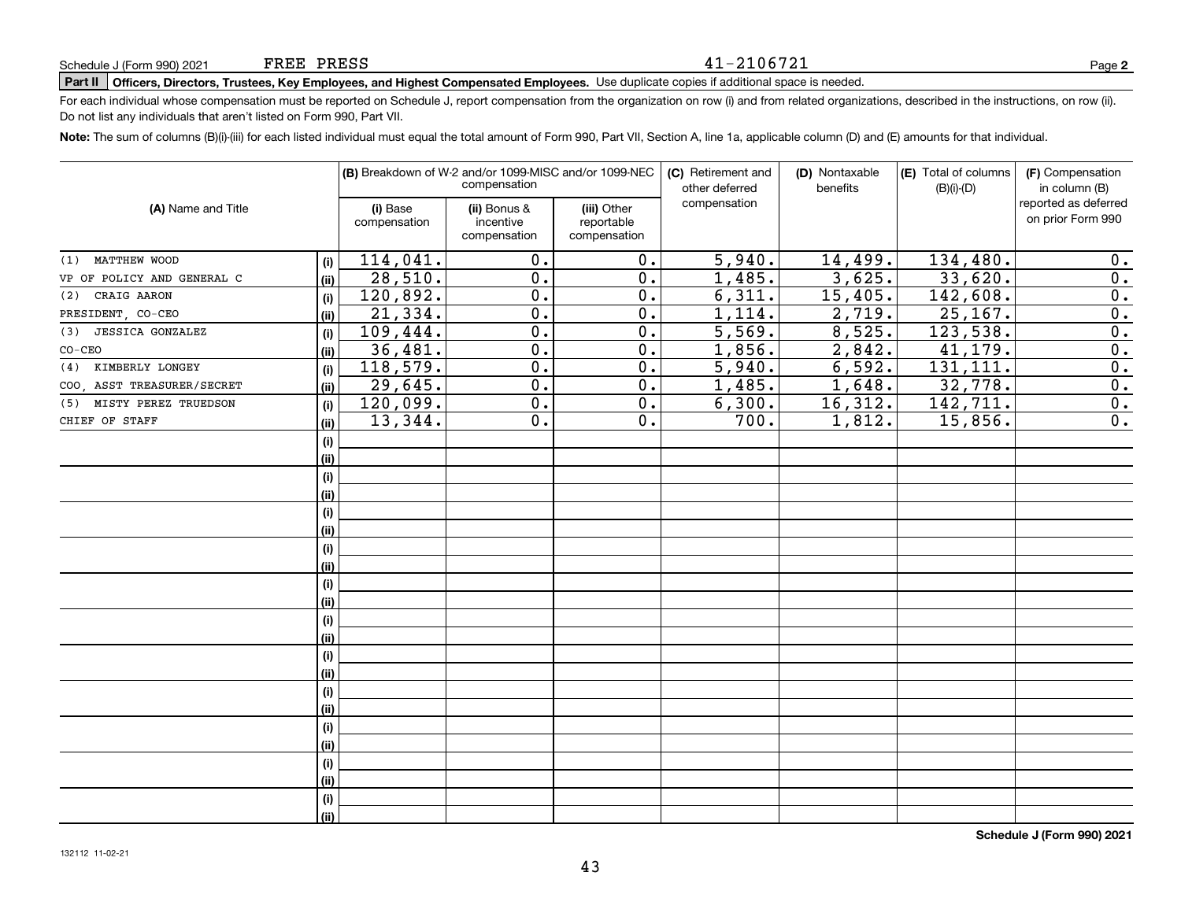Schedule J (Form 990) 2021 FREE PRESS 41-2106721

**Part II** **Officers, Directors, Trustees, Key Employees, and Highest Compensated Employees.** Use duplicate copies if additional space is needed.

For each individual whose compensation must be reported on Schedule J, report compensation from the organization on row (i) and from related organizations, described in the instructions, on row (ii). Do not list any individuals that aren't listed on Form 990, Part VII.

**Note:** The sum of columns (B)(i)-(iii) for each listed individual must equal the total amount of Form 990, Part VII, Section A, line 1a, applicable column (D) and (E) amounts for that individual.

| (A) Name and Title | | (B) Breakdown of W-2 and/or 1099-MISC and/or 1099-NEC compensation | | | (C) Retirement and other deferred compensation | (D) Nontaxable benefits | (E) Total of columns (B)(i)-(D) | (F) Compensation in column (B) reported as deferred on prior Form 990 |
|---|---|---|---|---|---|---|---|---|
| | | (i) Base compensation | (ii) Bonus & incentive compensation | (iii) Other reportable compensation | | | | |
| (1) MATTHEW WOOD | (i) | 114,041. | 0. | 0. | 5,940. | 14,499. | 134,480. | 0. |
| VP OF POLICY AND GENERAL C | (ii) | 28,510. | 0. | 0. | 1,485. | 3,625. | 33,620. | 0. |
| (2) CRAIG AARON | (i) | 120,892. | 0. | 0. | 6,311. | 15,405. | 142,608. | 0. |
| PRESIDENT, CO-CEO | (ii) | 21,334. | 0. | 0. | 1,114. | 2,719. | 25,167. | 0. |
| (3) JESSICA GONZALEZ | (i) | 109,444. | 0. | 0. | 5,569. | 8,525. | 123,538. | 0. |
| CO-CEO | (ii) | 36,481. | 0. | 0. | 1,856. | 2,842. | 41,179. | 0. |
| (4) KIMBERLY LONGEY | (i) | 118,579. | 0. | 0. | 5,940. | 6,592. | 131,111. | 0. |
| COO, ASST TREASURER/SECRET | (ii) | 29,645. | 0. | 0. | 1,485. | 1,648. | 32,778. | 0. |
| (5) MISTY PEREZ TRUEDSON | (i) | 120,099. | 0. | 0. | 6,300. | 16,312. | 142,711. | 0. |
| CHIEF OF STAFF | (ii) | 13,344. | 0. | 0. | 700. | 1,812. | 15,856. | 0. |

Schedule J (Form 990) 2021

132112 11-02-21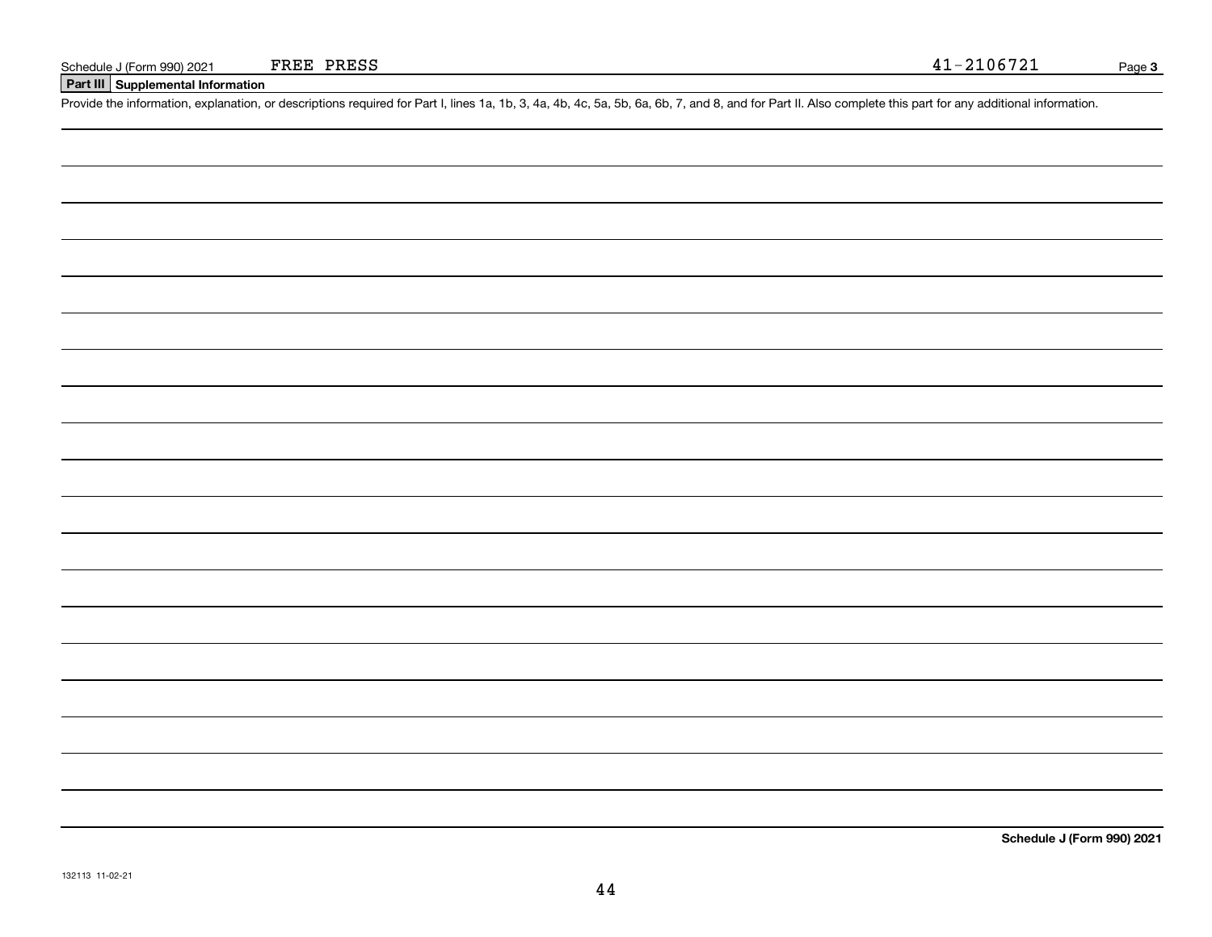Schedule J (Form 990) 2021 FREE PRESS 41-2106721

## Part III Supplemental Information

Provide the information, explanation, or descriptions required for Part I, lines 1a, 1b, 3, 4a, 4b, 4c, 5a, 5b, 6a, 6b, 7, and 8, and for Part II. Also complete this part for any additional information.

**Schedule J (Form 990) 2021**

132113 11-02-21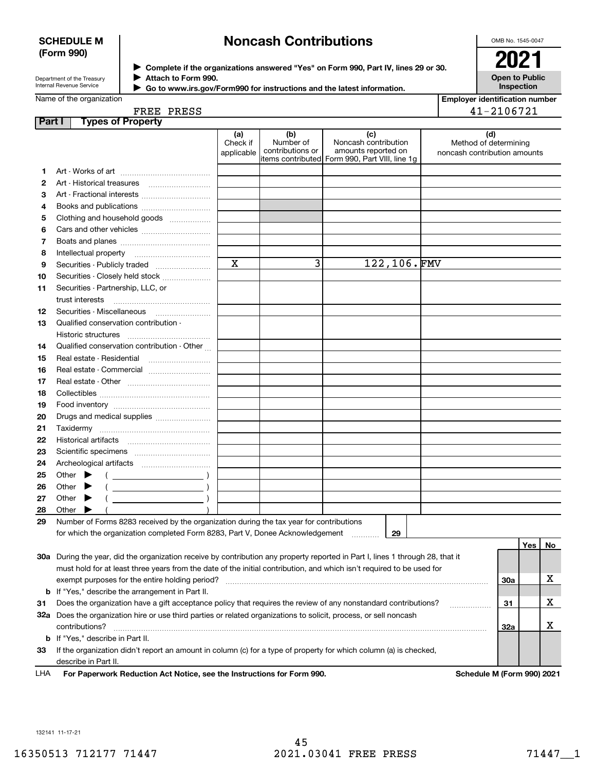**SCHEDULE M (Form 990)**

Department of the Treasury
Internal Revenue Service

# Noncash Contributions

▶ Complete if the organizations answered "Yes" on Form 990, Part IV, lines 29 or 30.
▶ Attach to Form 990.
▶ Go to www.irs.gov/Form990 for instructions and the latest information.

OMB No. 1545-0047

**2021**

**Open to Public Inspection**

Name of the organization: FREE PRESS

Employer identification number: 41-2106721

## Part I Types of Property

| | | (a) Check if applicable | (b) Number of contributions or items contributed | (c) Noncash contribution amounts reported on Form 990, Part VIII, line 1g | (d) Method of determining noncash contribution amounts |
|---|---|---|---|---|---|
| 1 | Art - Works of art | | | | |
| 2 | Art - Historical treasures | | | | |
| 3 | Art - Fractional interests | | | | |
| 4 | Books and publications | | | | |
| 5 | Clothing and household goods | | | | |
| 6 | Cars and other vehicles | | | | |
| 7 | Boats and planes | | | | |
| 8 | Intellectual property | | | | |
| 9 | Securities - Publicly traded | X | 3 | 122,106. | FMV |
| 10 | Securities - Closely held stock | | | | |
| 11 | Securities - Partnership, LLC, or trust interests | | | | |
| 12 | Securities - Miscellaneous | | | | |
| 13 | Qualified conservation contribution - Historic structures | | | | |
| 14 | Qualified conservation contribution - Other | | | | |
| 15 | Real estate - Residential | | | | |
| 16 | Real estate - Commercial | | | | |
| 17 | Real estate - Other | | | | |
| 18 | Collectibles | | | | |
| 19 | Food inventory | | | | |
| 20 | Drugs and medical supplies | | | | |
| 21 | Taxidermy | | | | |
| 22 | Historical artifacts | | | | |
| 23 | Scientific specimens | | | | |
| 24 | Archeological artifacts | | | | |
| 25 | Other ▶ ( ) | | | | |
| 26 | Other ▶ ( ) | | | | |
| 27 | Other ▶ ( ) | | | | |
| 28 | Other ▶ ( ) | | | | |

29 Number of Forms 8283 received by the organization during the tax year for contributions for which the organization completed Form 8283, Part V, Donee Acknowledgement ..... **29**

| | | | Yes | No |
|---|---|---|---|---|
| 30a | During the year, did the organization receive by contribution any property reported in Part I, lines 1 through 28, that it must hold for at least three years from the date of the initial contribution, and which isn't required to be used for exempt purposes for the entire holding period? | 30a | | X |
| b | If "Yes," describe the arrangement in Part II. | | | |
| 31 | Does the organization have a gift acceptance policy that requires the review of any nonstandard contributions? | 31 | | X |
| 32a | Does the organization hire or use third parties or related organizations to solicit, process, or sell noncash contributions? | 32a | | X |
| b | If "Yes," describe in Part II. | | | |
| 33 | If the organization didn't report an amount in column (c) for a type of property for which column (a) is checked, describe in Part II. | | | |

LHA **For Paperwork Reduction Act Notice, see the Instructions for Form 990.** **Schedule M (Form 990) 2021**

132141 11-17-21

16350513 712177 71447 2021.03041 FREE PRESS 71447__1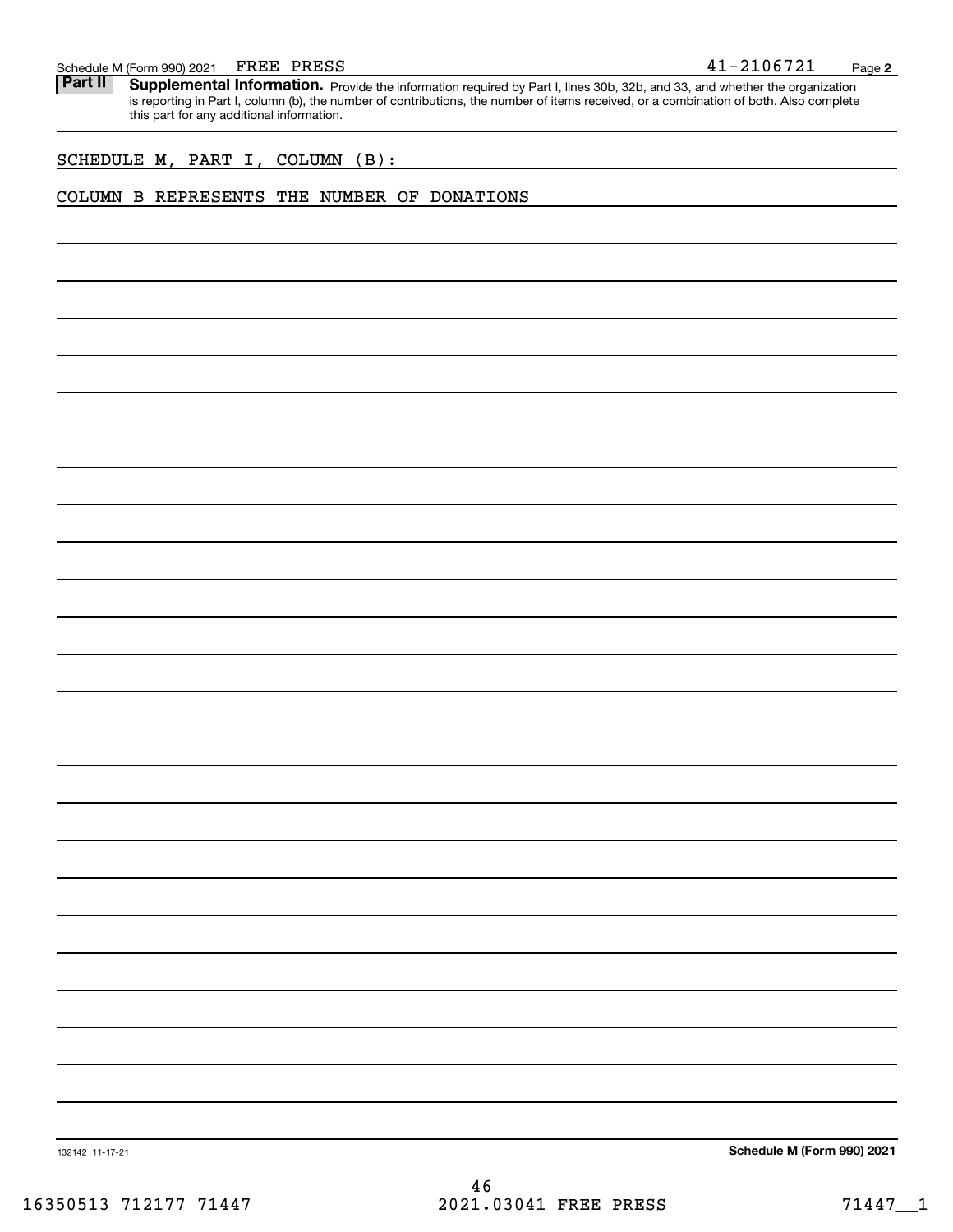Schedule M (Form 990) 2021 FREE PRESS 41-2106721 Page 2

**Part II** **Supplemental Information.** Provide the information required by Part I, lines 30b, 32b, and 33, and whether the organization is reporting in Part I, column (b), the number of contributions, the number of items received, or a combination of both. Also complete this part for any additional information.

SCHEDULE M, PART I, COLUMN (B):

COLUMN B REPRESENTS THE NUMBER OF DONATIONS

132142 11-17-21 **Schedule M (Form 990) 2021**

16350513 712177 71447 2021.03041 FREE PRESS 71447__1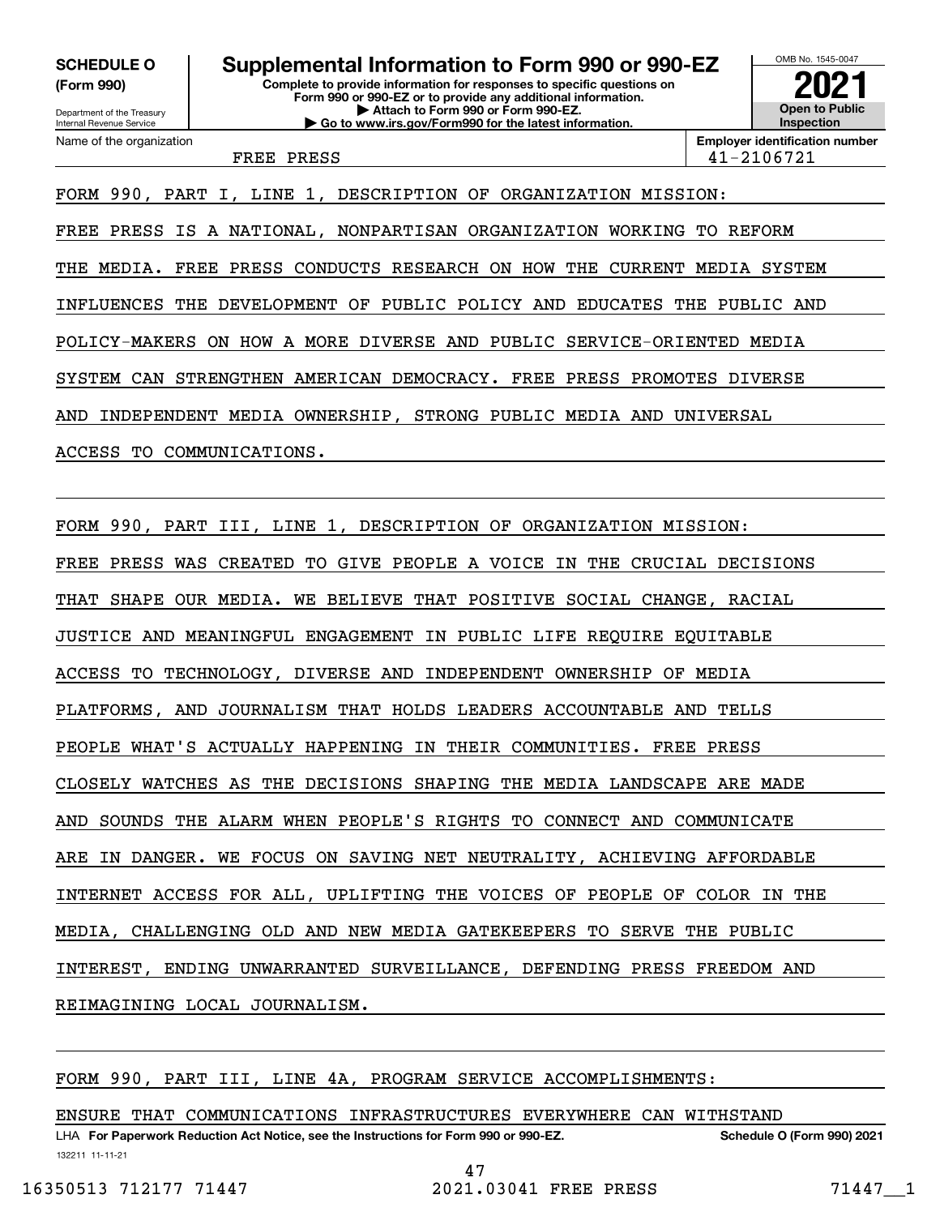**SCHEDULE O (Form 990)**

Department of the Treasury
Internal Revenue Service

# Supplemental Information to Form 990 or 990-EZ

**Complete to provide information for responses to specific questions on Form 990 or 990-EZ or to provide any additional information.**
**▶ Attach to Form 990 or Form 990-EZ.**
**▶ Go to www.irs.gov/Form990 for the latest information.**

OMB No. 1545-0047

**2021**

**Open to Public Inspection**

Name of the organization: FREE PRESS

**Employer identification number** 41-2106721

FORM 990, PART I, LINE 1, DESCRIPTION OF ORGANIZATION MISSION:

FREE PRESS IS A NATIONAL, NONPARTISAN ORGANIZATION WORKING TO REFORM THE MEDIA. FREE PRESS CONDUCTS RESEARCH ON HOW THE CURRENT MEDIA SYSTEM INFLUENCES THE DEVELOPMENT OF PUBLIC POLICY AND EDUCATES THE PUBLIC AND POLICY-MAKERS ON HOW A MORE DIVERSE AND PUBLIC SERVICE-ORIENTED MEDIA SYSTEM CAN STRENGTHEN AMERICAN DEMOCRACY. FREE PRESS PROMOTES DIVERSE AND INDEPENDENT MEDIA OWNERSHIP, STRONG PUBLIC MEDIA AND UNIVERSAL ACCESS TO COMMUNICATIONS.

FORM 990, PART III, LINE 1, DESCRIPTION OF ORGANIZATION MISSION:

FREE PRESS WAS CREATED TO GIVE PEOPLE A VOICE IN THE CRUCIAL DECISIONS THAT SHAPE OUR MEDIA. WE BELIEVE THAT POSITIVE SOCIAL CHANGE, RACIAL JUSTICE AND MEANINGFUL ENGAGEMENT IN PUBLIC LIFE REQUIRE EQUITABLE ACCESS TO TECHNOLOGY, DIVERSE AND INDEPENDENT OWNERSHIP OF MEDIA PLATFORMS, AND JOURNALISM THAT HOLDS LEADERS ACCOUNTABLE AND TELLS PEOPLE WHAT'S ACTUALLY HAPPENING IN THEIR COMMUNITIES. FREE PRESS CLOSELY WATCHES AS THE DECISIONS SHAPING THE MEDIA LANDSCAPE ARE MADE AND SOUNDS THE ALARM WHEN PEOPLE'S RIGHTS TO CONNECT AND COMMUNICATE ARE IN DANGER. WE FOCUS ON SAVING NET NEUTRALITY, ACHIEVING AFFORDABLE INTERNET ACCESS FOR ALL, UPLIFTING THE VOICES OF PEOPLE OF COLOR IN THE MEDIA, CHALLENGING OLD AND NEW MEDIA GATEKEEPERS TO SERVE THE PUBLIC INTEREST, ENDING UNWARRANTED SURVEILLANCE, DEFENDING PRESS FREEDOM AND REIMAGINING LOCAL JOURNALISM.

FORM 990, PART III, LINE 4A, PROGRAM SERVICE ACCOMPLISHMENTS:

ENSURE THAT COMMUNICATIONS INFRASTRUCTURES EVERYWHERE CAN WITHSTAND

LHA **For Paperwork Reduction Act Notice, see the Instructions for Form 990 or 990-EZ.** **Schedule O (Form 990) 2021**

132211 11-11-21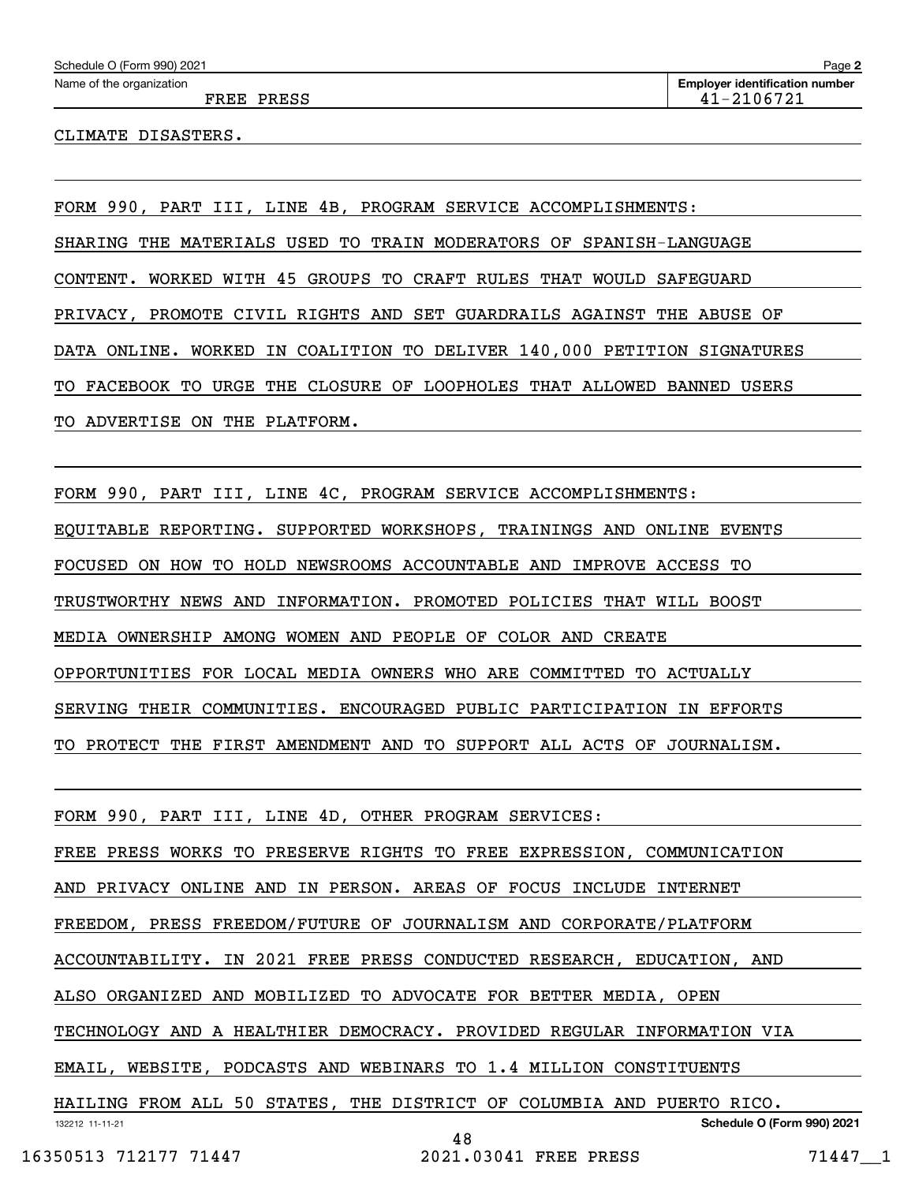CLIMATE DISASTERS.

FORM 990, PART III, LINE 4B, PROGRAM SERVICE ACCOMPLISHMENTS:

SHARING THE MATERIALS USED TO TRAIN MODERATORS OF SPANISH-LANGUAGE CONTENT. WORKED WITH 45 GROUPS TO CRAFT RULES THAT WOULD SAFEGUARD PRIVACY, PROMOTE CIVIL RIGHTS AND SET GUARDRAILS AGAINST THE ABUSE OF DATA ONLINE. WORKED IN COALITION TO DELIVER 140,000 PETITION SIGNATURES TO FACEBOOK TO URGE THE CLOSURE OF LOOPHOLES THAT ALLOWED BANNED USERS TO ADVERTISE ON THE PLATFORM.

FORM 990, PART III, LINE 4C, PROGRAM SERVICE ACCOMPLISHMENTS:

EQUITABLE REPORTING. SUPPORTED WORKSHOPS, TRAININGS AND ONLINE EVENTS FOCUSED ON HOW TO HOLD NEWSROOMS ACCOUNTABLE AND IMPROVE ACCESS TO TRUSTWORTHY NEWS AND INFORMATION. PROMOTED POLICIES THAT WILL BOOST MEDIA OWNERSHIP AMONG WOMEN AND PEOPLE OF COLOR AND CREATE OPPORTUNITIES FOR LOCAL MEDIA OWNERS WHO ARE COMMITTED TO ACTUALLY SERVING THEIR COMMUNITIES. ENCOURAGED PUBLIC PARTICIPATION IN EFFORTS TO PROTECT THE FIRST AMENDMENT AND TO SUPPORT ALL ACTS OF JOURNALISM.

FORM 990, PART III, LINE 4D, OTHER PROGRAM SERVICES:

FREE PRESS WORKS TO PRESERVE RIGHTS TO FREE EXPRESSION, COMMUNICATION AND PRIVACY ONLINE AND IN PERSON. AREAS OF FOCUS INCLUDE INTERNET FREEDOM, PRESS FREEDOM/FUTURE OF JOURNALISM AND CORPORATE/PLATFORM ACCOUNTABILITY. IN 2021 FREE PRESS CONDUCTED RESEARCH, EDUCATION, AND ALSO ORGANIZED AND MOBILIZED TO ADVOCATE FOR BETTER MEDIA, OPEN TECHNOLOGY AND A HEALTHIER DEMOCRACY. PROVIDED REGULAR INFORMATION VIA EMAIL, WEBSITE, PODCASTS AND WEBINARS TO 1.4 MILLION CONSTITUENTS HAILING FROM ALL 50 STATES, THE DISTRICT OF COLUMBIA AND PUERTO RICO.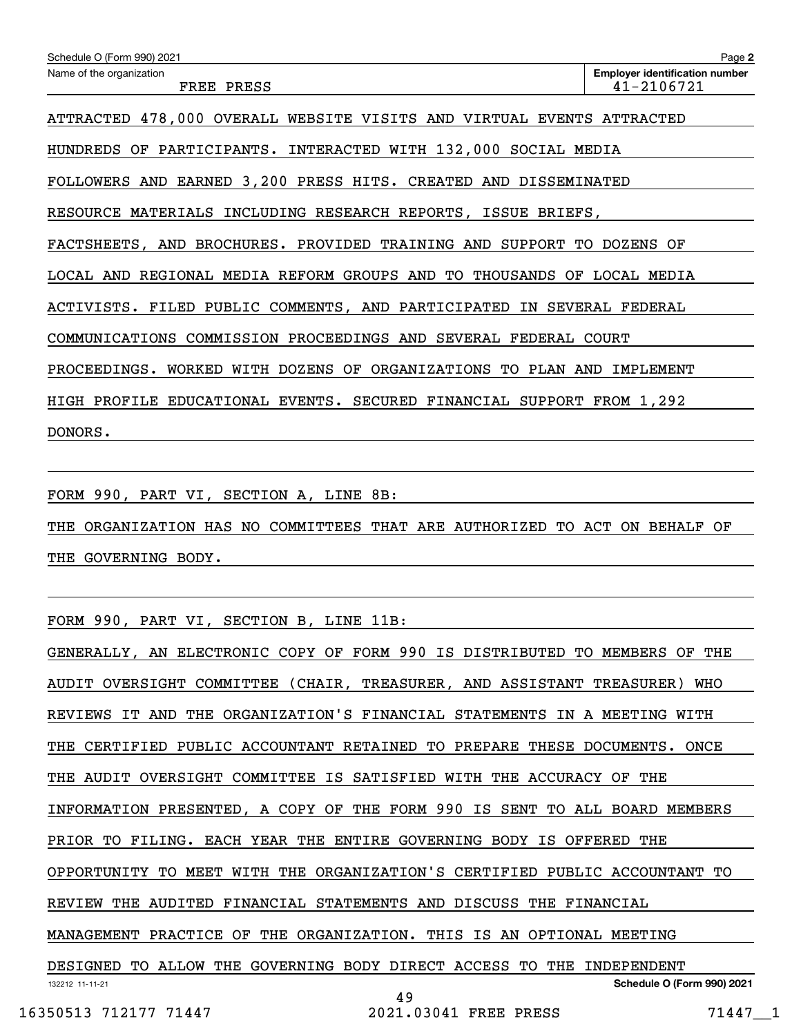Schedule O (Form 990) 2021 Page 2

Name of the organization: FREE PRESS

Employer identification number: 41-2106721

ATTRACTED 478,000 OVERALL WEBSITE VISITS AND VIRTUAL EVENTS ATTRACTED HUNDREDS OF PARTICIPANTS. INTERACTED WITH 132,000 SOCIAL MEDIA FOLLOWERS AND EARNED 3,200 PRESS HITS. CREATED AND DISSEMINATED RESOURCE MATERIALS INCLUDING RESEARCH REPORTS, ISSUE BRIEFS, FACTSHEETS, AND BROCHURES. PROVIDED TRAINING AND SUPPORT TO DOZENS OF LOCAL AND REGIONAL MEDIA REFORM GROUPS AND TO THOUSANDS OF LOCAL MEDIA ACTIVISTS. FILED PUBLIC COMMENTS, AND PARTICIPATED IN SEVERAL FEDERAL COMMUNICATIONS COMMISSION PROCEEDINGS AND SEVERAL FEDERAL COURT PROCEEDINGS. WORKED WITH DOZENS OF ORGANIZATIONS TO PLAN AND IMPLEMENT HIGH PROFILE EDUCATIONAL EVENTS. SECURED FINANCIAL SUPPORT FROM 1,292 DONORS.

FORM 990, PART VI, SECTION A, LINE 8B:

THE ORGANIZATION HAS NO COMMITTEES THAT ARE AUTHORIZED TO ACT ON BEHALF OF THE GOVERNING BODY.

FORM 990, PART VI, SECTION B, LINE 11B:

GENERALLY, AN ELECTRONIC COPY OF FORM 990 IS DISTRIBUTED TO MEMBERS OF THE AUDIT OVERSIGHT COMMITTEE (CHAIR, TREASURER, AND ASSISTANT TREASURER) WHO REVIEWS IT AND THE ORGANIZATION'S FINANCIAL STATEMENTS IN A MEETING WITH THE CERTIFIED PUBLIC ACCOUNTANT RETAINED TO PREPARE THESE DOCUMENTS. ONCE THE AUDIT OVERSIGHT COMMITTEE IS SATISFIED WITH THE ACCURACY OF THE INFORMATION PRESENTED, A COPY OF THE FORM 990 IS SENT TO ALL BOARD MEMBERS PRIOR TO FILING. EACH YEAR THE ENTIRE GOVERNING BODY IS OFFERED THE OPPORTUNITY TO MEET WITH THE ORGANIZATION'S CERTIFIED PUBLIC ACCOUNTANT TO REVIEW THE AUDITED FINANCIAL STATEMENTS AND DISCUSS THE FINANCIAL MANAGEMENT PRACTICE OF THE ORGANIZATION. THIS IS AN OPTIONAL MEETING DESIGNED TO ALLOW THE GOVERNING BODY DIRECT ACCESS TO THE INDEPENDENT

132212 11-11-21 Schedule O (Form 990) 2021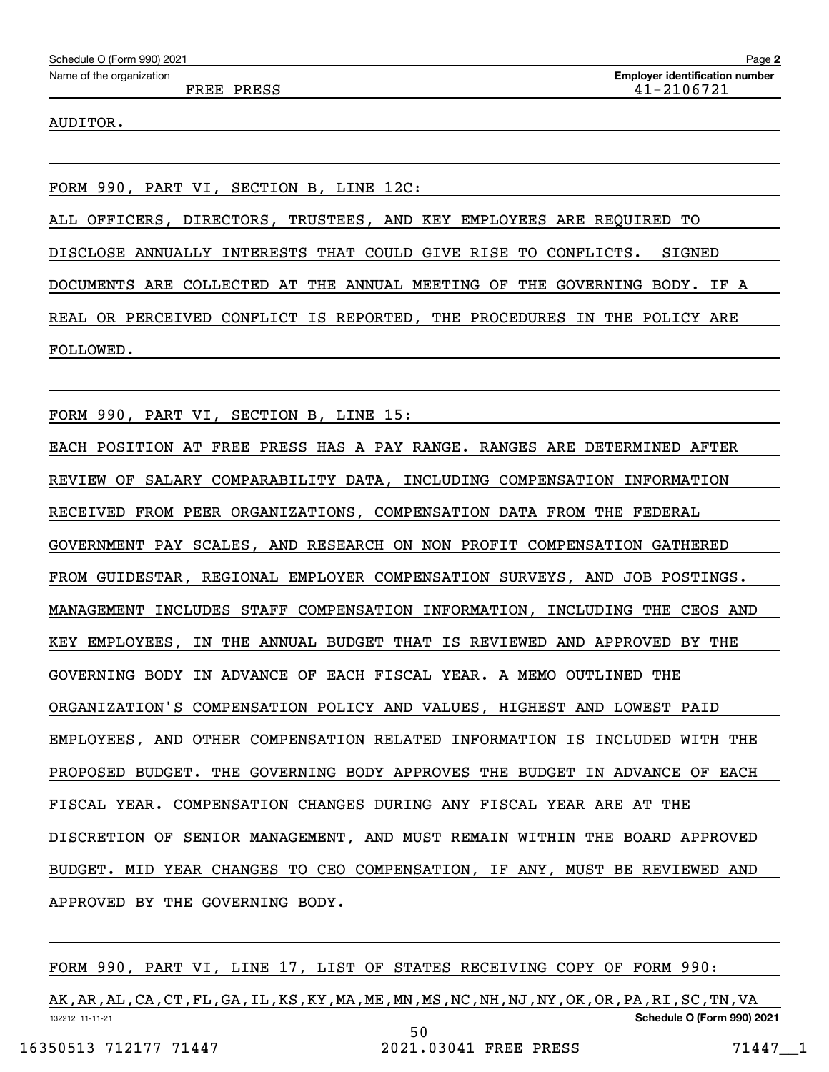Schedule O (Form 990) 2021

Name of the organization: FREE PRESS

Employer identification number: 41-2106721

AUDITOR.

FORM 990, PART VI, SECTION B, LINE 12C:

ALL OFFICERS, DIRECTORS, TRUSTEES, AND KEY EMPLOYEES ARE REQUIRED TO DISCLOSE ANNUALLY INTERESTS THAT COULD GIVE RISE TO CONFLICTS. SIGNED DOCUMENTS ARE COLLECTED AT THE ANNUAL MEETING OF THE GOVERNING BODY. IF A REAL OR PERCEIVED CONFLICT IS REPORTED, THE PROCEDURES IN THE POLICY ARE FOLLOWED.

FORM 990, PART VI, SECTION B, LINE 15:

EACH POSITION AT FREE PRESS HAS A PAY RANGE. RANGES ARE DETERMINED AFTER REVIEW OF SALARY COMPARABILITY DATA, INCLUDING COMPENSATION INFORMATION RECEIVED FROM PEER ORGANIZATIONS, COMPENSATION DATA FROM THE FEDERAL GOVERNMENT PAY SCALES, AND RESEARCH ON NON PROFIT COMPENSATION GATHERED FROM GUIDESTAR, REGIONAL EMPLOYER COMPENSATION SURVEYS, AND JOB POSTINGS. MANAGEMENT INCLUDES STAFF COMPENSATION INFORMATION, INCLUDING THE CEOS AND KEY EMPLOYEES, IN THE ANNUAL BUDGET THAT IS REVIEWED AND APPROVED BY THE GOVERNING BODY IN ADVANCE OF EACH FISCAL YEAR. A MEMO OUTLINED THE ORGANIZATION'S COMPENSATION POLICY AND VALUES, HIGHEST AND LOWEST PAID EMPLOYEES, AND OTHER COMPENSATION RELATED INFORMATION IS INCLUDED WITH THE PROPOSED BUDGET. THE GOVERNING BODY APPROVES THE BUDGET IN ADVANCE OF EACH FISCAL YEAR. COMPENSATION CHANGES DURING ANY FISCAL YEAR ARE AT THE DISCRETION OF SENIOR MANAGEMENT, AND MUST REMAIN WITHIN THE BOARD APPROVED BUDGET. MID YEAR CHANGES TO CEO COMPENSATION, IF ANY, MUST BE REVIEWED AND APPROVED BY THE GOVERNING BODY.

FORM 990, PART VI, LINE 17, LIST OF STATES RECEIVING COPY OF FORM 990:

AK,AR,AL,CA,CT,FL,GA,IL,KS,KY,MA,ME,MN,MS,NC,NH,NJ,NY,OK,OR,PA,RI,SC,TN,VA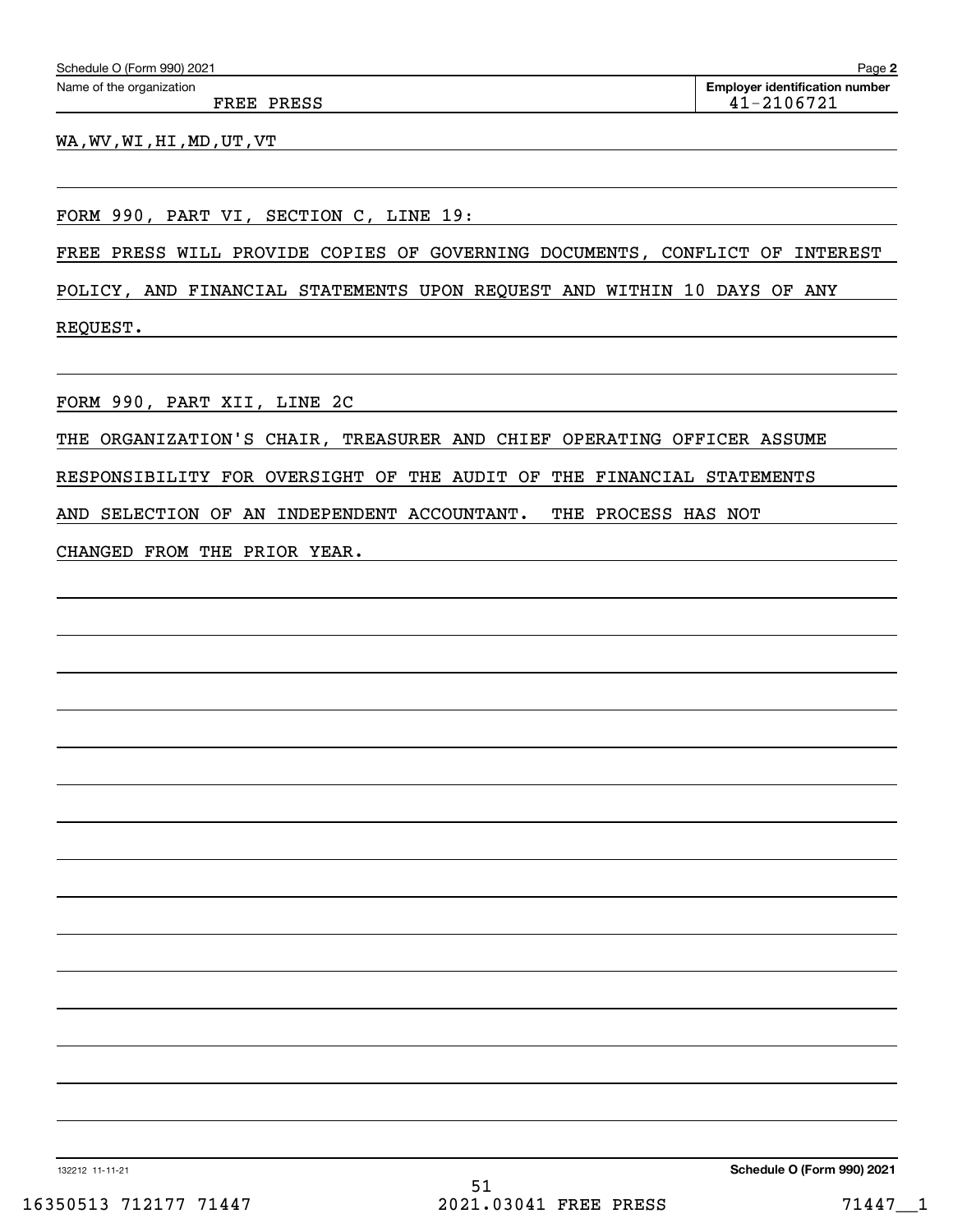Name of the organization: FREE PRESS

Employer identification number: 41-2106721

WA,WV,WI,HI,MD,UT,VT

FORM 990, PART VI, SECTION C, LINE 19:

FREE PRESS WILL PROVIDE COPIES OF GOVERNING DOCUMENTS, CONFLICT OF INTEREST POLICY, AND FINANCIAL STATEMENTS UPON REQUEST AND WITHIN 10 DAYS OF ANY REQUEST.

FORM 990, PART XII, LINE 2C

THE ORGANIZATION'S CHAIR, TREASURER AND CHIEF OPERATING OFFICER ASSUME RESPONSIBILITY FOR OVERSIGHT OF THE AUDIT OF THE FINANCIAL STATEMENTS AND SELECTION OF AN INDEPENDENT ACCOUNTANT. THE PROCESS HAS NOT CHANGED FROM THE PRIOR YEAR.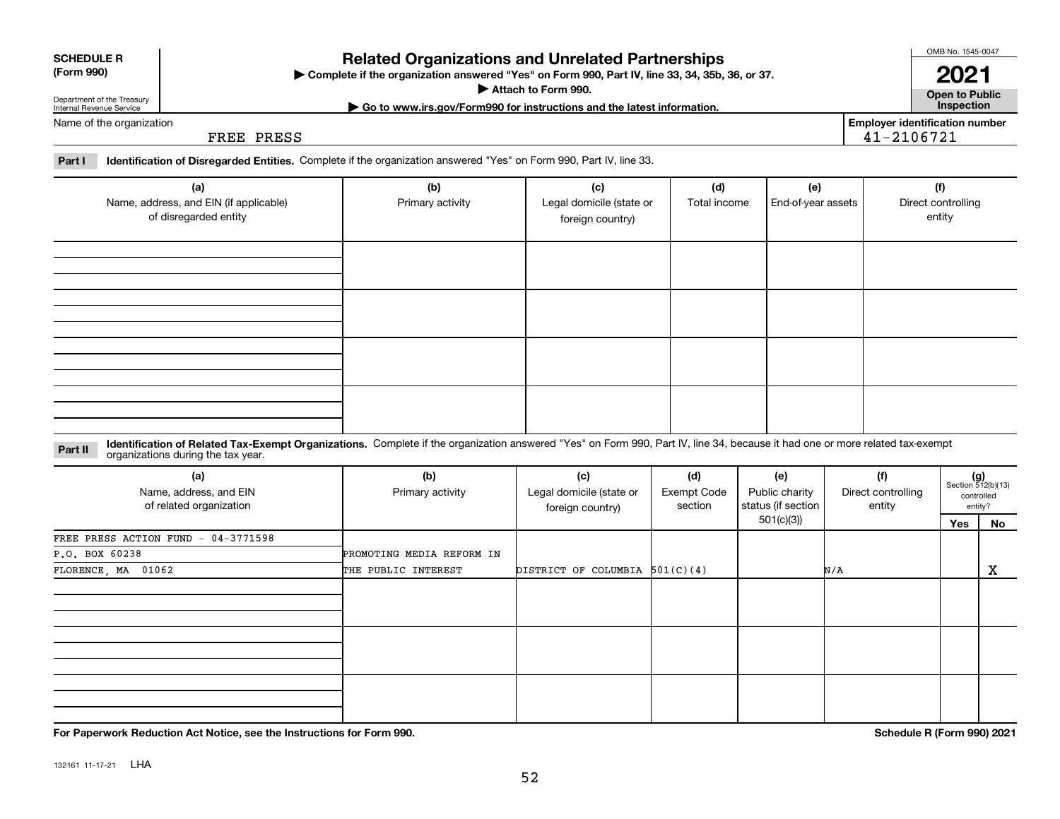**SCHEDULE R (Form 990)**

Department of the Treasury
Internal Revenue Service

# Related Organizations and Unrelated Partnerships

▶ Complete if the organization answered "Yes" on Form 990, Part IV, line 33, 34, 35b, 36, or 37.
▶ Attach to Form 990.
▶ Go to www.irs.gov/Form990 for instructions and the latest information.

OMB No. 1545-0047

**2021**

**Open to Public Inspection**

Name of the organization: FREE PRESS

Employer identification number: 41-2106721

**Part I** **Identification of Disregarded Entities.** Complete if the organization answered "Yes" on Form 990, Part IV, line 33.

| (a) Name, address, and EIN (if applicable) of disregarded entity | (b) Primary activity | (c) Legal domicile (state or foreign country) | (d) Total income | (e) End-of-year assets | (f) Direct controlling entity |
|---|---|---|---|---|---|
| | | | | | |
| | | | | | |
| | | | | | |
| | | | | | |

**Part II** **Identification of Related Tax-Exempt Organizations.** Complete if the organization answered "Yes" on Form 990, Part IV, line 34, because it had one or more related tax-exempt organizations during the tax year.

| (a) Name, address, and EIN of related organization | (b) Primary activity | (c) Legal domicile (state or foreign country) | (d) Exempt Code section | (e) Public charity status (if section 501(c)(3)) | (f) Direct controlling entity | (g) Section 512(b)(13) controlled entity? Yes | No |
|---|---|---|---|---|---|---|---|
| FREE PRESS ACTION FUND - 04-3771598<br>P.O. BOX 60238<br>FLORENCE, MA 01062 | PROMOTING MEDIA REFORM IN THE PUBLIC INTEREST | DISTRICT OF COLUMBIA | 501(C)(4) | | N/A | | X |
| | | | | | | | |
| | | | | | | | |
| | | | | | | | |

**For Paperwork Reduction Act Notice, see the Instructions for Form 990.**

**Schedule R (Form 990) 2021**

132161 11-17-21 LHA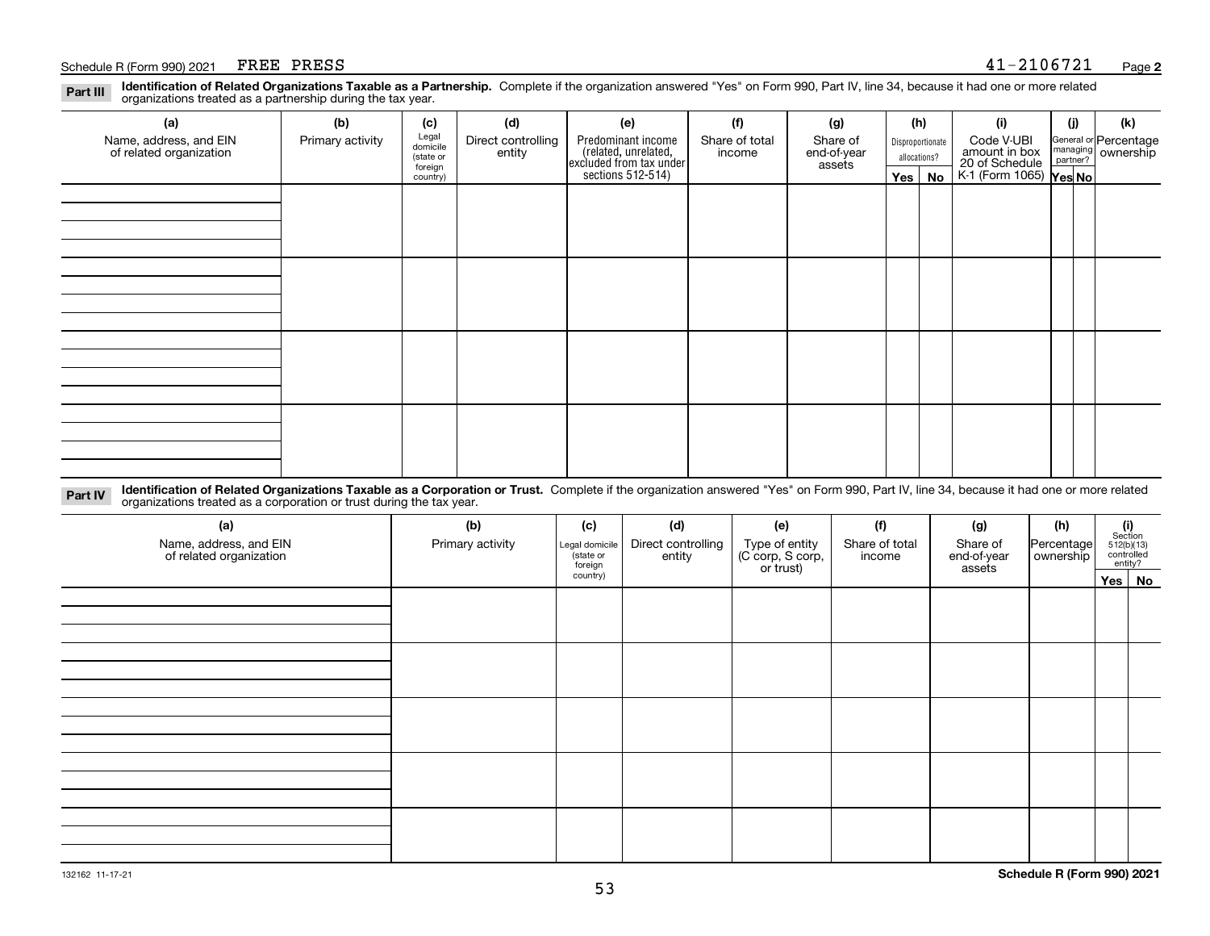Schedule R (Form 990) 2021 FREE PRESS 41-2106721 Page **2**

**Part III** **Identification of Related Organizations Taxable as a Partnership.** Complete if the organization answered "Yes" on Form 990, Part IV, line 34, because it had one or more related organizations treated as a partnership during the tax year.

| (a) Name, address, and EIN of related organization | (b) Primary activity | (c) Legal domicile (state or foreign country) | (d) Direct controlling entity | (e) Predominant income (related, unrelated, excluded from tax under sections 512-514) | (f) Share of total income | (g) Share of end-of-year assets | (h) Disproportionate allocations? Yes | No | (i) Code V-UBI amount in box 20 of Schedule K-1 (Form 1065) | (j) General or managing partner? Yes | No | (k) Percentage ownership |
|---|---|---|---|---|---|---|---|---|---|---|---|---|
| | | | | | | | | | | | | |
| | | | | | | | | | | | | |
| | | | | | | | | | | | | |
| | | | | | | | | | | | | |

**Part IV** **Identification of Related Organizations Taxable as a Corporation or Trust.** Complete if the organization answered "Yes" on Form 990, Part IV, line 34, because it had one or more related organizations treated as a corporation or trust during the tax year.

| (a) Name, address, and EIN of related organization | (b) Primary activity | (c) Legal domicile (state or foreign country) | (d) Direct controlling entity | (e) Type of entity (C corp, S corp, or trust) | (f) Share of total income | (g) Share of end-of-year assets | (h) Percentage ownership | (i) Section 512(b)(13) controlled entity? Yes | No |
|---|---|---|---|---|---|---|---|---|---|
| | | | | | | | | | |
| | | | | | | | | | |
| | | | | | | | | | |
| | | | | | | | | | |
| | | | | | | | | | |

132162 11-17-21 **Schedule R (Form 990) 2021**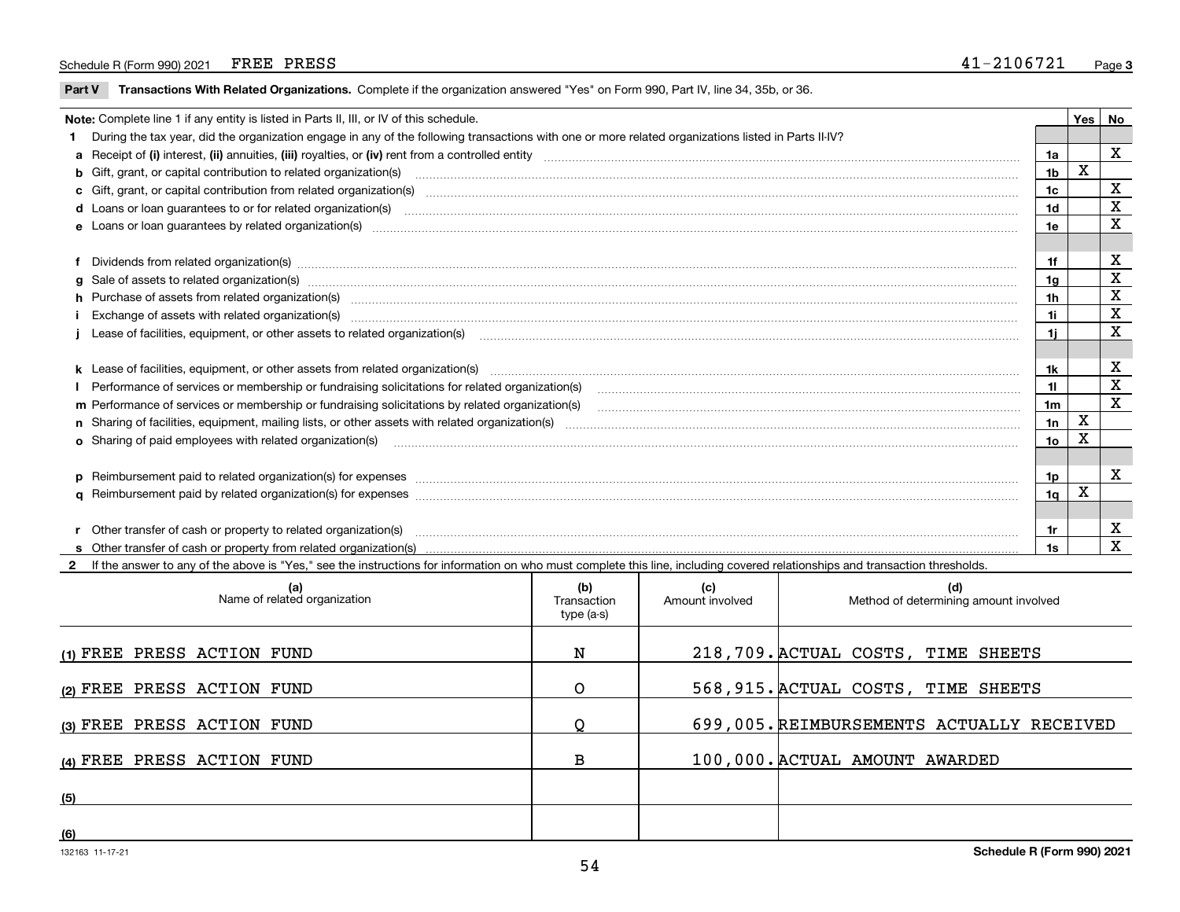Schedule R (Form 990) 2021 FREE PRESS 41-2106721

## Part V Transactions With Related Organizations. Complete if the organization answered "Yes" on Form 990, Part IV, line 34, 35b, or 36.

| Note: Complete line 1 if any entity is listed in Parts II, III, or IV of this schedule. | | Yes | No |
|---|---|---|---|
| **1** During the tax year, did the organization engage in any of the following transactions with one or more related organizations listed in Parts II-IV? | | | |
| **a** Receipt of **(i)** interest, **(ii)** annuities, **(iii)** royalties, or **(iv)** rent from a controlled entity | 1a | | X |
| **b** Gift, grant, or capital contribution to related organization(s) | 1b | X | |
| **c** Gift, grant, or capital contribution from related organization(s) | 1c | | X |
| **d** Loans or loan guarantees to or for related organization(s) | 1d | | X |
| **e** Loans or loan guarantees by related organization(s) | 1e | | X |
| **f** Dividends from related organization(s) | 1f | | X |
| **g** Sale of assets to related organization(s) | 1g | | X |
| **h** Purchase of assets from related organization(s) | 1h | | X |
| **i** Exchange of assets with related organization(s) | 1i | | X |
| **j** Lease of facilities, equipment, or other assets to related organization(s) | 1j | | X |
| **k** Lease of facilities, equipment, or other assets from related organization(s) | 1k | | X |
| **l** Performance of services or membership or fundraising solicitations for related organization(s) | 1l | | X |
| **m** Performance of services or membership or fundraising solicitations by related organization(s) | 1m | | X |
| **n** Sharing of facilities, equipment, mailing lists, or other assets with related organization(s) | 1n | X | |
| **o** Sharing of paid employees with related organization(s) | 1o | X | |
| **p** Reimbursement paid to related organization(s) for expenses | 1p | | X |
| **q** Reimbursement paid by related organization(s) for expenses | 1q | X | |
| **r** Other transfer of cash or property to related organization(s) | 1r | | X |
| **s** Other transfer of cash or property from related organization(s) | 1s | | X |

**2** If the answer to any of the above is "Yes," see the instructions for information on who must complete this line, including covered relationships and transaction thresholds.

| | (a) Name of related organization | (b) Transaction type (a-s) | (c) Amount involved | (d) Method of determining amount involved |
|---|---|---|---|---|
| (1) | FREE PRESS ACTION FUND | N | 218,709. | ACTUAL COSTS, TIME SHEETS |
| (2) | FREE PRESS ACTION FUND | O | 568,915. | ACTUAL COSTS, TIME SHEETS |
| (3) | FREE PRESS ACTION FUND | Q | 699,005. | REIMBURSEMENTS ACTUALLY RECEIVED |
| (4) | FREE PRESS ACTION FUND | B | 100,000. | ACTUAL AMOUNT AWARDED |
| (5) | | | | |
| (6) | | | | |

132163 11-17-21

Schedule R (Form 990) 2021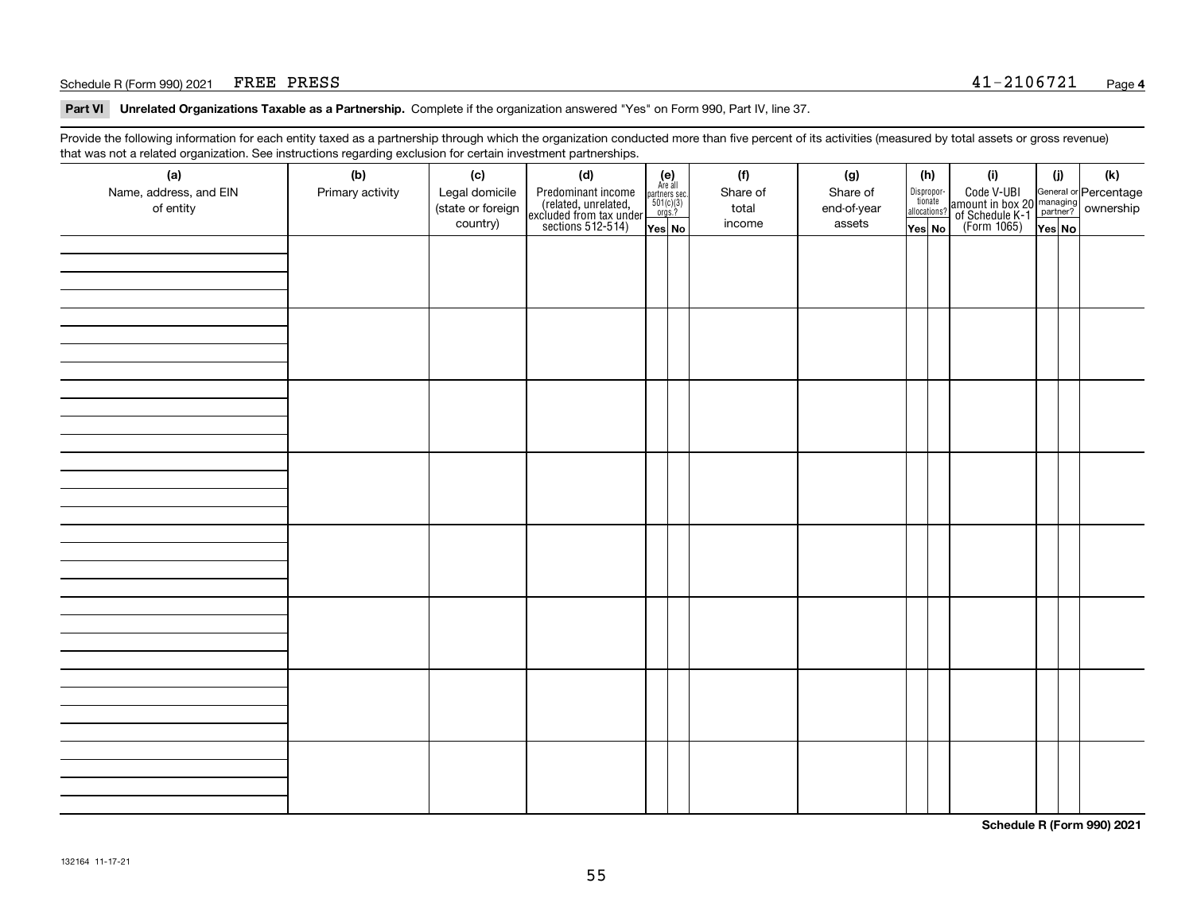Schedule R (Form 990) 2021 FREE PRESS 41-2106721

**Part VI Unrelated Organizations Taxable as a Partnership.** Complete if the organization answered "Yes" on Form 990, Part IV, line 37.

Provide the following information for each entity taxed as a partnership through which the organization conducted more than five percent of its activities (measured by total assets or gross revenue) that was not a related organization. See instructions regarding exclusion for certain investment partnerships.

| (a) Name, address, and EIN of entity | (b) Primary activity | (c) Legal domicile (state or foreign country) | (d) Predominant income (related, unrelated, excluded from tax under sections 512-514) | (e) Are all partners sec. 501(c)(3) orgs.? Yes | (e) No | (f) Share of total income | (g) Share of end-of-year assets | (h) Disproportionate allocations? Yes | (h) No | (i) Code V-UBI amount in box 20 of Schedule K-1 (Form 1065) | (j) General or managing partner? Yes | (j) No | (k) Percentage ownership |
|---|---|---|---|---|---|---|---|---|---|---|---|---|---|
| | | | | | | | | | | | | | |
| | | | | | | | | | | | | | |
| | | | | | | | | | | | | | |
| | | | | | | | | | | | | | |
| | | | | | | | | | | | | | |
| | | | | | | | | | | | | | |
| | | | | | | | | | | | | | |
| | | | | | | | | | | | | | |

**Schedule R (Form 990) 2021**

132164 11-17-21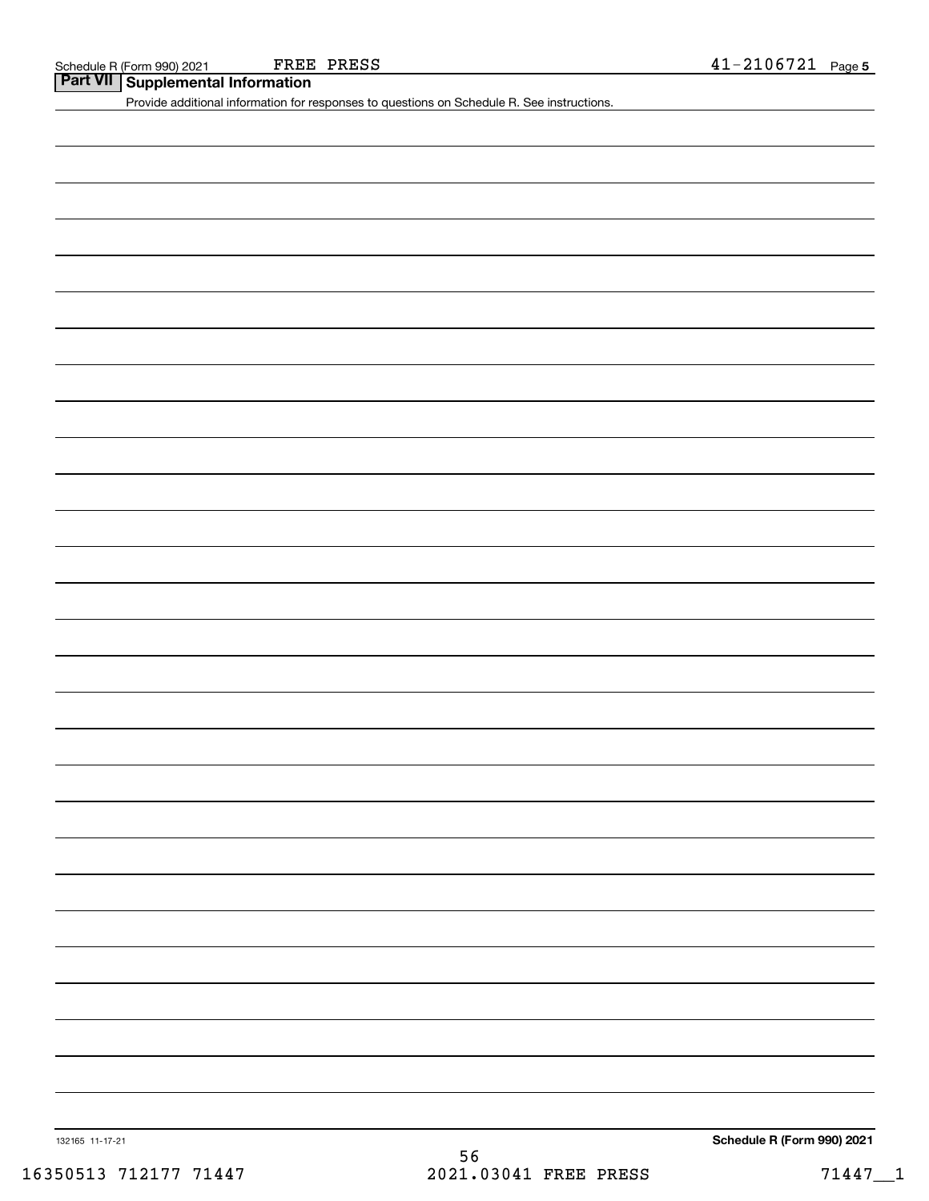Schedule R (Form 990) 2021 FREE PRESS 41-2106721

## Part VII Supplemental Information

Provide additional information for responses to questions on Schedule R. See instructions.

132165 11-17-21

**Schedule R (Form 990) 2021**

16350513 712177 71447 2021.03041 FREE PRESS 71447__1